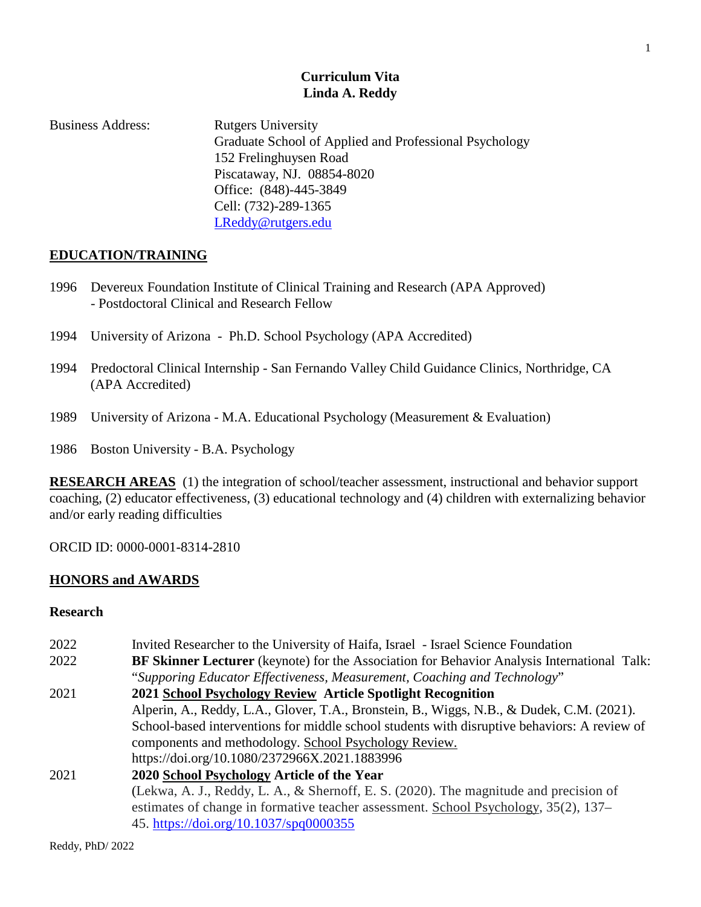# Curriculum Vita
# Linda A. Reddy

Business Address: Rutgers University
Graduate School of Applied and Professional Psychology
152 Frelinghuysen Road
Piscataway, NJ. 08854-8020
Office: (848)-445-3849
Cell: (732)-289-1365
LReddy@rutgers.edu

## EDUCATION/TRAINING

1996 Devereux Foundation Institute of Clinical Training and Research (APA Approved) - Postdoctoral Clinical and Research Fellow

1994 University of Arizona - Ph.D. School Psychology (APA Accredited)

1994 Predoctoral Clinical Internship - San Fernando Valley Child Guidance Clinics, Northridge, CA (APA Accredited)

1989 University of Arizona - M.A. Educational Psychology (Measurement & Evaluation)

1986 Boston University - B.A. Psychology

**RESEARCH AREAS** (1) the integration of school/teacher assessment, instructional and behavior support coaching, (2) educator effectiveness, (3) educational technology and (4) children with externalizing behavior and/or early reading difficulties

ORCID ID: 0000-0001-8314-2810

## HONORS and AWARDS

### Research

2022 Invited Researcher to the University of Haifa, Israel - Israel Science Foundation

2022 **BF Skinner Lecturer** (keynote) for the Association for Behavior Analysis International Talk: "*Supporing Educator Effectiveness, Measurement, Coaching and Technology*"

2021 **2021 School Psychology Review Article Spotlight Recognition**
Alperin, A., Reddy, L.A., Glover, T.A., Bronstein, B., Wiggs, N.B., & Dudek, C.M. (2021). School-based interventions for middle school students with disruptive behaviors: A review of components and methodology. School Psychology Review. https://doi.org/10.1080/2372966X.2021.1883996

2021 **2020 School Psychology Article of the Year**
(Lekwa, A. J., Reddy, L. A., & Shernoff, E. S. (2020). The magnitude and precision of estimates of change in formative teacher assessment. School Psychology, 35(2), 137–45. https://doi.org/10.1037/spq0000355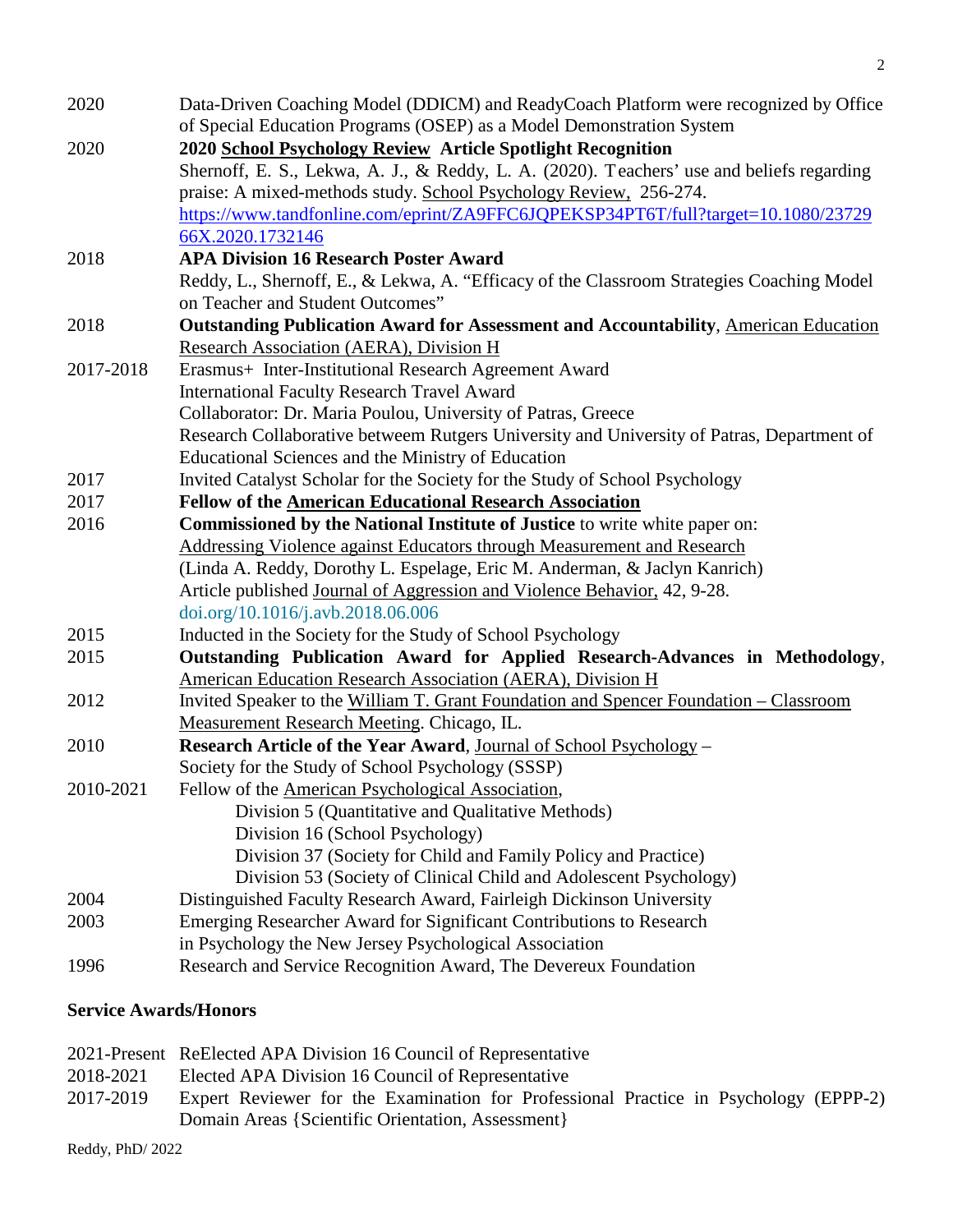| | |
|---|---|
| 2020 | Data-Driven Coaching Model (DDICM) and ReadyCoach Platform were recognized by Office of Special Education Programs (OSEP) as a Model Demonstration System |
| 2020 | **2020 School Psychology Review Article Spotlight Recognition**<br>Shernoff, E. S., Lekwa, A. J., & Reddy, L. A. (2020). Teachers' use and beliefs regarding praise: A mixed-methods study. School Psychology Review, 256-274.<br>https://www.tandfonline.com/eprint/ZA9FFC6JQPEKSP34PT6T/full?target=10.1080/2372966X.2020.1732146 |
| 2018 | **APA Division 16 Research Poster Award**<br>Reddy, L., Shernoff, E., & Lekwa, A. "Efficacy of the Classroom Strategies Coaching Model on Teacher and Student Outcomes" |
| 2018 | **Outstanding Publication Award for Assessment and Accountability**, American Education Research Association (AERA), Division H |
| 2017-2018 | Erasmus+ Inter-Institutional Research Agreement Award<br>International Faculty Research Travel Award<br>Collaborator: Dr. Maria Poulou, University of Patras, Greece<br>Research Collaborative betweem Rutgers University and University of Patras, Department of Educational Sciences and the Ministry of Education |
| 2017 | Invited Catalyst Scholar for the Society for the Study of School Psychology |
| 2017 | **Fellow of the American Educational Research Association** |
| 2016 | **Commissioned by the National Institute of Justice** to write white paper on: Addressing Violence against Educators through Measurement and Research (Linda A. Reddy, Dorothy L. Espelage, Eric M. Anderman, & Jaclyn Kanrich)<br>Article published Journal of Aggression and Violence Behavior, 42, 9-28.<br>doi.org/10.1016/j.avb.2018.06.006 |
| 2015 | Inducted in the Society for the Study of School Psychology |
| 2015 | **Outstanding Publication Award for Applied Research-Advances in Methodology**, American Education Research Association (AERA), Division H |
| 2012 | Invited Speaker to the William T. Grant Foundation and Spencer Foundation – Classroom Measurement Research Meeting. Chicago, IL. |
| 2010 | **Research Article of the Year Award**, Journal of School Psychology – Society for the Study of School Psychology (SSSP) |
| 2010-2021 | Fellow of the American Psychological Association,<br>Division 5 (Quantitative and Qualitative Methods)<br>Division 16 (School Psychology)<br>Division 37 (Society for Child and Family Policy and Practice)<br>Division 53 (Society of Clinical Child and Adolescent Psychology) |
| 2004 | Distinguished Faculty Research Award, Fairleigh Dickinson University |
| 2003 | Emerging Researcher Award for Significant Contributions to Research in Psychology the New Jersey Psychological Association |
| 1996 | Research and Service Recognition Award, The Devereux Foundation |

### Service Awards/Honors

| | |
|---|---|
| 2021-Present | ReElected APA Division 16 Council of Representative |
| 2018-2021 | Elected APA Division 16 Council of Representative |
| 2017-2019 | Expert Reviewer for the Examination for Professional Practice in Psychology (EPPP-2) Domain Areas {Scientific Orientation, Assessment} |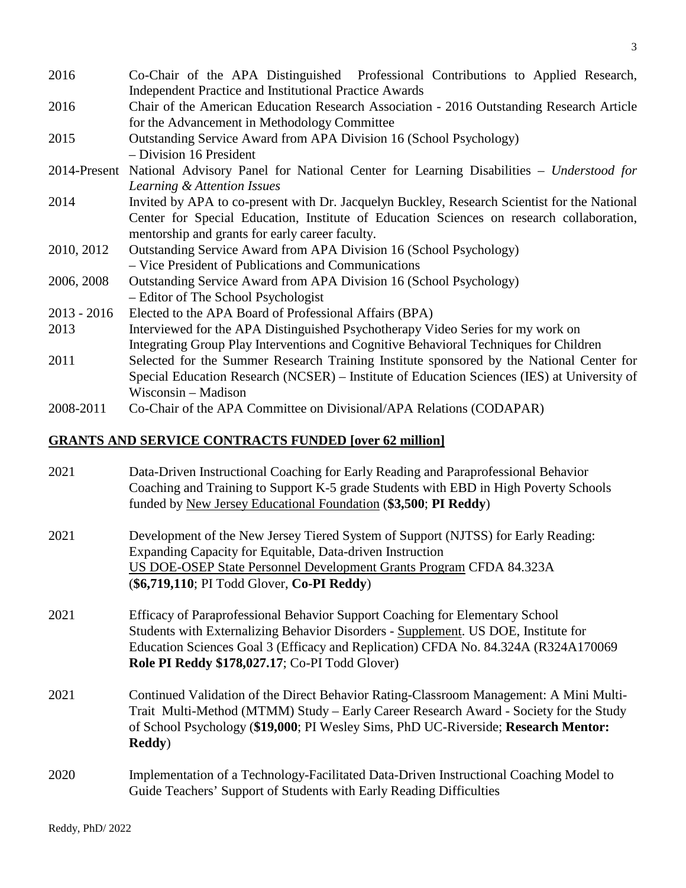| | |
|---|---|
| 2016 | Co-Chair of the APA Distinguished Professional Contributions to Applied Research, Independent Practice and Institutional Practice Awards |
| 2016 | Chair of the American Education Research Association - 2016 Outstanding Research Article for the Advancement in Methodology Committee |
| 2015 | Outstanding Service Award from APA Division 16 (School Psychology) – Division 16 President |
| 2014-Present | National Advisory Panel for National Center for Learning Disabilities – *Understood for Learning & Attention Issues* |
| 2014 | Invited by APA to co-present with Dr. Jacquelyn Buckley, Research Scientist for the National Center for Special Education, Institute of Education Sciences on research collaboration, mentorship and grants for early career faculty. |
| 2010, 2012 | Outstanding Service Award from APA Division 16 (School Psychology) – Vice President of Publications and Communications |
| 2006, 2008 | Outstanding Service Award from APA Division 16 (School Psychology) – Editor of The School Psychologist |
| 2013 - 2016 | Elected to the APA Board of Professional Affairs (BPA) |
| 2013 | Interviewed for the APA Distinguished Psychotherapy Video Series for my work on Integrating Group Play Interventions and Cognitive Behavioral Techniques for Children |
| 2011 | Selected for the Summer Research Training Institute sponsored by the National Center for Special Education Research (NCSER) – Institute of Education Sciences (IES) at University of Wisconsin – Madison |
| 2008-2011 | Co-Chair of the APA Committee on Divisional/APA Relations (CODAPAR) |

## GRANTS AND SERVICE CONTRACTS FUNDED [over 62 million]

| | |
|---|---|
| 2021 | Data-Driven Instructional Coaching for Early Reading and Paraprofessional Behavior Coaching and Training to Support K-5 grade Students with EBD in High Poverty Schools funded by New Jersey Educational Foundation (**$3,500**; **PI Reddy**) |
| 2021 | Development of the New Jersey Tiered System of Support (NJTSS) for Early Reading: Expanding Capacity for Equitable, Data-driven Instruction US DOE-OSEP State Personnel Development Grants Program CFDA 84.323A (**$6,719,110**; PI Todd Glover, **Co-PI Reddy**) |
| 2021 | Efficacy of Paraprofessional Behavior Support Coaching for Elementary School Students with Externalizing Behavior Disorders - Supplement. US DOE, Institute for Education Sciences Goal 3 (Efficacy and Replication) CFDA No. 84.324A (R324A170069 **Role PI Reddy $178,027.17**; Co-PI Todd Glover) |
| 2021 | Continued Validation of the Direct Behavior Rating-Classroom Management: A Mini Multi-Trait Multi-Method (MTMM) Study – Early Career Research Award - Society for the Study of School Psychology (**$19,000**; PI Wesley Sims, PhD UC-Riverside; **Research Mentor: Reddy**) |
| 2020 | Implementation of a Technology-Facilitated Data-Driven Instructional Coaching Model to Guide Teachers' Support of Students with Early Reading Difficulties |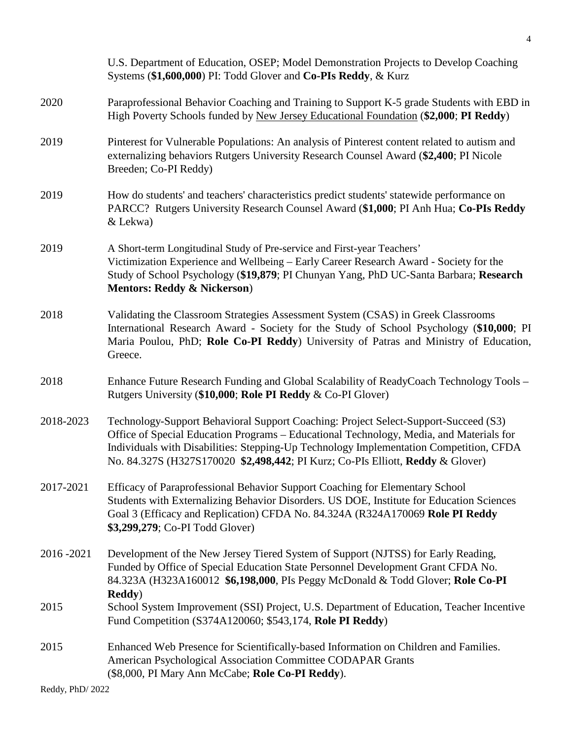U.S. Department of Education, OSEP; Model Demonstration Projects to Develop Coaching Systems (**$1,600,000**) PI: Todd Glover and **Co-PIs Reddy**, & Kurz

2020 Paraprofessional Behavior Coaching and Training to Support K-5 grade Students with EBD in High Poverty Schools funded by New Jersey Educational Foundation (**$2,000**; **PI Reddy**)

2019 Pinterest for Vulnerable Populations: An analysis of Pinterest content related to autism and externalizing behaviors Rutgers University Research Counsel Award (**$2,400**; PI Nicole Breeden; Co-PI Reddy)

2019 How do students' and teachers' characteristics predict students' statewide performance on PARCC? Rutgers University Research Counsel Award (**$1,000**; PI Anh Hua; **Co-PIs Reddy** & Lekwa)

2019 A Short-term Longitudinal Study of Pre-service and First-year Teachers' Victimization Experience and Wellbeing – Early Career Research Award - Society for the Study of School Psychology (**$19,879**; PI Chunyan Yang, PhD UC-Santa Barbara; **Research Mentors: Reddy & Nickerson**)

2018 Validating the Classroom Strategies Assessment System (CSAS) in Greek Classrooms International Research Award - Society for the Study of School Psychology (**$10,000**; PI Maria Poulou, PhD; **Role Co-PI Reddy**) University of Patras and Ministry of Education, Greece.

2018 Enhance Future Research Funding and Global Scalability of ReadyCoach Technology Tools – Rutgers University (**$10,000**; **Role PI Reddy** & Co-PI Glover)

2018-2023 Technology-Support Behavioral Support Coaching: Project Select-Support-Succeed (S3) Office of Special Education Programs – Educational Technology, Media, and Materials for Individuals with Disabilities: Stepping-Up Technology Implementation Competition, CFDA No. 84.327S (H327S170020 **$2,498,442**; PI Kurz; Co-PIs Elliott, **Reddy** & Glover)

2017-2021 Efficacy of Paraprofessional Behavior Support Coaching for Elementary School Students with Externalizing Behavior Disorders. US DOE, Institute for Education Sciences Goal 3 (Efficacy and Replication) CFDA No. 84.324A (R324A170069 **Role PI Reddy $3,299,279**; Co-PI Todd Glover)

2016 -2021 Development of the New Jersey Tiered System of Support (NJTSS) for Early Reading, Funded by Office of Special Education State Personnel Development Grant CFDA No. 84.323A (H323A160012 **$6,198,000**, PIs Peggy McDonald & Todd Glover; **Role Co-PI Reddy**)

2015 School System Improvement (SSI) Project, U.S. Department of Education, Teacher Incentive Fund Competition (S374A120060; $543,174, **Role PI Reddy**)

2015 Enhanced Web Presence for Scientifically-based Information on Children and Families. American Psychological Association Committee CODAPAR Grants ($8,000, PI Mary Ann McCabe; **Role Co-PI Reddy**).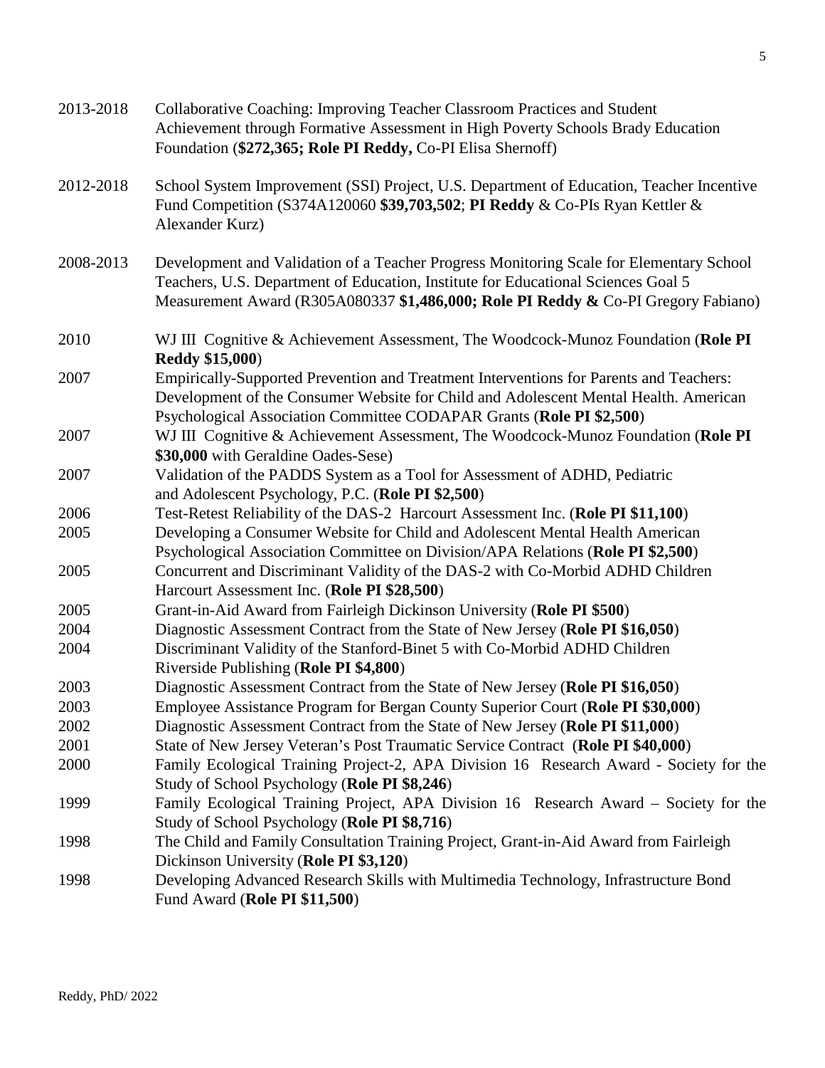2013-2018 Collaborative Coaching: Improving Teacher Classroom Practices and Student Achievement through Formative Assessment in High Poverty Schools Brady Education Foundation (**$272,365; Role PI Reddy,** Co-PI Elisa Shernoff)

2012-2018 School System Improvement (SSI) Project, U.S. Department of Education, Teacher Incentive Fund Competition (S374A120060 **$39,703,502**; **PI Reddy** & Co-PIs Ryan Kettler & Alexander Kurz)

2008-2013 Development and Validation of a Teacher Progress Monitoring Scale for Elementary School Teachers, U.S. Department of Education, Institute for Educational Sciences Goal 5 Measurement Award (R305A080337 **$1,486,000; Role PI Reddy &** Co-PI Gregory Fabiano)

2010 WJ III Cognitive & Achievement Assessment, The Woodcock-Munoz Foundation (**Role PI Reddy $15,000**)

2007 Empirically-Supported Prevention and Treatment Interventions for Parents and Teachers: Development of the Consumer Website for Child and Adolescent Mental Health. American Psychological Association Committee CODAPAR Grants (**Role PI $2,500**)

2007 WJ III Cognitive & Achievement Assessment, The Woodcock-Munoz Foundation (**Role PI $30,000** with Geraldine Oades-Sese)

2007 Validation of the PADDS System as a Tool for Assessment of ADHD, Pediatric and Adolescent Psychology, P.C. (**Role PI $2,500**)

2006 Test-Retest Reliability of the DAS-2 Harcourt Assessment Inc. (**Role PI $11,100**)

2005 Developing a Consumer Website for Child and Adolescent Mental Health American Psychological Association Committee on Division/APA Relations (**Role PI $2,500**)

2005 Concurrent and Discriminant Validity of the DAS-2 with Co-Morbid ADHD Children Harcourt Assessment Inc. (**Role PI $28,500**)

2005 Grant-in-Aid Award from Fairleigh Dickinson University (**Role PI $500**)

2004 Diagnostic Assessment Contract from the State of New Jersey (**Role PI $16,050**)

2004 Discriminant Validity of the Stanford-Binet 5 with Co-Morbid ADHD Children Riverside Publishing (**Role PI $4,800**)

2003 Diagnostic Assessment Contract from the State of New Jersey (**Role PI $16,050**)

2003 Employee Assistance Program for Bergan County Superior Court (**Role PI $30,000**)

2002 Diagnostic Assessment Contract from the State of New Jersey (**Role PI $11,000**)

2001 State of New Jersey Veteran's Post Traumatic Service Contract (**Role PI $40,000**)

2000 Family Ecological Training Project-2, APA Division 16 Research Award - Society for the Study of School Psychology (**Role PI $8,246**)

1999 Family Ecological Training Project, APA Division 16 Research Award – Society for the Study of School Psychology (**Role PI $8,716**)

1998 The Child and Family Consultation Training Project, Grant-in-Aid Award from Fairleigh Dickinson University (**Role PI $3,120**)

1998 Developing Advanced Research Skills with Multimedia Technology, Infrastructure Bond Fund Award (**Role PI $11,500**)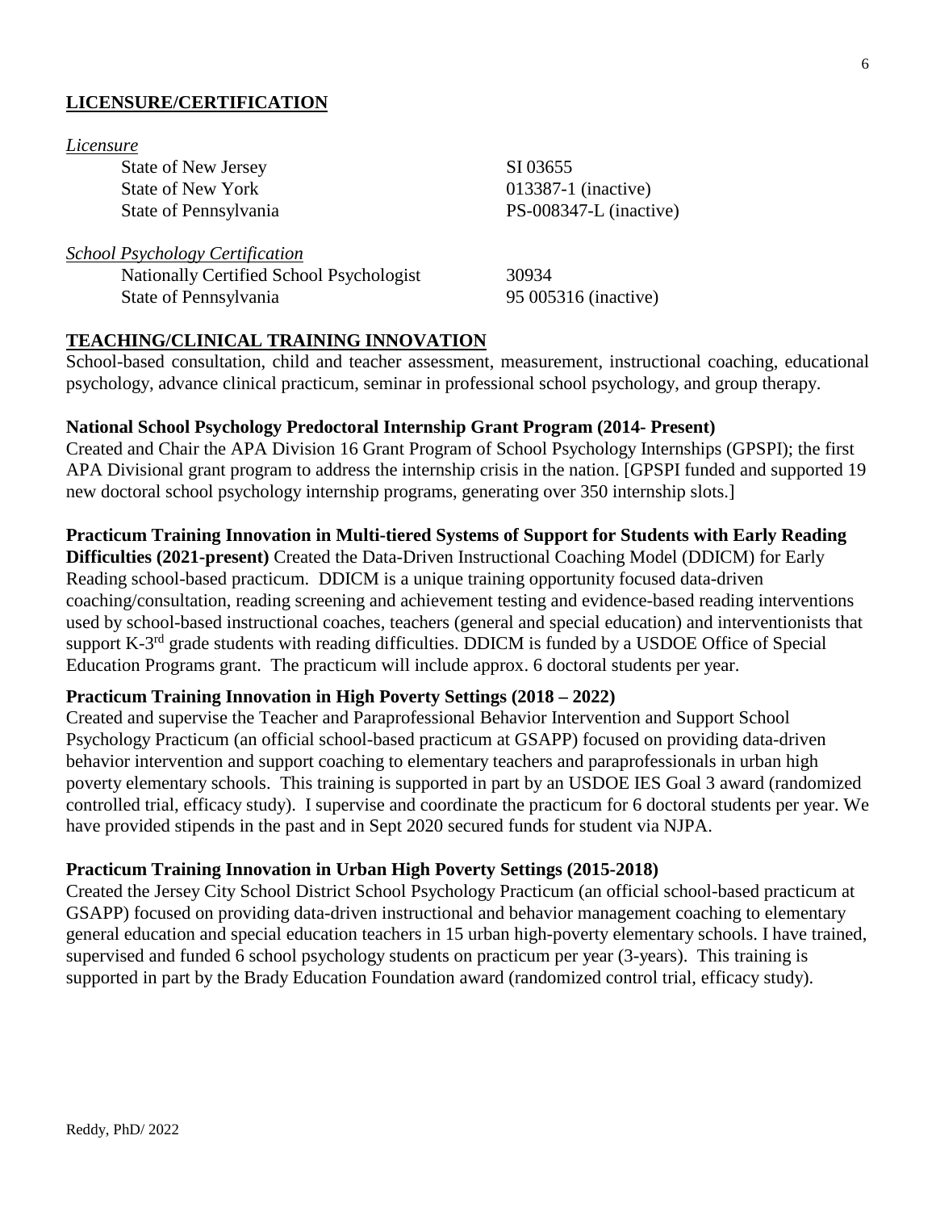## LICENSURE/CERTIFICATION

*Licensure*

| | |
|---|---|
| State of New Jersey | SI 03655 |
| State of New York | 013387-1 (inactive) |
| State of Pennsylvania | PS-008347-L (inactive) |

*School Psychology Certification*

| | |
|---|---|
| Nationally Certified School Psychologist | 30934 |
| State of Pennsylvania | 95 005316 (inactive) |

## TEACHING/CLINICAL TRAINING INNOVATION

School-based consultation, child and teacher assessment, measurement, instructional coaching, educational psychology, advance clinical practicum, seminar in professional school psychology, and group therapy.

**National School Psychology Predoctoral Internship Grant Program (2014- Present)**
Created and Chair the APA Division 16 Grant Program of School Psychology Internships (GPSPI); the first APA Divisional grant program to address the internship crisis in the nation. [GPSPI funded and supported 19 new doctoral school psychology internship programs, generating over 350 internship slots.]

**Practicum Training Innovation in Multi-tiered Systems of Support for Students with Early Reading Difficulties (2021-present)** Created the Data-Driven Instructional Coaching Model (DDICM) for Early Reading school-based practicum. DDICM is a unique training opportunity focused data-driven coaching/consultation, reading screening and achievement testing and evidence-based reading interventions used by school-based instructional coaches, teachers (general and special education) and interventionists that support K-3rd grade students with reading difficulties. DDICM is funded by a USDOE Office of Special Education Programs grant. The practicum will include approx. 6 doctoral students per year.

**Practicum Training Innovation in High Poverty Settings (2018 – 2022)**
Created and supervise the Teacher and Paraprofessional Behavior Intervention and Support School Psychology Practicum (an official school-based practicum at GSAPP) focused on providing data-driven behavior intervention and support coaching to elementary teachers and paraprofessionals in urban high poverty elementary schools. This training is supported in part by an USDOE IES Goal 3 award (randomized controlled trial, efficacy study). I supervise and coordinate the practicum for 6 doctoral students per year. We have provided stipends in the past and in Sept 2020 secured funds for student via NJPA.

**Practicum Training Innovation in Urban High Poverty Settings (2015-2018)**
Created the Jersey City School District School Psychology Practicum (an official school-based practicum at GSAPP) focused on providing data-driven instructional and behavior management coaching to elementary general education and special education teachers in 15 urban high-poverty elementary schools. I have trained, supervised and funded 6 school psychology students on practicum per year (3-years). This training is supported in part by the Brady Education Foundation award (randomized control trial, efficacy study).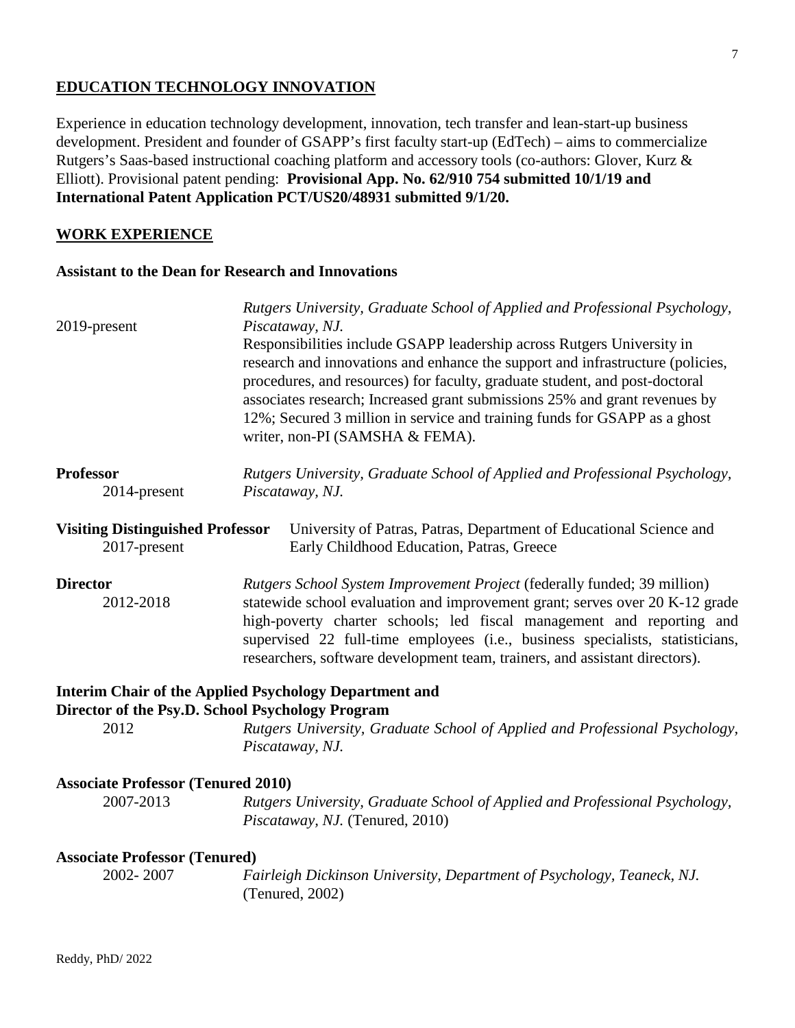## EDUCATION TECHNOLOGY INNOVATION

Experience in education technology development, innovation, tech transfer and lean-start-up business development. President and founder of GSAPP's first faculty start-up (EdTech) – aims to commercialize Rutgers's Saas-based instructional coaching platform and accessory tools (co-authors: Glover, Kurz & Elliott). Provisional patent pending: **Provisional App. No. 62/910 754 submitted 10/1/19 and International Patent Application PCT/US20/48931 submitted 9/1/20.**

## WORK EXPERIENCE

**Assistant to the Dean for Research and Innovations**

2019-present — *Rutgers University, Graduate School of Applied and Professional Psychology, Piscataway, NJ.*
Responsibilities include GSAPP leadership across Rutgers University in research and innovations and enhance the support and infrastructure (policies, procedures, and resources) for faculty, graduate student, and post-doctoral associates research; Increased grant submissions 25% and grant revenues by 12%; Secured 3 million in service and training funds for GSAPP as a ghost writer, non-PI (SAMSHA & FEMA).

**Professor**
2014-present — *Rutgers University, Graduate School of Applied and Professional Psychology, Piscataway, NJ.*

**Visiting Distinguished Professor**
2017-present — University of Patras, Patras, Department of Educational Science and Early Childhood Education, Patras, Greece

**Director**
2012-2018 — *Rutgers School System Improvement Project* (federally funded; 39 million) statewide school evaluation and improvement grant; serves over 20 K-12 grade high-poverty charter schools; led fiscal management and reporting and supervised 22 full-time employees (i.e., business specialists, statisticians, researchers, software development team, trainers, and assistant directors).

**Interim Chair of the Applied Psychology Department and Director of the Psy.D. School Psychology Program**
2012 — *Rutgers University, Graduate School of Applied and Professional Psychology, Piscataway, NJ.*

**Associate Professor (Tenured 2010)**
2007-2013 — *Rutgers University, Graduate School of Applied and Professional Psychology, Piscataway, NJ.* (Tenured, 2010)

**Associate Professor (Tenured)**
2002- 2007 — *Fairleigh Dickinson University, Department of Psychology, Teaneck, NJ.* (Tenured, 2002)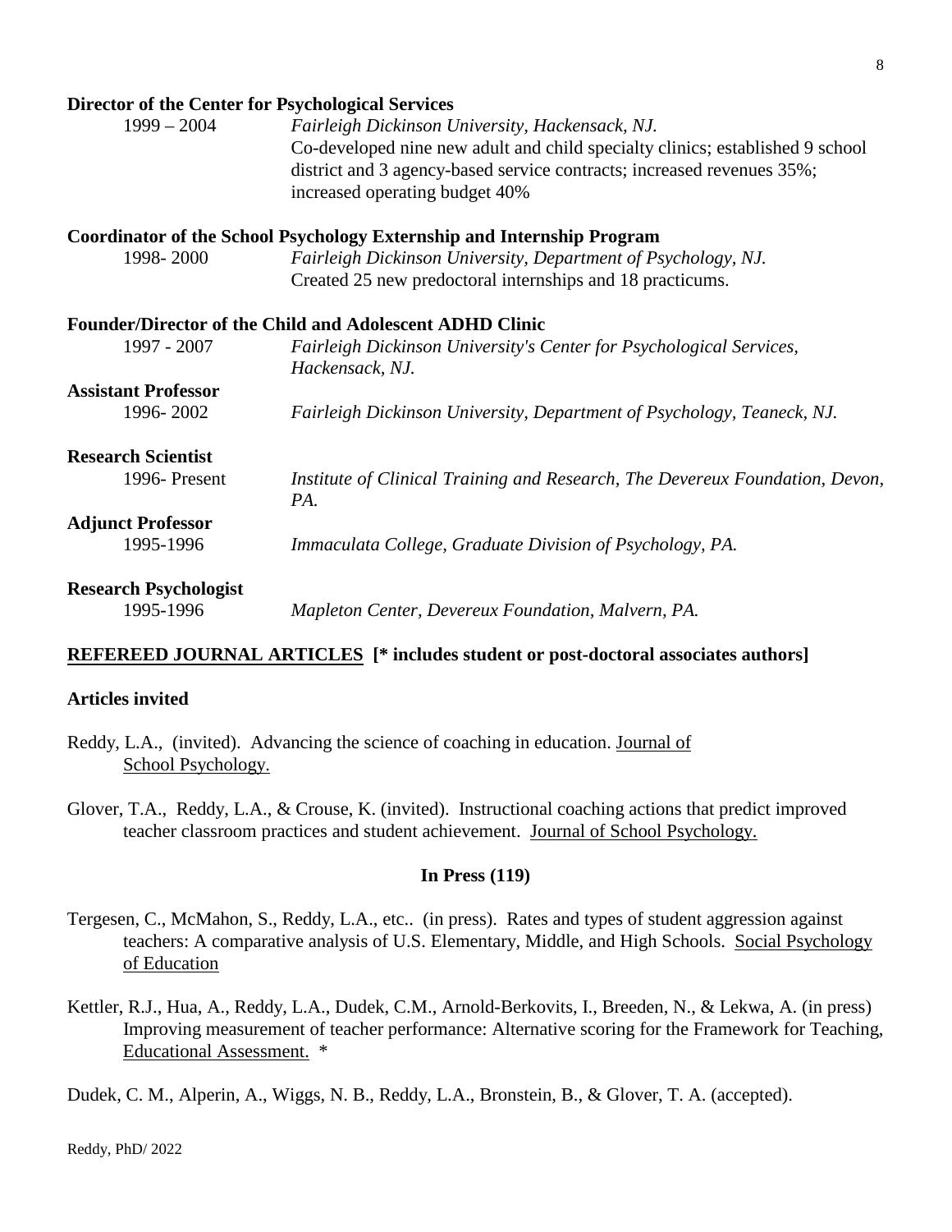**Director of the Center for Psychological Services**

1999 – 2004 *Fairleigh Dickinson University, Hackensack, NJ.*
Co-developed nine new adult and child specialty clinics; established 9 school district and 3 agency-based service contracts; increased revenues 35%; increased operating budget 40%

**Coordinator of the School Psychology Externship and Internship Program**

1998- 2000 *Fairleigh Dickinson University, Department of Psychology, NJ.*
Created 25 new predoctoral internships and 18 practicums.

**Founder/Director of the Child and Adolescent ADHD Clinic**

1997 - 2007 *Fairleigh Dickinson University's Center for Psychological Services, Hackensack, NJ.*

**Assistant Professor**

1996- 2002 *Fairleigh Dickinson University, Department of Psychology, Teaneck, NJ.*

**Research Scientist**

1996- Present *Institute of Clinical Training and Research, The Devereux Foundation, Devon, PA.*

**Adjunct Professor**

1995-1996 *Immaculata College, Graduate Division of Psychology, PA.*

**Research Psychologist**

1995-1996 *Mapleton Center, Devereux Foundation, Malvern, PA.*

## REFEREED JOURNAL ARTICLES [* includes student or post-doctoral associates authors]

### Articles invited

Reddy, L.A., (invited). Advancing the science of coaching in education. Journal of School Psychology.

Glover, T.A., Reddy, L.A., & Crouse, K. (invited). Instructional coaching actions that predict improved teacher classroom practices and student achievement. Journal of School Psychology.

### In Press (119)

Tergesen, C., McMahon, S., Reddy, L.A., etc.. (in press). Rates and types of student aggression against teachers: A comparative analysis of U.S. Elementary, Middle, and High Schools. Social Psychology of Education

Kettler, R.J., Hua, A., Reddy, L.A., Dudek, C.M., Arnold-Berkovits, I., Breeden, N., & Lekwa, A. (in press) Improving measurement of teacher performance: Alternative scoring for the Framework for Teaching, Educational Assessment. *

Dudek, C. M., Alperin, A., Wiggs, N. B., Reddy, L.A., Bronstein, B., & Glover, T. A. (accepted).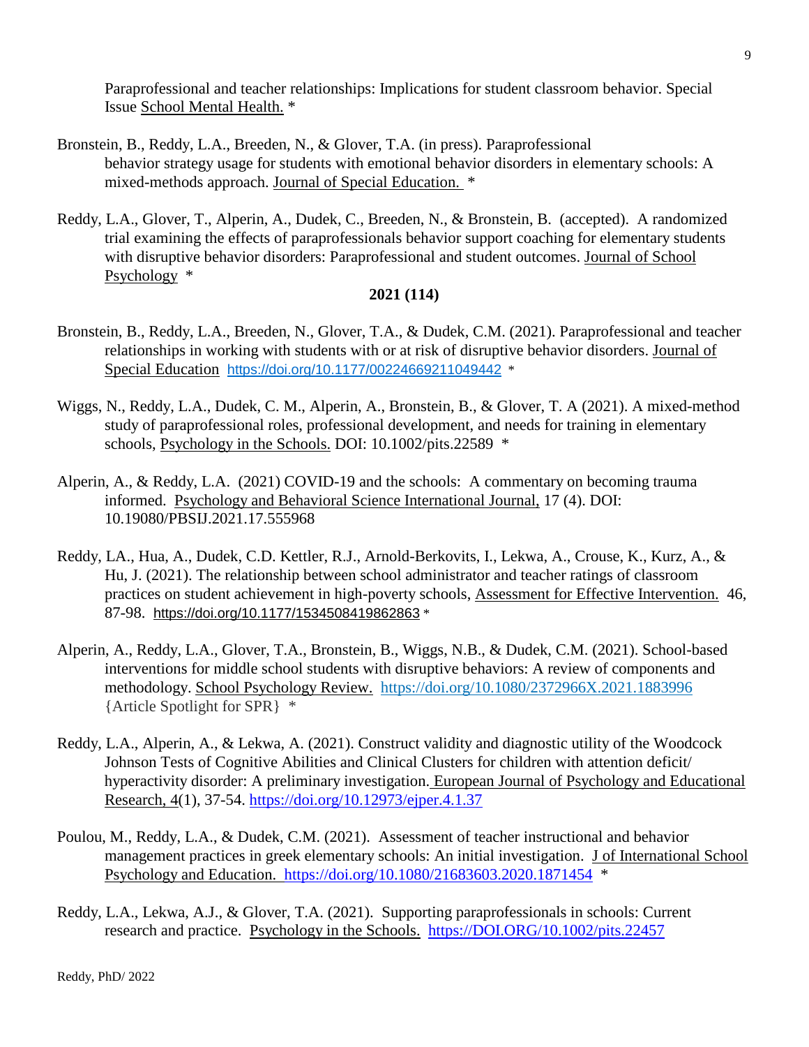Paraprofessional and teacher relationships: Implications for student classroom behavior. Special Issue School Mental Health. *

Bronstein, B., Reddy, L.A., Breeden, N., & Glover, T.A. (in press). Paraprofessional behavior strategy usage for students with emotional behavior disorders in elementary schools: A mixed-methods approach. Journal of Special Education. *

Reddy, L.A., Glover, T., Alperin, A., Dudek, C., Breeden, N., & Bronstein, B. (accepted). A randomized trial examining the effects of paraprofessionals behavior support coaching for elementary students with disruptive behavior disorders: Paraprofessional and student outcomes. Journal of School Psychology *

**2021 (114)**

Bronstein, B., Reddy, L.A., Breeden, N., Glover, T.A., & Dudek, C.M. (2021). Paraprofessional and teacher relationships in working with students with or at risk of disruptive behavior disorders. Journal of Special Education https://doi.org/10.1177/00224669211049442 *

Wiggs, N., Reddy, L.A., Dudek, C. M., Alperin, A., Bronstein, B., & Glover, T. A (2021). A mixed-method study of paraprofessional roles, professional development, and needs for training in elementary schools, Psychology in the Schools. DOI: 10.1002/pits.22589 *

Alperin, A., & Reddy, L.A. (2021) COVID-19 and the schools: A commentary on becoming trauma informed. Psychology and Behavioral Science International Journal, 17 (4). DOI: 10.19080/PBSIJ.2021.17.555968

Reddy, LA., Hua, A., Dudek, C.D. Kettler, R.J., Arnold-Berkovits, I., Lekwa, A., Crouse, K., Kurz, A., & Hu, J. (2021). The relationship between school administrator and teacher ratings of classroom practices on student achievement in high-poverty schools, Assessment for Effective Intervention. 46, 87-98. https://doi.org/10.1177/1534508419862863 *

Alperin, A., Reddy, L.A., Glover, T.A., Bronstein, B., Wiggs, N.B., & Dudek, C.M. (2021). School-based interventions for middle school students with disruptive behaviors: A review of components and methodology. School Psychology Review. https://doi.org/10.1080/2372966X.2021.1883996 {Article Spotlight for SPR} *

Reddy, L.A., Alperin, A., & Lekwa, A. (2021). Construct validity and diagnostic utility of the Woodcock Johnson Tests of Cognitive Abilities and Clinical Clusters for children with attention deficit/ hyperactivity disorder: A preliminary investigation. European Journal of Psychology and Educational Research, 4(1), 37-54. https://doi.org/10.12973/ejper.4.1.37

Poulou, M., Reddy, L.A., & Dudek, C.M. (2021). Assessment of teacher instructional and behavior management practices in greek elementary schools: An initial investigation. J of International School Psychology and Education. https://doi.org/10.1080/21683603.2020.1871454 *

Reddy, L.A., Lekwa, A.J., & Glover, T.A. (2021). Supporting paraprofessionals in schools: Current research and practice. Psychology in the Schools. https://DOI.ORG/10.1002/pits.22457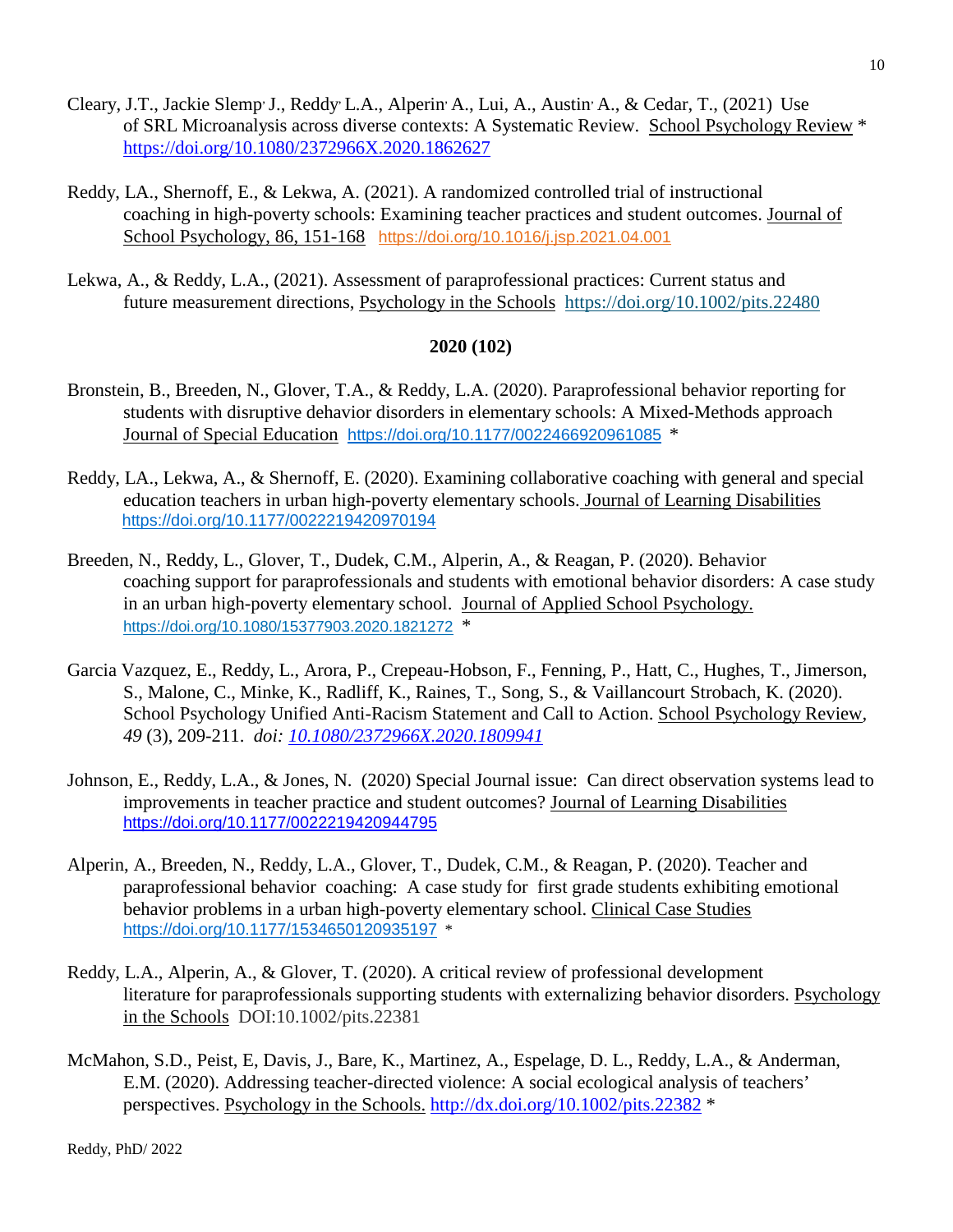Cleary, J.T., Jackie Slemp, J., Reddy, L.A., Alperin, A., Lui, A., Austin, A., & Cedar, T., (2021) Use of SRL Microanalysis across diverse contexts: A Systematic Review. School Psychology Review * https://doi.org/10.1080/2372966X.2020.1862627

Reddy, LA., Shernoff, E., & Lekwa, A. (2021). A randomized controlled trial of instructional coaching in high-poverty schools: Examining teacher practices and student outcomes. Journal of School Psychology, 86, 151-168 https://doi.org/10.1016/j.jsp.2021.04.001

Lekwa, A., & Reddy, L.A., (2021). Assessment of paraprofessional practices: Current status and future measurement directions, Psychology in the Schools https://doi.org/10.1002/pits.22480

**2020 (102)**

Bronstein, B., Breeden, N., Glover, T.A., & Reddy, L.A. (2020). Paraprofessional behavior reporting for students with disruptive dehavior disorders in elementary schools: A Mixed-Methods approach Journal of Special Education https://doi.org/10.1177/0022466920961085 *

Reddy, LA., Lekwa, A., & Shernoff, E. (2020). Examining collaborative coaching with general and special education teachers in urban high-poverty elementary schools. Journal of Learning Disabilities https://doi.org/10.1177/0022219420970194

Breeden, N., Reddy, L., Glover, T., Dudek, C.M., Alperin, A., & Reagan, P. (2020). Behavior coaching support for paraprofessionals and students with emotional behavior disorders: A case study in an urban high-poverty elementary school. Journal of Applied School Psychology. https://doi.org/10.1080/15377903.2020.1821272 *

Garcia Vazquez, E., Reddy, L., Arora, P., Crepeau-Hobson, F., Fenning, P., Hatt, C., Hughes, T., Jimerson, S., Malone, C., Minke, K., Radliff, K., Raines, T., Song, S., & Vaillancourt Strobach, K. (2020). School Psychology Unified Anti-Racism Statement and Call to Action. School Psychology Review, *49* (3), 209-211. *doi: 10.1080/2372966X.2020.1809941*

Johnson, E., Reddy, L.A., & Jones, N. (2020) Special Journal issue: Can direct observation systems lead to improvements in teacher practice and student outcomes? Journal of Learning Disabilities https://doi.org/10.1177/0022219420944795

Alperin, A., Breeden, N., Reddy, L.A., Glover, T., Dudek, C.M., & Reagan, P. (2020). Teacher and paraprofessional behavior coaching: A case study for first grade students exhibiting emotional behavior problems in a urban high-poverty elementary school. Clinical Case Studies https://doi.org/10.1177/1534650120935197 *

Reddy, L.A., Alperin, A., & Glover, T. (2020). A critical review of professional development literature for paraprofessionals supporting students with externalizing behavior disorders. Psychology in the Schools DOI:10.1002/pits.22381

McMahon, S.D., Peist, E, Davis, J., Bare, K., Martinez, A., Espelage, D. L., Reddy, L.A., & Anderman, E.M. (2020). Addressing teacher-directed violence: A social ecological analysis of teachers' perspectives. Psychology in the Schools. http://dx.doi.org/10.1002/pits.22382 *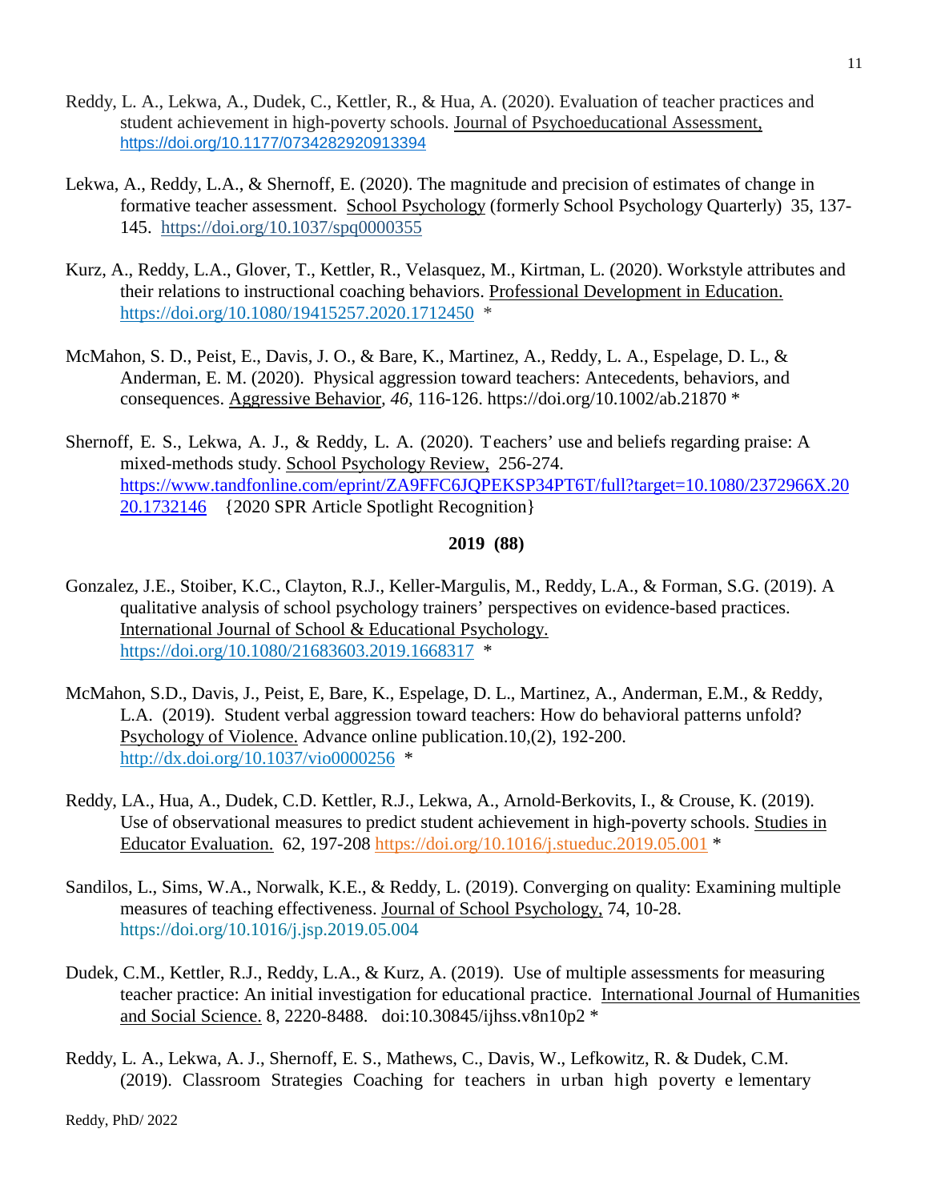Reddy, L. A., Lekwa, A., Dudek, C., Kettler, R., & Hua, A. (2020). Evaluation of teacher practices and student achievement in high-poverty schools. Journal of Psychoeducational Assessment, https://doi.org/10.1177/0734282920913394

Lekwa, A., Reddy, L.A., & Shernoff, E. (2020). The magnitude and precision of estimates of change in formative teacher assessment. School Psychology (formerly School Psychology Quarterly) 35, 137-145. https://doi.org/10.1037/spq0000355

Kurz, A., Reddy, L.A., Glover, T., Kettler, R., Velasquez, M., Kirtman, L. (2020). Workstyle attributes and their relations to instructional coaching behaviors. Professional Development in Education. https://doi.org/10.1080/19415257.2020.1712450 *

McMahon, S. D., Peist, E., Davis, J. O., & Bare, K., Martinez, A., Reddy, L. A., Espelage, D. L., & Anderman, E. M. (2020). Physical aggression toward teachers: Antecedents, behaviors, and consequences. Aggressive Behavior, *46*, 116-126. https://doi.org/10.1002/ab.21870 *

Shernoff, E. S., Lekwa, A. J., & Reddy, L. A. (2020). Teachers' use and beliefs regarding praise: A mixed-methods study. School Psychology Review, 256-274. https://www.tandfonline.com/eprint/ZA9FFC6JQPEKSP34PT6T/full?target=10.1080/2372966X.2020.1732146 {2020 SPR Article Spotlight Recognition}

**2019 (88)**

Gonzalez, J.E., Stoiber, K.C., Clayton, R.J., Keller-Margulis, M., Reddy, L.A., & Forman, S.G. (2019). A qualitative analysis of school psychology trainers' perspectives on evidence-based practices. International Journal of School & Educational Psychology. https://doi.org/10.1080/21683603.2019.1668317 *

McMahon, S.D., Davis, J., Peist, E, Bare, K., Espelage, D. L., Martinez, A., Anderman, E.M., & Reddy, L.A. (2019). Student verbal aggression toward teachers: How do behavioral patterns unfold? Psychology of Violence. Advance online publication.10,(2), 192-200. http://dx.doi.org/10.1037/vio0000256 *

Reddy, LA., Hua, A., Dudek, C.D. Kettler, R.J., Lekwa, A., Arnold-Berkovits, I., & Crouse, K. (2019). Use of observational measures to predict student achievement in high-poverty schools. Studies in Educator Evaluation. 62, 197-208 https://doi.org/10.1016/j.stueduc.2019.05.001 *

Sandilos, L., Sims, W.A., Norwalk, K.E., & Reddy, L. (2019). Converging on quality: Examining multiple measures of teaching effectiveness. Journal of School Psychology, 74, 10-28. https://doi.org/10.1016/j.jsp.2019.05.004

Dudek, C.M., Kettler, R.J., Reddy, L.A., & Kurz, A. (2019). Use of multiple assessments for measuring teacher practice: An initial investigation for educational practice. International Journal of Humanities and Social Science. 8, 2220-8488. doi:10.30845/ijhss.v8n10p2 *

Reddy, L. A., Lekwa, A. J., Shernoff, E. S., Mathews, C., Davis, W., Lefkowitz, R. & Dudek, C.M. (2019). Classroom Strategies Coaching for teachers in urban high poverty elementary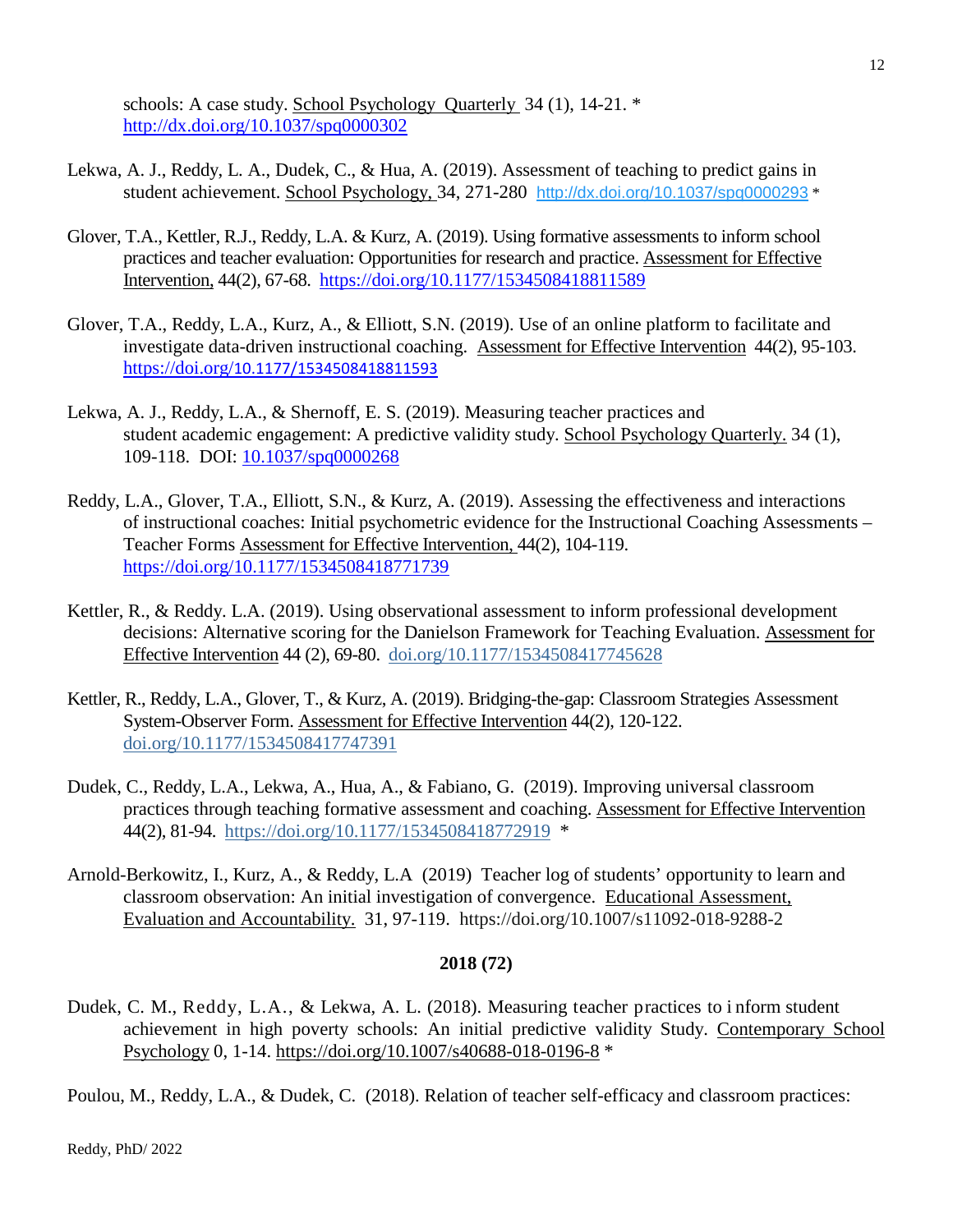schools: A case study. School Psychology Quarterly 34 (1), 14-21. *
http://dx.doi.org/10.1037/spq0000302

Lekwa, A. J., Reddy, L. A., Dudek, C., & Hua, A. (2019). Assessment of teaching to predict gains in student achievement. School Psychology, 34, 271-280 http://dx.doi.org/10.1037/spq0000293 *

Glover, T.A., Kettler, R.J., Reddy, L.A. & Kurz, A. (2019). Using formative assessments to inform school practices and teacher evaluation: Opportunities for research and practice. Assessment for Effective Intervention, 44(2), 67-68. https://doi.org/10.1177/1534508418811589

Glover, T.A., Reddy, L.A., Kurz, A., & Elliott, S.N. (2019). Use of an online platform to facilitate and investigate data-driven instructional coaching. Assessment for Effective Intervention 44(2), 95-103. https://doi.org/10.1177/1534508418811593

Lekwa, A. J., Reddy, L.A., & Shernoff, E. S. (2019). Measuring teacher practices and student academic engagement: A predictive validity study. School Psychology Quarterly. 34 (1), 109-118. DOI: 10.1037/spq0000268

Reddy, L.A., Glover, T.A., Elliott, S.N., & Kurz, A. (2019). Assessing the effectiveness and interactions of instructional coaches: Initial psychometric evidence for the Instructional Coaching Assessments – Teacher Forms Assessment for Effective Intervention, 44(2), 104-119. https://doi.org/10.1177/1534508418771739

Kettler, R., & Reddy. L.A. (2019). Using observational assessment to inform professional development decisions: Alternative scoring for the Danielson Framework for Teaching Evaluation. Assessment for Effective Intervention 44 (2), 69-80. doi.org/10.1177/1534508417745628

Kettler, R., Reddy, L.A., Glover, T., & Kurz, A. (2019). Bridging-the-gap: Classroom Strategies Assessment System-Observer Form. Assessment for Effective Intervention 44(2), 120-122. doi.org/10.1177/1534508417747391

Dudek, C., Reddy, L.A., Lekwa, A., Hua, A., & Fabiano, G. (2019). Improving universal classroom practices through teaching formative assessment and coaching. Assessment for Effective Intervention 44(2), 81-94. https://doi.org/10.1177/1534508418772919 *

Arnold-Berkowitz, I., Kurz, A., & Reddy, L.A (2019) Teacher log of students' opportunity to learn and classroom observation: An initial investigation of convergence. Educational Assessment, Evaluation and Accountability. 31, 97-119. https://doi.org/10.1007/s11092-018-9288-2

**2018 (72)**

Dudek, C. M., Reddy, L.A., & Lekwa, A. L. (2018). Measuring teacher practices to inform student achievement in high poverty schools: An initial predictive validity Study. Contemporary School Psychology 0, 1-14. https://doi.org/10.1007/s40688-018-0196-8 *

Poulou, M., Reddy, L.A., & Dudek, C. (2018). Relation of teacher self-efficacy and classroom practices: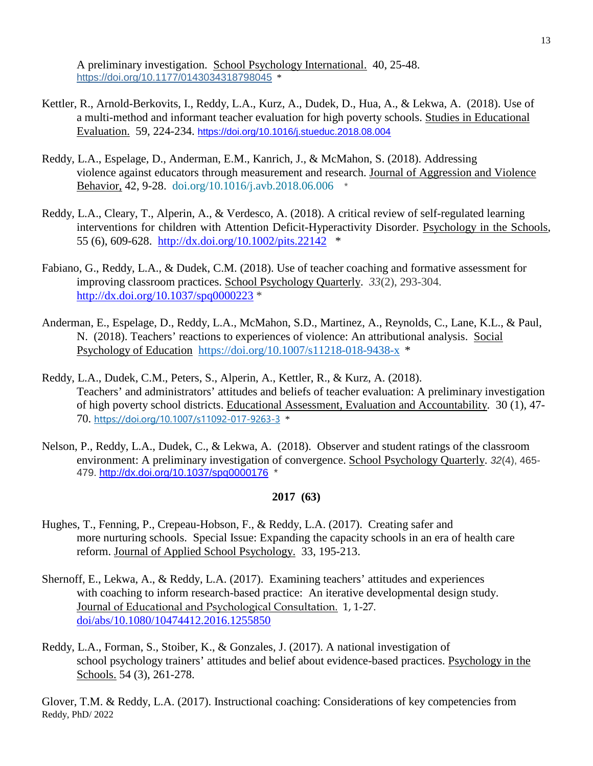A preliminary investigation. School Psychology International. 40, 25-48. https://doi.org/10.1177/0143034318798045 *

Kettler, R., Arnold-Berkovits, I., Reddy, L.A., Kurz, A., Dudek, D., Hua, A., & Lekwa, A. (2018). Use of a multi-method and informant teacher evaluation for high poverty schools. Studies in Educational Evaluation. 59, 224-234. https://doi.org/10.1016/j.stueduc.2018.08.004

Reddy, L.A., Espelage, D., Anderman, E.M., Kanrich, J., & McMahon, S. (2018). Addressing violence against educators through measurement and research. Journal of Aggression and Violence Behavior, 42, 9-28. doi.org/10.1016/j.avb.2018.06.006 *

Reddy, L.A., Cleary, T., Alperin, A., & Verdesco, A. (2018). A critical review of self-regulated learning interventions for children with Attention Deficit-Hyperactivity Disorder. Psychology in the Schools, 55 (6), 609-628. http://dx.doi.org/10.1002/pits.22142 *

Fabiano, G., Reddy, L.A., & Dudek, C.M. (2018). Use of teacher coaching and formative assessment for improving classroom practices. School Psychology Quarterly. *33*(2), 293-304. http://dx.doi.org/10.1037/spq0000223 *

Anderman, E., Espelage, D., Reddy, L.A., McMahon, S.D., Martinez, A., Reynolds, C., Lane, K.L., & Paul, N. (2018). Teachers' reactions to experiences of violence: An attributional analysis. Social Psychology of Education https://doi.org/10.1007/s11218-018-9438-x *

Reddy, L.A., Dudek, C.M., Peters, S., Alperin, A., Kettler, R., & Kurz, A. (2018). Teachers' and administrators' attitudes and beliefs of teacher evaluation: A preliminary investigation of high poverty school districts. Educational Assessment, Evaluation and Accountability. 30 (1), 47-70. https://doi.org/10.1007/s11092-017-9263-3 *

Nelson, P., Reddy, L.A., Dudek, C., & Lekwa, A. (2018). Observer and student ratings of the classroom environment: A preliminary investigation of convergence. School Psychology Quarterly. *32*(4), 465-479. http://dx.doi.org/10.1037/spq0000176 *

**2017 (63)**

Hughes, T., Fenning, P., Crepeau-Hobson, F., & Reddy, L.A. (2017). Creating safer and more nurturing schools. Special Issue: Expanding the capacity schools in an era of health care reform. Journal of Applied School Psychology. 33, 195-213.

Shernoff, E., Lekwa, A., & Reddy, L.A. (2017). Examining teachers' attitudes and experiences with coaching to inform research-based practice: An iterative developmental design study. Journal of Educational and Psychological Consultation. 1, 1-27. doi/abs/10.1080/10474412.2016.1255850

Reddy, L.A., Forman, S., Stoiber, K., & Gonzales, J. (2017). A national investigation of school psychology trainers' attitudes and belief about evidence-based practices. Psychology in the Schools. 54 (3), 261-278.

Glover, T.M. & Reddy, L.A. (2017). Instructional coaching: Considerations of key competencies from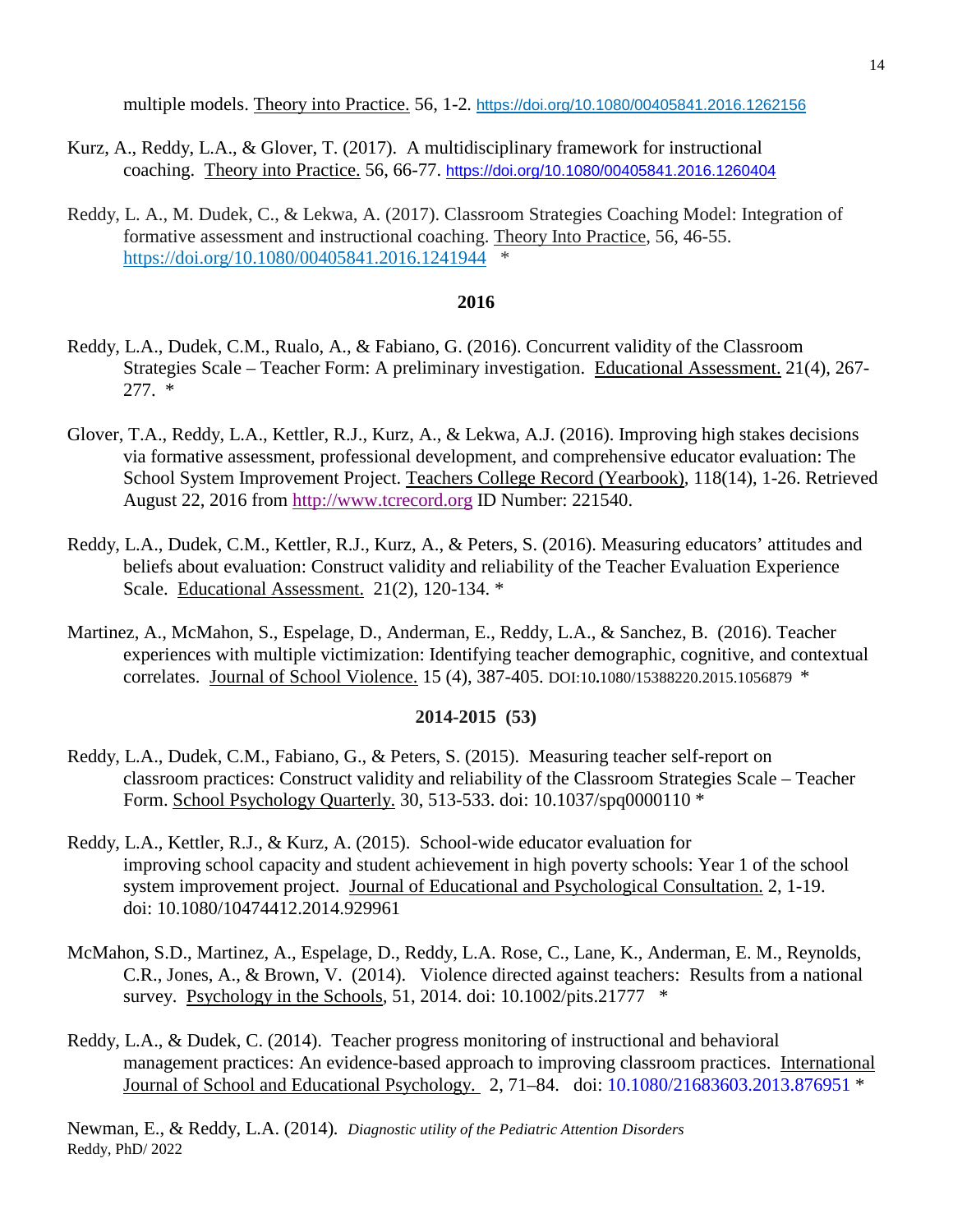multiple models. Theory into Practice. 56, 1-2. https://doi.org/10.1080/00405841.2016.1262156

Kurz, A., Reddy, L.A., & Glover, T. (2017). A multidisciplinary framework for instructional coaching. Theory into Practice. 56, 66-77. https://doi.org/10.1080/00405841.2016.1260404

Reddy, L. A., M. Dudek, C., & Lekwa, A. (2017). Classroom Strategies Coaching Model: Integration of formative assessment and instructional coaching. Theory Into Practice, 56, 46-55. https://doi.org/10.1080/00405841.2016.1241944 *

**2016**

Reddy, L.A., Dudek, C.M., Rualo, A., & Fabiano, G. (2016). Concurrent validity of the Classroom Strategies Scale – Teacher Form: A preliminary investigation. Educational Assessment. 21(4), 267-277. *

Glover, T.A., Reddy, L.A., Kettler, R.J., Kurz, A., & Lekwa, A.J. (2016). Improving high stakes decisions via formative assessment, professional development, and comprehensive educator evaluation: The School System Improvement Project. Teachers College Record (Yearbook), 118(14), 1-26. Retrieved August 22, 2016 from http://www.tcrecord.org ID Number: 221540.

Reddy, L.A., Dudek, C.M., Kettler, R.J., Kurz, A., & Peters, S. (2016). Measuring educators' attitudes and beliefs about evaluation: Construct validity and reliability of the Teacher Evaluation Experience Scale. Educational Assessment. 21(2), 120-134. *

Martinez, A., McMahon, S., Espelage, D., Anderman, E., Reddy, L.A., & Sanchez, B. (2016). Teacher experiences with multiple victimization: Identifying teacher demographic, cognitive, and contextual correlates. Journal of School Violence. 15 (4), 387-405. DOI:10.1080/15388220.2015.1056879 *

**2014-2015 (53)**

Reddy, L.A., Dudek, C.M., Fabiano, G., & Peters, S. (2015). Measuring teacher self-report on classroom practices: Construct validity and reliability of the Classroom Strategies Scale – Teacher Form. School Psychology Quarterly. 30, 513-533. doi: 10.1037/spq0000110 *

Reddy, L.A., Kettler, R.J., & Kurz, A. (2015). School-wide educator evaluation for improving school capacity and student achievement in high poverty schools: Year 1 of the school system improvement project. Journal of Educational and Psychological Consultation. 2, 1-19. doi: 10.1080/10474412.2014.929961

McMahon, S.D., Martinez, A., Espelage, D., Reddy, L.A. Rose, C., Lane, K., Anderman, E. M., Reynolds, C.R., Jones, A., & Brown, V. (2014). Violence directed against teachers: Results from a national survey. Psychology in the Schools, 51, 2014. doi: 10.1002/pits.21777 *

Reddy, L.A., & Dudek, C. (2014). Teacher progress monitoring of instructional and behavioral management practices: An evidence-based approach to improving classroom practices. International Journal of School and Educational Psychology. 2, 71–84. doi: 10.1080/21683603.2013.876951 *

Newman, E., & Reddy, L.A. (2014). *Diagnostic utility of the Pediatric Attention Disorders*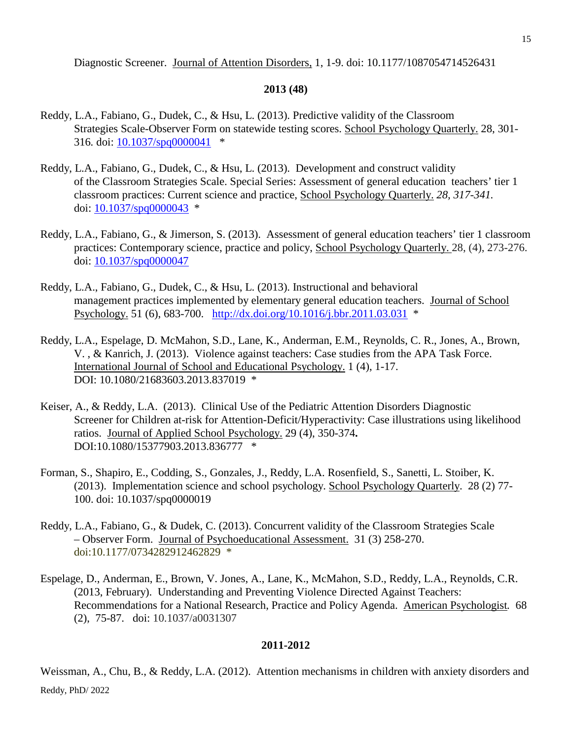Diagnostic Screener. Journal of Attention Disorders, 1, 1-9. doi: 10.1177/1087054714526431

**2013 (48)**

Reddy, L.A., Fabiano, G., Dudek, C., & Hsu, L. (2013). Predictive validity of the Classroom Strategies Scale-Observer Form on statewide testing scores. School Psychology Quarterly. 28, 301-316. doi: 10.1037/spq0000041 *

Reddy, L.A., Fabiano, G., Dudek, C., & Hsu, L. (2013). Development and construct validity of the Classroom Strategies Scale. Special Series: Assessment of general education teachers' tier 1 classroom practices: Current science and practice, School Psychology Quarterly. *28, 317-341.* doi: 10.1037/spq0000043 *

Reddy, L.A., Fabiano, G., & Jimerson, S. (2013). Assessment of general education teachers' tier 1 classroom practices: Contemporary science, practice and policy, School Psychology Quarterly. 28, (4), 273-276. doi: 10.1037/spq0000047

Reddy, L.A., Fabiano, G., Dudek, C., & Hsu, L. (2013). Instructional and behavioral management practices implemented by elementary general education teachers. Journal of School Psychology. 51 (6), 683-700. http://dx.doi.org/10.1016/j.bbr.2011.03.031 *

Reddy, L.A., Espelage, D. McMahon, S.D., Lane, K., Anderman, E.M., Reynolds, C. R., Jones, A., Brown, V. , & Kanrich, J. (2013). Violence against teachers: Case studies from the APA Task Force. International Journal of School and Educational Psychology. 1 (4), 1-17. DOI: 10.1080/21683603.2013.837019 *

Keiser, A., & Reddy, L.A. (2013). Clinical Use of the Pediatric Attention Disorders Diagnostic Screener for Children at-risk for Attention-Deficit/Hyperactivity: Case illustrations using likelihood ratios. Journal of Applied School Psychology. 29 (4), 350-374**.** DOI:10.1080/15377903.2013.836777 *

Forman, S., Shapiro, E., Codding, S., Gonzales, J., Reddy, L.A. Rosenfield, S., Sanetti, L. Stoiber, K. (2013). Implementation science and school psychology. School Psychology Quarterly. 28 (2) 77-100. doi: 10.1037/spq0000019

Reddy, L.A., Fabiano, G., & Dudek, C. (2013). Concurrent validity of the Classroom Strategies Scale – Observer Form. Journal of Psychoeducational Assessment. 31 (3) 258-270. doi:10.1177/0734282912462829 *

Espelage, D., Anderman, E., Brown, V. Jones, A., Lane, K., McMahon, S.D., Reddy, L.A., Reynolds, C.R. (2013, February). Understanding and Preventing Violence Directed Against Teachers: Recommendations for a National Research, Practice and Policy Agenda. American Psychologist*.* 68 (2), 75-87. doi: 10.1037/a0031307

**2011-2012**

Weissman, A., Chu, B., & Reddy, L.A. (2012). Attention mechanisms in children with anxiety disorders and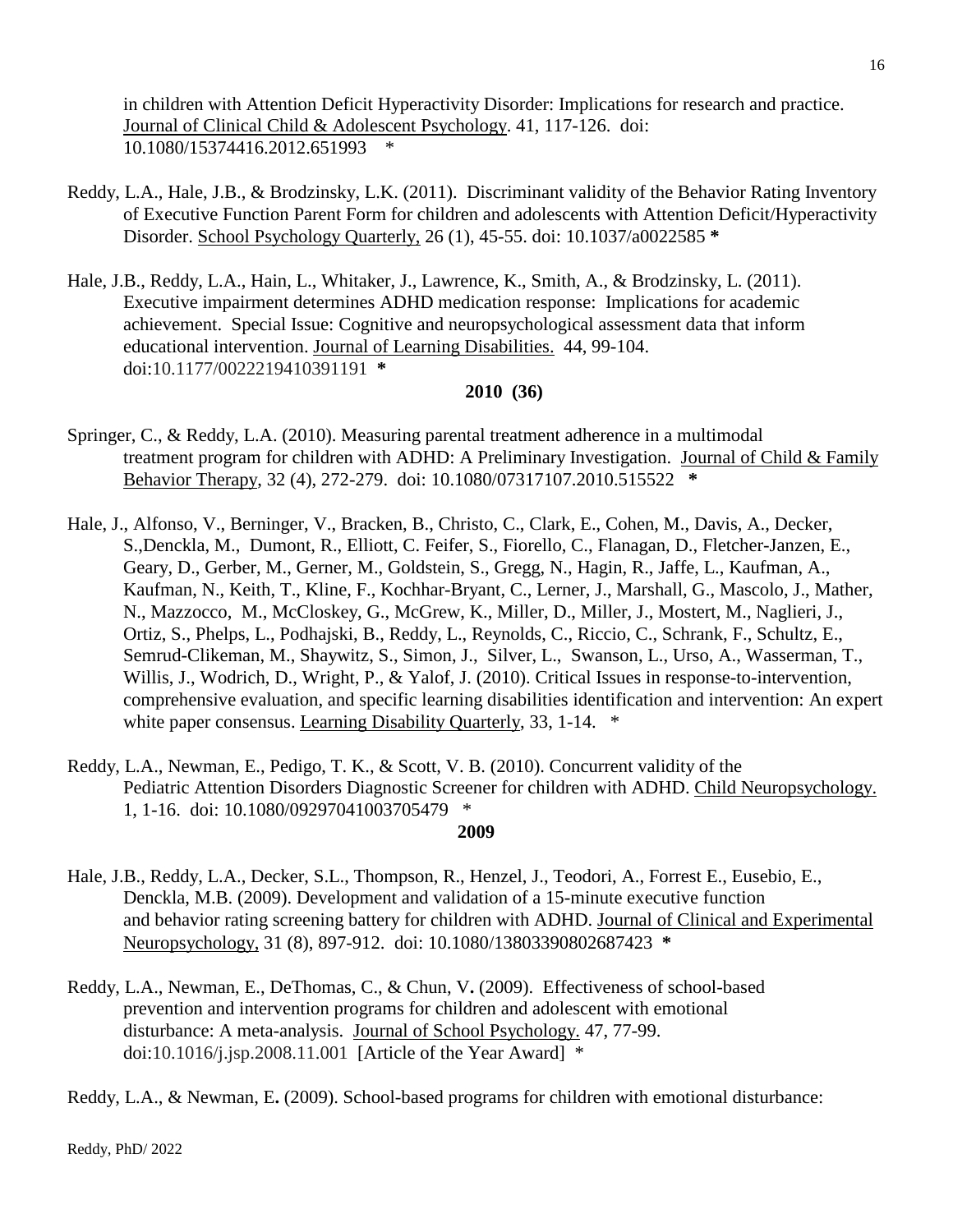in children with Attention Deficit Hyperactivity Disorder: Implications for research and practice. Journal of Clinical Child & Adolescent Psychology. 41, 117-126. doi: 10.1080/15374416.2012.651993 *

Reddy, L.A., Hale, J.B., & Brodzinsky, L.K. (2011). Discriminant validity of the Behavior Rating Inventory of Executive Function Parent Form for children and adolescents with Attention Deficit/Hyperactivity Disorder. School Psychology Quarterly, 26 (1), 45-55. doi: 10.1037/a0022585 **\***

Hale, J.B., Reddy, L.A., Hain, L., Whitaker, J., Lawrence, K., Smith, A., & Brodzinsky, L. (2011). Executive impairment determines ADHD medication response: Implications for academic achievement. Special Issue: Cognitive and neuropsychological assessment data that inform educational intervention. Journal of Learning Disabilities. 44, 99-104. doi:10.1177/0022219410391191 **\***

**2010 (36)**

Springer, C., & Reddy, L.A. (2010). Measuring parental treatment adherence in a multimodal treatment program for children with ADHD: A Preliminary Investigation. Journal of Child & Family Behavior Therapy, 32 (4), 272-279. doi: 10.1080/07317107.2010.515522 **\***

Hale, J., Alfonso, V., Berninger, V., Bracken, B., Christo, C., Clark, E., Cohen, M., Davis, A., Decker, S.,Denckla, M., Dumont, R., Elliott, C. Feifer, S., Fiorello, C., Flanagan, D., Fletcher-Janzen, E., Geary, D., Gerber, M., Gerner, M., Goldstein, S., Gregg, N., Hagin, R., Jaffe, L., Kaufman, A., Kaufman, N., Keith, T., Kline, F., Kochhar-Bryant, C., Lerner, J., Marshall, G., Mascolo, J., Mather, N., Mazzocco, M., McCloskey, G., McGrew, K., Miller, D., Miller, J., Mostert, M., Naglieri, J., Ortiz, S., Phelps, L., Podhajski, B., Reddy, L., Reynolds, C., Riccio, C., Schrank, F., Schultz, E., Semrud-Clikeman, M., Shaywitz, S., Simon, J., Silver, L., Swanson, L., Urso, A., Wasserman, T., Willis, J., Wodrich, D., Wright, P., & Yalof, J. (2010). Critical Issues in response-to-intervention, comprehensive evaluation, and specific learning disabilities identification and intervention: An expert white paper consensus. Learning Disability Quarterly, 33, 1-14. *

Reddy, L.A., Newman, E., Pedigo, T. K., & Scott, V. B. (2010). Concurrent validity of the Pediatric Attention Disorders Diagnostic Screener for children with ADHD. Child Neuropsychology. 1, 1-16. doi: 10.1080/09297041003705479 *

**2009**

Hale, J.B., Reddy, L.A., Decker, S.L., Thompson, R., Henzel, J., Teodori, A., Forrest E., Eusebio, E., Denckla, M.B. (2009). Development and validation of a 15-minute executive function and behavior rating screening battery for children with ADHD. Journal of Clinical and Experimental Neuropsychology, 31 (8), 897-912. doi: 10.1080/13803390802687423 **\***

Reddy, L.A., Newman, E., DeThomas, C., & Chun, V**.** (2009). Effectiveness of school-based prevention and intervention programs for children and adolescent with emotional disturbance: A meta-analysis. Journal of School Psychology. 47, 77-99. doi:10.1016/j.jsp.2008.11.001 [Article of the Year Award] *

Reddy, L.A., & Newman, E**.** (2009). School-based programs for children with emotional disturbance: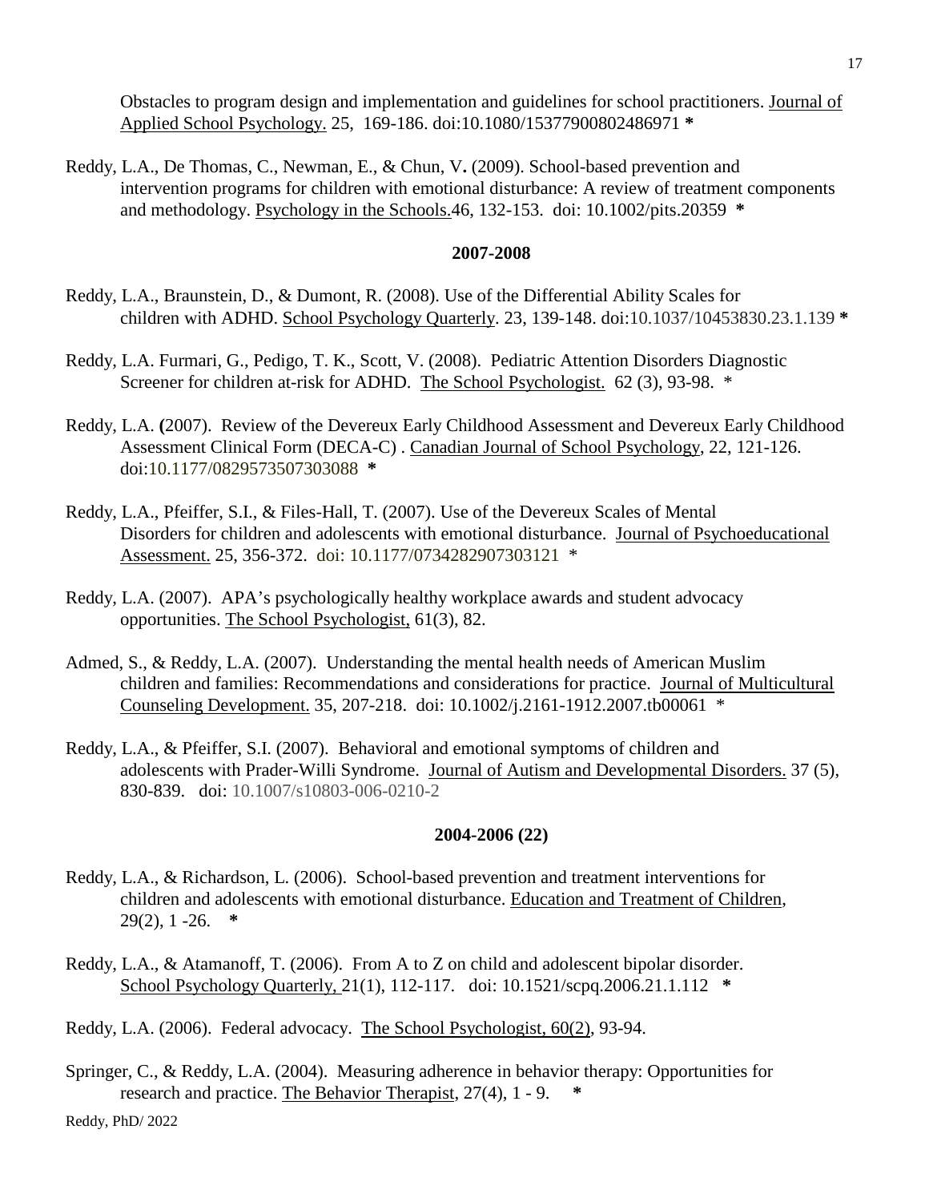Obstacles to program design and implementation and guidelines for school practitioners. Journal of Applied School Psychology. 25, 169-186. doi:10.1080/15377900802486971 **\***

Reddy, L.A., De Thomas, C., Newman, E., & Chun, V**.** (2009). School-based prevention and intervention programs for children with emotional disturbance: A review of treatment components and methodology. Psychology in the Schools.46, 132-153. doi: 10.1002/pits.20359 **\***

**2007-2008**

Reddy, L.A., Braunstein, D., & Dumont, R. (2008). Use of the Differential Ability Scales for children with ADHD. School Psychology Quarterly. 23, 139-148. doi:10.1037/10453830.23.1.139 **\***

Reddy, L.A. Furmari, G., Pedigo, T. K., Scott, V. (2008). Pediatric Attention Disorders Diagnostic Screener for children at-risk for ADHD. The School Psychologist. 62 (3), 93-98. *

Reddy, L.A. **(**2007). Review of the Devereux Early Childhood Assessment and Devereux Early Childhood Assessment Clinical Form (DECA-C) . Canadian Journal of School Psychology, 22, 121-126. doi:10.1177/0829573507303088 **\***

Reddy, L.A., Pfeiffer, S.I., & Files-Hall, T. (2007). Use of the Devereux Scales of Mental Disorders for children and adolescents with emotional disturbance. Journal of Psychoeducational Assessment. 25, 356-372. doi: 10.1177/0734282907303121 *

Reddy, L.A. (2007). APA's psychologically healthy workplace awards and student advocacy opportunities. The School Psychologist, 61(3), 82.

Admed, S., & Reddy, L.A. (2007). Understanding the mental health needs of American Muslim children and families: Recommendations and considerations for practice. Journal of Multicultural Counseling Development. 35, 207-218. doi: 10.1002/j.2161-1912.2007.tb00061 *

Reddy, L.A., & Pfeiffer, S.I. (2007). Behavioral and emotional symptoms of children and adolescents with Prader-Willi Syndrome. Journal of Autism and Developmental Disorders. 37 (5), 830-839. doi: 10.1007/s10803-006-0210-2

**2004-2006 (22)**

Reddy, L.A., & Richardson, L. (2006). School-based prevention and treatment interventions for children and adolescents with emotional disturbance. Education and Treatment of Children, 29(2), 1 -26. **\***

Reddy, L.A., & Atamanoff, T. (2006). From A to Z on child and adolescent bipolar disorder. School Psychology Quarterly, 21(1), 112-117. doi: 10.1521/scpq.2006.21.1.112 **\***

Reddy, L.A. (2006). Federal advocacy. The School Psychologist, 60(2), 93-94.

Springer, C., & Reddy, L.A. (2004). Measuring adherence in behavior therapy: Opportunities for research and practice. The Behavior Therapist, 27(4), 1 - 9. **\***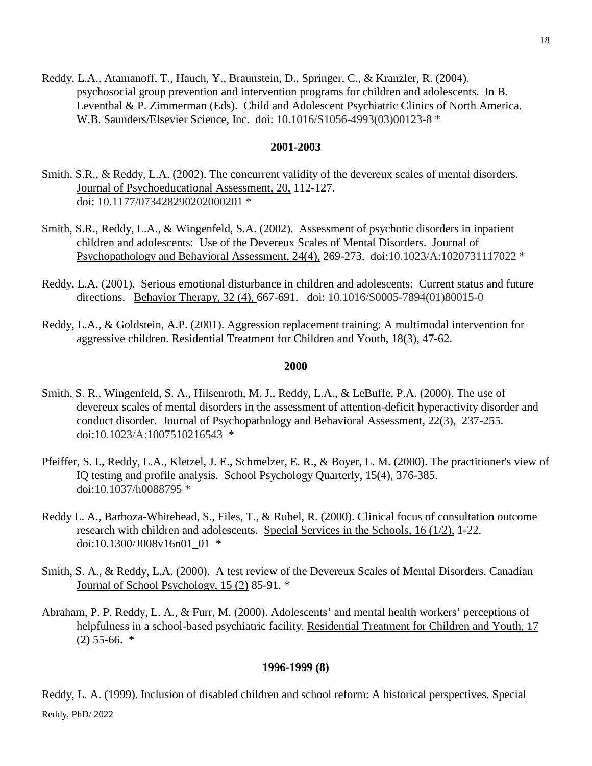Reddy, L.A., Atamanoff, T., Hauch, Y., Braunstein, D., Springer, C., & Kranzler, R. (2004). psychosocial group prevention and intervention programs for children and adolescents. In B. Leventhal & P. Zimmerman (Eds). Child and Adolescent Psychiatric Clinics of North America. W.B. Saunders/Elsevier Science, Inc. doi: 10.1016/S1056-4993(03)00123-8 *

**2001-2003**

Smith, S.R., & Reddy, L.A. (2002). The concurrent validity of the devereux scales of mental disorders. Journal of Psychoeducational Assessment, 20, 112-127. doi: 10.1177/073428290202000201 *

Smith, S.R., Reddy, L.A., & Wingenfeld, S.A. (2002). Assessment of psychotic disorders in inpatient children and adolescents: Use of the Devereux Scales of Mental Disorders. Journal of Psychopathology and Behavioral Assessment, 24(4), 269-273. doi:10.1023/A:1020731117022 *

Reddy, L.A. (2001). Serious emotional disturbance in children and adolescents: Current status and future directions. Behavior Therapy, 32 (4), 667-691. doi: 10.1016/S0005-7894(01)80015-0

Reddy, L.A., & Goldstein, A.P. (2001). Aggression replacement training: A multimodal intervention for aggressive children. Residential Treatment for Children and Youth, 18(3), 47-62.

**2000**

Smith, S. R., Wingenfeld, S. A., Hilsenroth, M. J., Reddy, L.A., & LeBuffe, P.A. (2000). The use of devereux scales of mental disorders in the assessment of attention-deficit hyperactivity disorder and conduct disorder. Journal of Psychopathology and Behavioral Assessment, 22(3), 237-255. doi:10.1023/A:1007510216543 *

Pfeiffer, S. I., Reddy, L.A., Kletzel, J. E., Schmelzer, E. R., & Boyer, L. M. (2000). The practitioner's view of IQ testing and profile analysis. School Psychology Quarterly, 15(4), 376-385. doi:10.1037/h0088795 *

Reddy L. A., Barboza-Whitehead, S., Files, T., & Rubel, R. (2000). Clinical focus of consultation outcome research with children and adolescents. Special Services in the Schools, 16 (1/2), 1-22. doi:10.1300/J008v16n01_01 *

Smith, S. A., & Reddy, L.A. (2000). A test review of the Devereux Scales of Mental Disorders. Canadian Journal of School Psychology, 15 (2) 85-91. *

Abraham, P. P. Reddy, L. A., & Furr, M. (2000). Adolescents' and mental health workers' perceptions of helpfulness in a school-based psychiatric facility. Residential Treatment for Children and Youth, 17 (2) 55-66. *

**1996-1999 (8)**

Reddy, L. A. (1999). Inclusion of disabled children and school reform: A historical perspectives. Special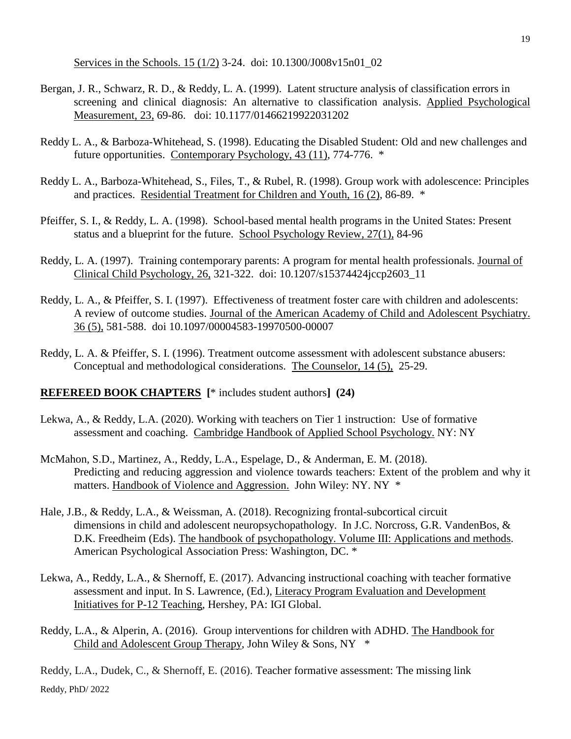Services in the Schools. 15 (1/2) 3-24. doi: 10.1300/J008v15n01_02

Bergan, J. R., Schwarz, R. D., & Reddy, L. A. (1999). Latent structure analysis of classification errors in screening and clinical diagnosis: An alternative to classification analysis. Applied Psychological Measurement, 23, 69-86. doi: 10.1177/01466219922031202

Reddy L. A., & Barboza-Whitehead, S. (1998). Educating the Disabled Student: Old and new challenges and future opportunities. Contemporary Psychology, 43 (11), 774-776. *

Reddy L. A., Barboza-Whitehead, S., Files, T., & Rubel, R. (1998). Group work with adolescence: Principles and practices. Residential Treatment for Children and Youth, 16 (2), 86-89. *

Pfeiffer, S. I., & Reddy, L. A. (1998). School-based mental health programs in the United States: Present status and a blueprint for the future. School Psychology Review, 27(1), 84-96

Reddy, L. A. (1997). Training contemporary parents: A program for mental health professionals. Journal of Clinical Child Psychology, 26, 321-322. doi: 10.1207/s15374424jccp2603_11

Reddy, L. A., & Pfeiffer, S. I. (1997). Effectiveness of treatment foster care with children and adolescents: A review of outcome studies. Journal of the American Academy of Child and Adolescent Psychiatry. 36 (5), 581-588. doi 10.1097/00004583-19970500-00007

Reddy, L. A. & Pfeiffer, S. I. (1996). Treatment outcome assessment with adolescent substance abusers: Conceptual and methodological considerations. The Counselor, 14 (5), 25-29.

**REFEREED BOOK CHAPTERS [* includes student authors] (24)**

Lekwa, A., & Reddy, L.A. (2020). Working with teachers on Tier 1 instruction: Use of formative assessment and coaching. Cambridge Handbook of Applied School Psychology. NY: NY

McMahon, S.D., Martinez, A., Reddy, L.A., Espelage, D., & Anderman, E. M. (2018). Predicting and reducing aggression and violence towards teachers: Extent of the problem and why it matters. Handbook of Violence and Aggression. John Wiley: NY. NY *

Hale, J.B., & Reddy, L.A., & Weissman, A. (2018). Recognizing frontal-subcortical circuit dimensions in child and adolescent neuropsychopathology. In J.C. Norcross, G.R. VandenBos, & D.K. Freedheim (Eds). The handbook of psychopathology. Volume III: Applications and methods. American Psychological Association Press: Washington, DC. *

Lekwa, A., Reddy, L.A., & Shernoff, E. (2017). Advancing instructional coaching with teacher formative assessment and input. In S. Lawrence, (Ed.), Literacy Program Evaluation and Development Initiatives for P-12 Teaching, Hershey, PA: IGI Global.

Reddy, L.A., & Alperin, A. (2016). Group interventions for children with ADHD. The Handbook for Child and Adolescent Group Therapy, John Wiley & Sons, NY *

Reddy, L.A., Dudek, C., & Shernoff, E. (2016). Teacher formative assessment: The missing link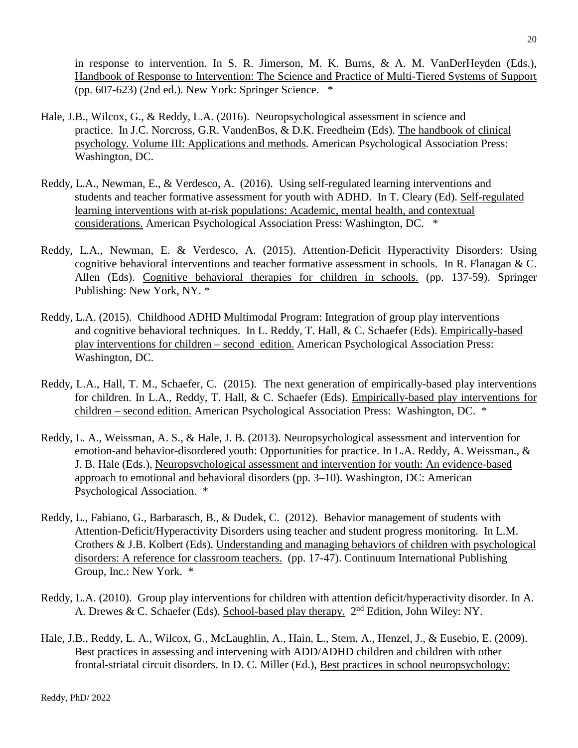in response to intervention. In S. R. Jimerson, M. K. Burns, & A. M. VanDerHeyden (Eds.), Handbook of Response to Intervention: The Science and Practice of Multi-Tiered Systems of Support (pp. 607-623) (2nd ed.). New York: Springer Science. *

Hale, J.B., Wilcox, G., & Reddy, L.A. (2016). Neuropsychological assessment in science and practice. In J.C. Norcross, G.R. VandenBos, & D.K. Freedheim (Eds). The handbook of clinical psychology. Volume III: Applications and methods. American Psychological Association Press: Washington, DC.

Reddy, L.A., Newman, E., & Verdesco, A. (2016). Using self-regulated learning interventions and students and teacher formative assessment for youth with ADHD. In T. Cleary (Ed). Self-regulated learning interventions with at-risk populations: Academic, mental health, and contextual considerations. American Psychological Association Press: Washington, DC. *

Reddy, L.A., Newman, E. & Verdesco, A. (2015). Attention-Deficit Hyperactivity Disorders: Using cognitive behavioral interventions and teacher formative assessment in schools. In R. Flanagan & C. Allen (Eds). Cognitive behavioral therapies for children in schools. (pp. 137-59). Springer Publishing: New York, NY. *

Reddy, L.A. (2015). Childhood ADHD Multimodal Program: Integration of group play interventions and cognitive behavioral techniques. In L. Reddy, T. Hall, & C. Schaefer (Eds). Empirically-based play interventions for children – second edition. American Psychological Association Press: Washington, DC.

Reddy, L.A., Hall, T. M., Schaefer, C. (2015). The next generation of empirically-based play interventions for children. In L.A., Reddy, T. Hall, & C. Schaefer (Eds). Empirically-based play interventions for children – second edition. American Psychological Association Press: Washington, DC. *

Reddy, L. A., Weissman, A. S., & Hale, J. B. (2013). Neuropsychological assessment and intervention for emotion-and behavior-disordered youth: Opportunities for practice. In L.A. Reddy, A. Weissman., & J. B. Hale (Eds.), Neuropsychological assessment and intervention for youth: An evidence-based approach to emotional and behavioral disorders (pp. 3–10). Washington, DC: American Psychological Association. *

Reddy, L., Fabiano, G., Barbarasch, B., & Dudek, C. (2012). Behavior management of students with Attention-Deficit/Hyperactivity Disorders using teacher and student progress monitoring. In L.M. Crothers & J.B. Kolbert (Eds). Understanding and managing behaviors of children with psychological disorders: A reference for classroom teachers. (pp. 17-47). Continuum International Publishing Group, Inc.: New York. *

Reddy, L.A. (2010). Group play interventions for children with attention deficit/hyperactivity disorder. In A. A. Drewes & C. Schaefer (Eds). School-based play therapy. 2nd Edition, John Wiley: NY.

Hale, J.B., Reddy, L. A., Wilcox, G., McLaughlin, A., Hain, L., Stern, A., Henzel, J., & Eusebio, E. (2009). Best practices in assessing and intervening with ADD/ADHD children and children with other frontal-striatal circuit disorders. In D. C. Miller (Ed.), Best practices in school neuropsychology: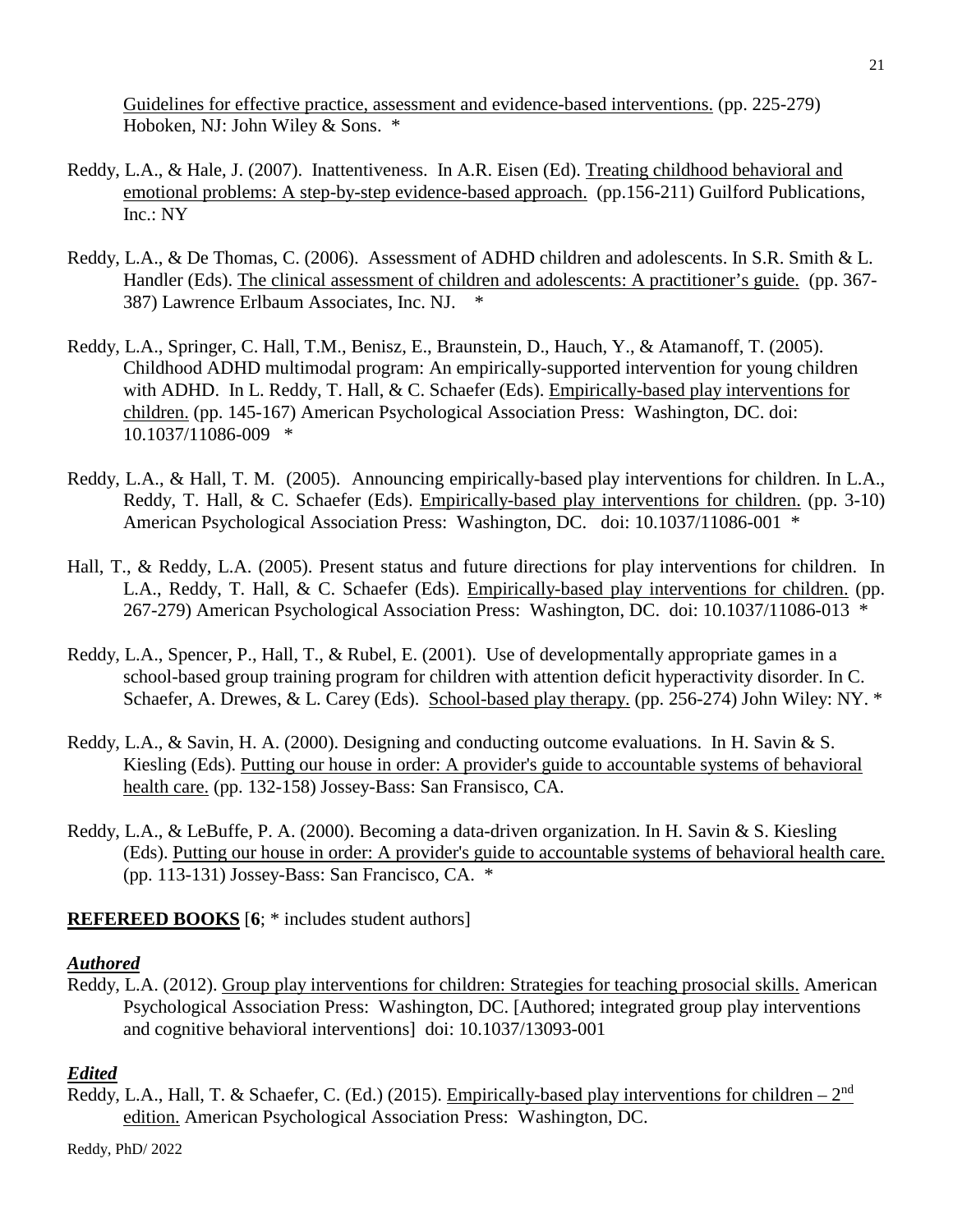Guidelines for effective practice, assessment and evidence-based interventions. (pp. 225-279) Hoboken, NJ: John Wiley & Sons. *

Reddy, L.A., & Hale, J. (2007). Inattentiveness. In A.R. Eisen (Ed). Treating childhood behavioral and emotional problems: A step-by-step evidence-based approach. (pp.156-211) Guilford Publications, Inc.: NY

Reddy, L.A., & De Thomas, C. (2006). Assessment of ADHD children and adolescents. In S.R. Smith & L. Handler (Eds). The clinical assessment of children and adolescents: A practitioner's guide. (pp. 367-387) Lawrence Erlbaum Associates, Inc. NJ. *

Reddy, L.A., Springer, C. Hall, T.M., Benisz, E., Braunstein, D., Hauch, Y., & Atamanoff, T. (2005). Childhood ADHD multimodal program: An empirically-supported intervention for young children with ADHD. In L. Reddy, T. Hall, & C. Schaefer (Eds). Empirically-based play interventions for children. (pp. 145-167) American Psychological Association Press: Washington, DC. doi: 10.1037/11086-009 *

Reddy, L.A., & Hall, T. M. (2005). Announcing empirically-based play interventions for children. In L.A., Reddy, T. Hall, & C. Schaefer (Eds). Empirically-based play interventions for children. (pp. 3-10) American Psychological Association Press: Washington, DC. doi: 10.1037/11086-001 *

Hall, T., & Reddy, L.A. (2005). Present status and future directions for play interventions for children. In L.A., Reddy, T. Hall, & C. Schaefer (Eds). Empirically-based play interventions for children. (pp. 267-279) American Psychological Association Press: Washington, DC. doi: 10.1037/11086-013 *

Reddy, L.A., Spencer, P., Hall, T., & Rubel, E. (2001). Use of developmentally appropriate games in a school-based group training program for children with attention deficit hyperactivity disorder. In C. Schaefer, A. Drewes, & L. Carey (Eds). School-based play therapy. (pp. 256-274) John Wiley: NY. *

Reddy, L.A., & Savin, H. A. (2000). Designing and conducting outcome evaluations. In H. Savin & S. Kiesling (Eds). Putting our house in order: A provider's guide to accountable systems of behavioral health care. (pp. 132-158) Jossey-Bass: San Fransisco, CA.

Reddy, L.A., & LeBuffe, P. A. (2000). Becoming a data-driven organization. In H. Savin & S. Kiesling (Eds). Putting our house in order: A provider's guide to accountable systems of behavioral health care. (pp. 113-131) Jossey-Bass: San Francisco, CA. *

**REFEREED BOOKS** [**6**; * includes student authors]

***Authored***

Reddy, L.A. (2012). Group play interventions for children: Strategies for teaching prosocial skills. American Psychological Association Press: Washington, DC. [Authored; integrated group play interventions and cognitive behavioral interventions] doi: 10.1037/13093-001

***Edited***

Reddy, L.A., Hall, T. & Schaefer, C. (Ed.) (2015). Empirically-based play interventions for children – 2nd edition. American Psychological Association Press: Washington, DC.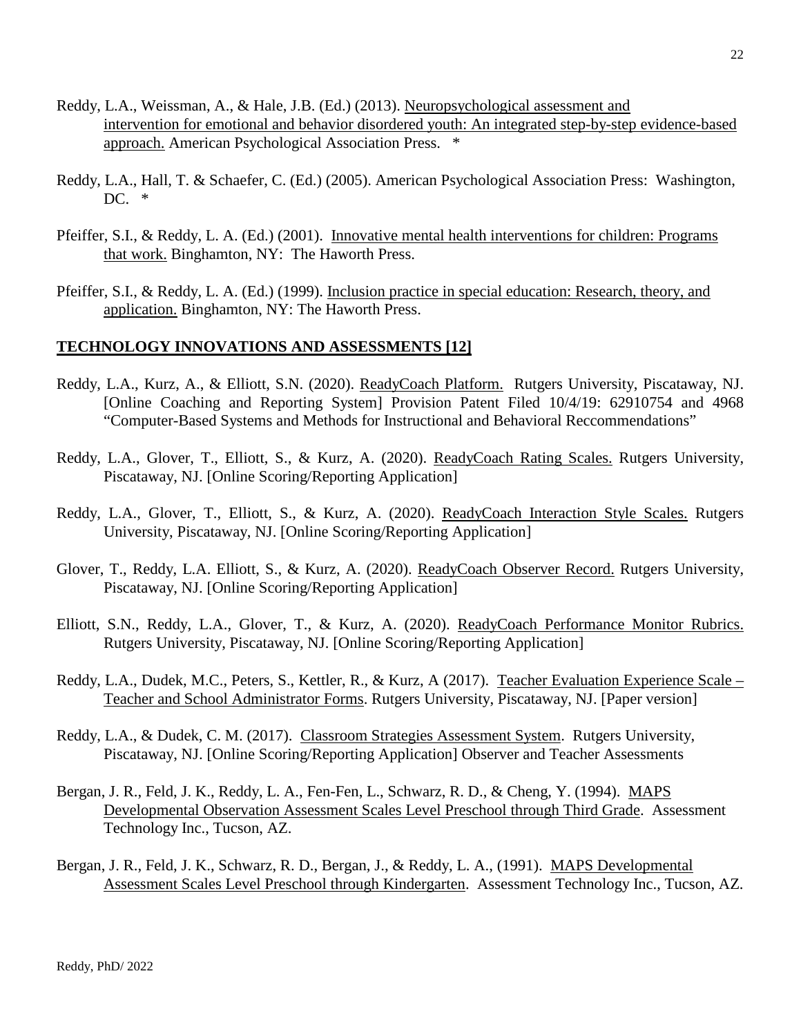Reddy, L.A., Weissman, A., & Hale, J.B. (Ed.) (2013). Neuropsychological assessment and intervention for emotional and behavior disordered youth: An integrated step-by-step evidence-based approach. American Psychological Association Press. *

Reddy, L.A., Hall, T. & Schaefer, C. (Ed.) (2005). American Psychological Association Press: Washington, DC. *

Pfeiffer, S.I., & Reddy, L. A. (Ed.) (2001). Innovative mental health interventions for children: Programs that work. Binghamton, NY: The Haworth Press.

Pfeiffer, S.I., & Reddy, L. A. (Ed.) (1999). Inclusion practice in special education: Research, theory, and application. Binghamton, NY: The Haworth Press.

## TECHNOLOGY INNOVATIONS AND ASSESSMENTS [12]

Reddy, L.A., Kurz, A., & Elliott, S.N. (2020). ReadyCoach Platform. Rutgers University, Piscataway, NJ. [Online Coaching and Reporting System] Provision Patent Filed 10/4/19: 62910754 and 4968 "Computer-Based Systems and Methods for Instructional and Behavioral Reccommendations"

Reddy, L.A., Glover, T., Elliott, S., & Kurz, A. (2020). ReadyCoach Rating Scales. Rutgers University, Piscataway, NJ. [Online Scoring/Reporting Application]

Reddy, L.A., Glover, T., Elliott, S., & Kurz, A. (2020). ReadyCoach Interaction Style Scales. Rutgers University, Piscataway, NJ. [Online Scoring/Reporting Application]

Glover, T., Reddy, L.A. Elliott, S., & Kurz, A. (2020). ReadyCoach Observer Record. Rutgers University, Piscataway, NJ. [Online Scoring/Reporting Application]

Elliott, S.N., Reddy, L.A., Glover, T., & Kurz, A. (2020). ReadyCoach Performance Monitor Rubrics. Rutgers University, Piscataway, NJ. [Online Scoring/Reporting Application]

Reddy, L.A., Dudek, M.C., Peters, S., Kettler, R., & Kurz, A (2017). Teacher Evaluation Experience Scale – Teacher and School Administrator Forms. Rutgers University, Piscataway, NJ. [Paper version]

Reddy, L.A., & Dudek, C. M. (2017). Classroom Strategies Assessment System. Rutgers University, Piscataway, NJ. [Online Scoring/Reporting Application] Observer and Teacher Assessments

Bergan, J. R., Feld, J. K., Reddy, L. A., Fen-Fen, L., Schwarz, R. D., & Cheng, Y. (1994). MAPS Developmental Observation Assessment Scales Level Preschool through Third Grade. Assessment Technology Inc., Tucson, AZ.

Bergan, J. R., Feld, J. K., Schwarz, R. D., Bergan, J., & Reddy, L. A., (1991). MAPS Developmental Assessment Scales Level Preschool through Kindergarten. Assessment Technology Inc., Tucson, AZ.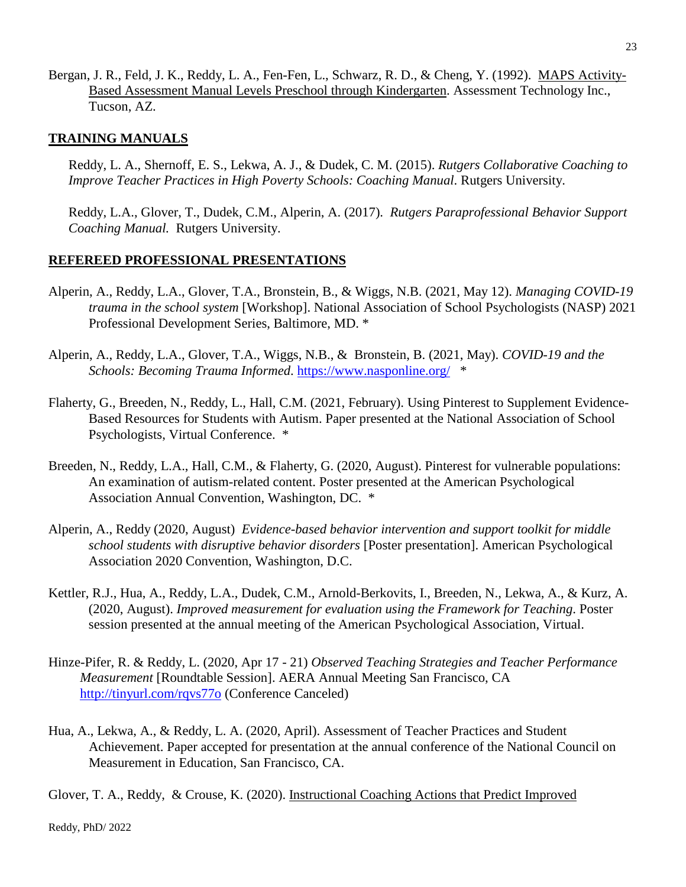Bergan, J. R., Feld, J. K., Reddy, L. A., Fen-Fen, L., Schwarz, R. D., & Cheng, Y. (1992). <u>MAPS Activity-Based Assessment Manual Levels Preschool through Kindergarten</u>. Assessment Technology Inc., Tucson, AZ.

## TRAINING MANUALS

Reddy, L. A., Shernoff, E. S., Lekwa, A. J., & Dudek, C. M. (2015). *Rutgers Collaborative Coaching to Improve Teacher Practices in High Poverty Schools: Coaching Manual*. Rutgers University.

Reddy, L.A., Glover, T., Dudek, C.M., Alperin, A. (2017). *Rutgers Paraprofessional Behavior Support Coaching Manual.* Rutgers University.

## REFEREED PROFESSIONAL PRESENTATIONS

Alperin, A., Reddy, L.A., Glover, T.A., Bronstein, B., & Wiggs, N.B. (2021, May 12). *Managing COVID-19 trauma in the school system* [Workshop]. National Association of School Psychologists (NASP) 2021 Professional Development Series, Baltimore, MD. *

Alperin, A., Reddy, L.A., Glover, T.A., Wiggs, N.B., & Bronstein, B. (2021, May). *COVID-19 and the Schools: Becoming Trauma Informed*. https://www.nasponline.org/ *

Flaherty, G., Breeden, N., Reddy, L., Hall, C.M. (2021, February). Using Pinterest to Supplement Evidence-Based Resources for Students with Autism. Paper presented at the National Association of School Psychologists, Virtual Conference. *

Breeden, N., Reddy, L.A., Hall, C.M., & Flaherty, G. (2020, August). Pinterest for vulnerable populations: An examination of autism-related content. Poster presented at the American Psychological Association Annual Convention, Washington, DC. *

Alperin, A., Reddy (2020, August) *Evidence-based behavior intervention and support toolkit for middle school students with disruptive behavior disorders* [Poster presentation]. American Psychological Association 2020 Convention, Washington, D.C.

Kettler, R.J., Hua, A., Reddy, L.A., Dudek, C.M., Arnold-Berkovits, I., Breeden, N., Lekwa, A., & Kurz, A. (2020, August). *Improved measurement for evaluation using the Framework for Teaching*. Poster session presented at the annual meeting of the American Psychological Association, Virtual.

Hinze-Pifer, R. & Reddy, L. (2020, Apr 17 - 21) *Observed Teaching Strategies and Teacher Performance Measurement* [Roundtable Session]. AERA Annual Meeting San Francisco, CA http://tinyurl.com/rqvs77o (Conference Canceled)

Hua, A., Lekwa, A., & Reddy, L. A. (2020, April). Assessment of Teacher Practices and Student Achievement. Paper accepted for presentation at the annual conference of the National Council on Measurement in Education, San Francisco, CA.

Glover, T. A., Reddy, & Crouse, K. (2020). <u>Instructional Coaching Actions that Predict Improved</u>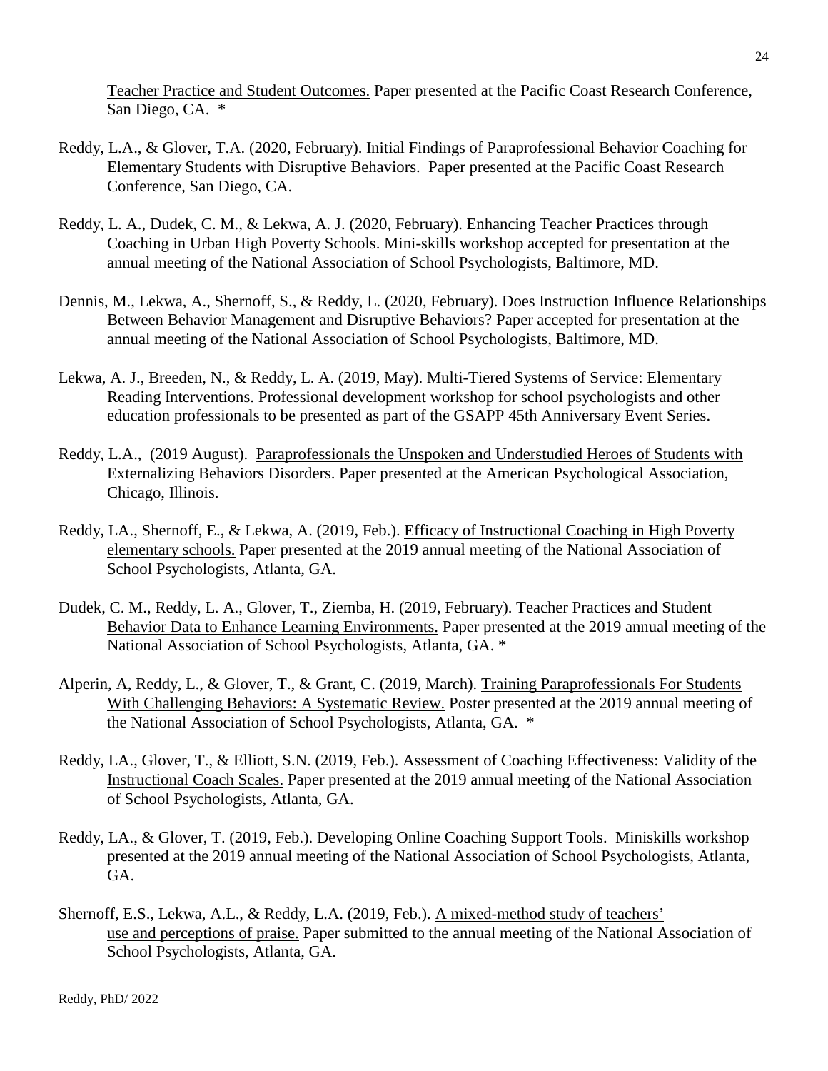Teacher Practice and Student Outcomes. Paper presented at the Pacific Coast Research Conference, San Diego, CA. *

Reddy, L.A., & Glover, T.A. (2020, February). Initial Findings of Paraprofessional Behavior Coaching for Elementary Students with Disruptive Behaviors. Paper presented at the Pacific Coast Research Conference, San Diego, CA.

Reddy, L. A., Dudek, C. M., & Lekwa, A. J. (2020, February). Enhancing Teacher Practices through Coaching in Urban High Poverty Schools. Mini-skills workshop accepted for presentation at the annual meeting of the National Association of School Psychologists, Baltimore, MD.

Dennis, M., Lekwa, A., Shernoff, S., & Reddy, L. (2020, February). Does Instruction Influence Relationships Between Behavior Management and Disruptive Behaviors? Paper accepted for presentation at the annual meeting of the National Association of School Psychologists, Baltimore, MD.

Lekwa, A. J., Breeden, N., & Reddy, L. A. (2019, May). Multi-Tiered Systems of Service: Elementary Reading Interventions. Professional development workshop for school psychologists and other education professionals to be presented as part of the GSAPP 45th Anniversary Event Series.

Reddy, L.A., (2019 August). Paraprofessionals the Unspoken and Understudied Heroes of Students with Externalizing Behaviors Disorders. Paper presented at the American Psychological Association, Chicago, Illinois.

Reddy, LA., Shernoff, E., & Lekwa, A. (2019, Feb.). Efficacy of Instructional Coaching in High Poverty elementary schools. Paper presented at the 2019 annual meeting of the National Association of School Psychologists, Atlanta, GA.

Dudek, C. M., Reddy, L. A., Glover, T., Ziemba, H. (2019, February). Teacher Practices and Student Behavior Data to Enhance Learning Environments. Paper presented at the 2019 annual meeting of the National Association of School Psychologists, Atlanta, GA. *

Alperin, A, Reddy, L., & Glover, T., & Grant, C. (2019, March). Training Paraprofessionals For Students With Challenging Behaviors: A Systematic Review. Poster presented at the 2019 annual meeting of the National Association of School Psychologists, Atlanta, GA. *

Reddy, LA., Glover, T., & Elliott, S.N. (2019, Feb.). Assessment of Coaching Effectiveness: Validity of the Instructional Coach Scales. Paper presented at the 2019 annual meeting of the National Association of School Psychologists, Atlanta, GA.

Reddy, LA., & Glover, T. (2019, Feb.). Developing Online Coaching Support Tools. Miniskills workshop presented at the 2019 annual meeting of the National Association of School Psychologists, Atlanta, GA.

Shernoff, E.S., Lekwa, A.L., & Reddy, L.A. (2019, Feb.). A mixed-method study of teachers' use and perceptions of praise. Paper submitted to the annual meeting of the National Association of School Psychologists, Atlanta, GA.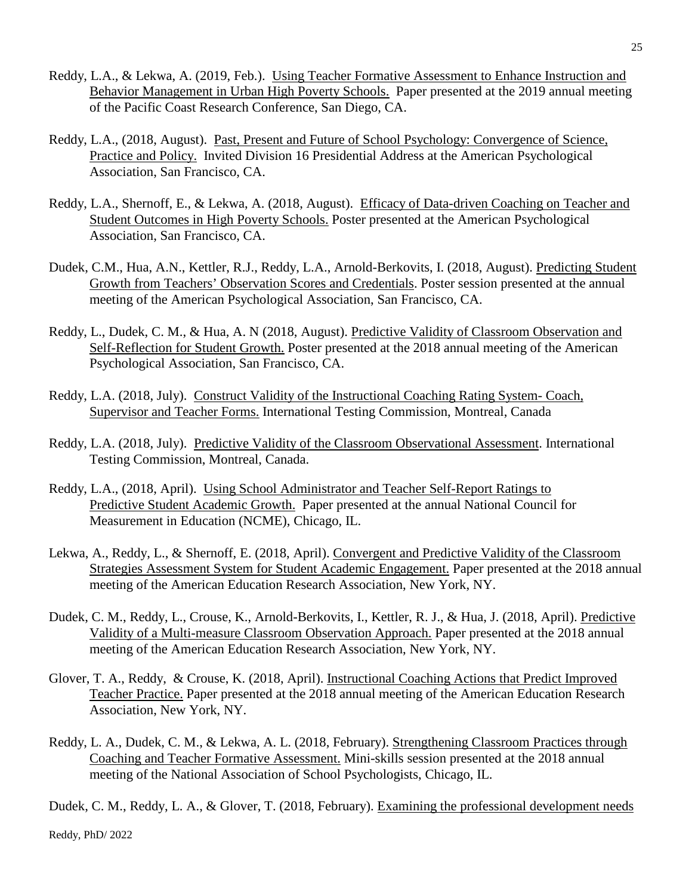Reddy, L.A., & Lekwa, A. (2019, Feb.). <u>Using Teacher Formative Assessment to Enhance Instruction and Behavior Management in Urban High Poverty Schools.</u> Paper presented at the 2019 annual meeting of the Pacific Coast Research Conference, San Diego, CA.

Reddy, L.A., (2018, August). <u>Past, Present and Future of School Psychology: Convergence of Science, Practice and Policy.</u> Invited Division 16 Presidential Address at the American Psychological Association, San Francisco, CA.

Reddy, L.A., Shernoff, E., & Lekwa, A. (2018, August). <u>Efficacy of Data-driven Coaching on Teacher and Student Outcomes in High Poverty Schools.</u> Poster presented at the American Psychological Association, San Francisco, CA.

Dudek, C.M., Hua, A.N., Kettler, R.J., Reddy, L.A., Arnold-Berkovits, I. (2018, August). <u>Predicting Student Growth from Teachers' Observation Scores and Credentials</u>. Poster session presented at the annual meeting of the American Psychological Association, San Francisco, CA.

Reddy, L., Dudek, C. M., & Hua, A. N (2018, August). <u>Predictive Validity of Classroom Observation and Self-Reflection for Student Growth.</u> Poster presented at the 2018 annual meeting of the American Psychological Association, San Francisco, CA.

Reddy, L.A. (2018, July). <u>Construct Validity of the Instructional Coaching Rating System- Coach, Supervisor and Teacher Forms.</u> International Testing Commission, Montreal, Canada

Reddy, L.A. (2018, July). <u>Predictive Validity of the Classroom Observational Assessment</u>. International Testing Commission, Montreal, Canada.

Reddy, L.A., (2018, April). <u>Using School Administrator and Teacher Self-Report Ratings to Predictive Student Academic Growth.</u> Paper presented at the annual National Council for Measurement in Education (NCME), Chicago, IL.

Lekwa, A., Reddy, L., & Shernoff, E. (2018, April). <u>Convergent and Predictive Validity of the Classroom Strategies Assessment System for Student Academic Engagement.</u> Paper presented at the 2018 annual meeting of the American Education Research Association, New York, NY.

Dudek, C. M., Reddy, L., Crouse, K., Arnold-Berkovits, I., Kettler, R. J., & Hua, J. (2018, April). <u>Predictive Validity of a Multi-measure Classroom Observation Approach.</u> Paper presented at the 2018 annual meeting of the American Education Research Association, New York, NY.

Glover, T. A., Reddy, & Crouse, K. (2018, April). <u>Instructional Coaching Actions that Predict Improved Teacher Practice.</u> Paper presented at the 2018 annual meeting of the American Education Research Association, New York, NY.

Reddy, L. A., Dudek, C. M., & Lekwa, A. L. (2018, February). <u>Strengthening Classroom Practices through Coaching and Teacher Formative Assessment.</u> Mini-skills session presented at the 2018 annual meeting of the National Association of School Psychologists, Chicago, IL.

Dudek, C. M., Reddy, L. A., & Glover, T. (2018, February). <u>Examining the professional development needs</u>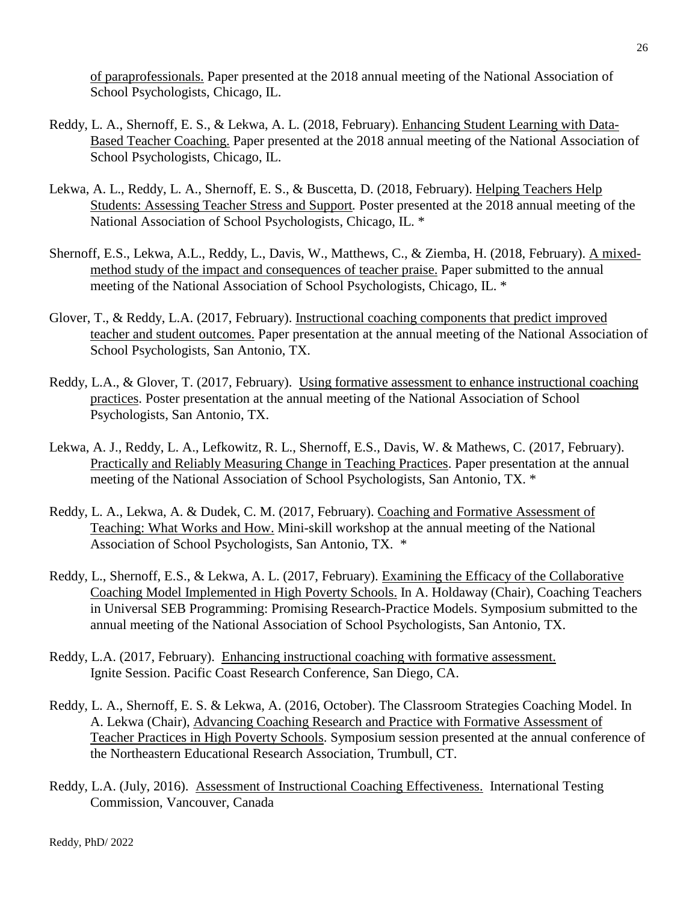of paraprofessionals. Paper presented at the 2018 annual meeting of the National Association of School Psychologists, Chicago, IL.

Reddy, L. A., Shernoff, E. S., & Lekwa, A. L. (2018, February). Enhancing Student Learning with Data-Based Teacher Coaching. Paper presented at the 2018 annual meeting of the National Association of School Psychologists, Chicago, IL.

Lekwa, A. L., Reddy, L. A., Shernoff, E. S., & Buscetta, D. (2018, February). Helping Teachers Help Students: Assessing Teacher Stress and Support. Poster presented at the 2018 annual meeting of the National Association of School Psychologists, Chicago, IL. *

Shernoff, E.S., Lekwa, A.L., Reddy, L., Davis, W., Matthews, C., & Ziemba, H. (2018, February). A mixed-method study of the impact and consequences of teacher praise. Paper submitted to the annual meeting of the National Association of School Psychologists, Chicago, IL. *

Glover, T., & Reddy, L.A. (2017, February). Instructional coaching components that predict improved teacher and student outcomes. Paper presentation at the annual meeting of the National Association of School Psychologists, San Antonio, TX.

Reddy, L.A., & Glover, T. (2017, February). Using formative assessment to enhance instructional coaching practices. Poster presentation at the annual meeting of the National Association of School Psychologists, San Antonio, TX.

Lekwa, A. J., Reddy, L. A., Lefkowitz, R. L., Shernoff, E.S., Davis, W. & Mathews, C. (2017, February). Practically and Reliably Measuring Change in Teaching Practices. Paper presentation at the annual meeting of the National Association of School Psychologists, San Antonio, TX. *

Reddy, L. A., Lekwa, A. & Dudek, C. M. (2017, February). Coaching and Formative Assessment of Teaching: What Works and How. Mini-skill workshop at the annual meeting of the National Association of School Psychologists, San Antonio, TX. *

Reddy, L., Shernoff, E.S., & Lekwa, A. L. (2017, February). Examining the Efficacy of the Collaborative Coaching Model Implemented in High Poverty Schools. In A. Holdaway (Chair), Coaching Teachers in Universal SEB Programming: Promising Research-Practice Models. Symposium submitted to the annual meeting of the National Association of School Psychologists, San Antonio, TX.

Reddy, L.A. (2017, February). Enhancing instructional coaching with formative assessment. Ignite Session. Pacific Coast Research Conference, San Diego, CA.

Reddy, L. A., Shernoff, E. S. & Lekwa, A. (2016, October). The Classroom Strategies Coaching Model. In A. Lekwa (Chair), Advancing Coaching Research and Practice with Formative Assessment of Teacher Practices in High Poverty Schools. Symposium session presented at the annual conference of the Northeastern Educational Research Association, Trumbull, CT.

Reddy, L.A. (July, 2016). Assessment of Instructional Coaching Effectiveness. International Testing Commission, Vancouver, Canada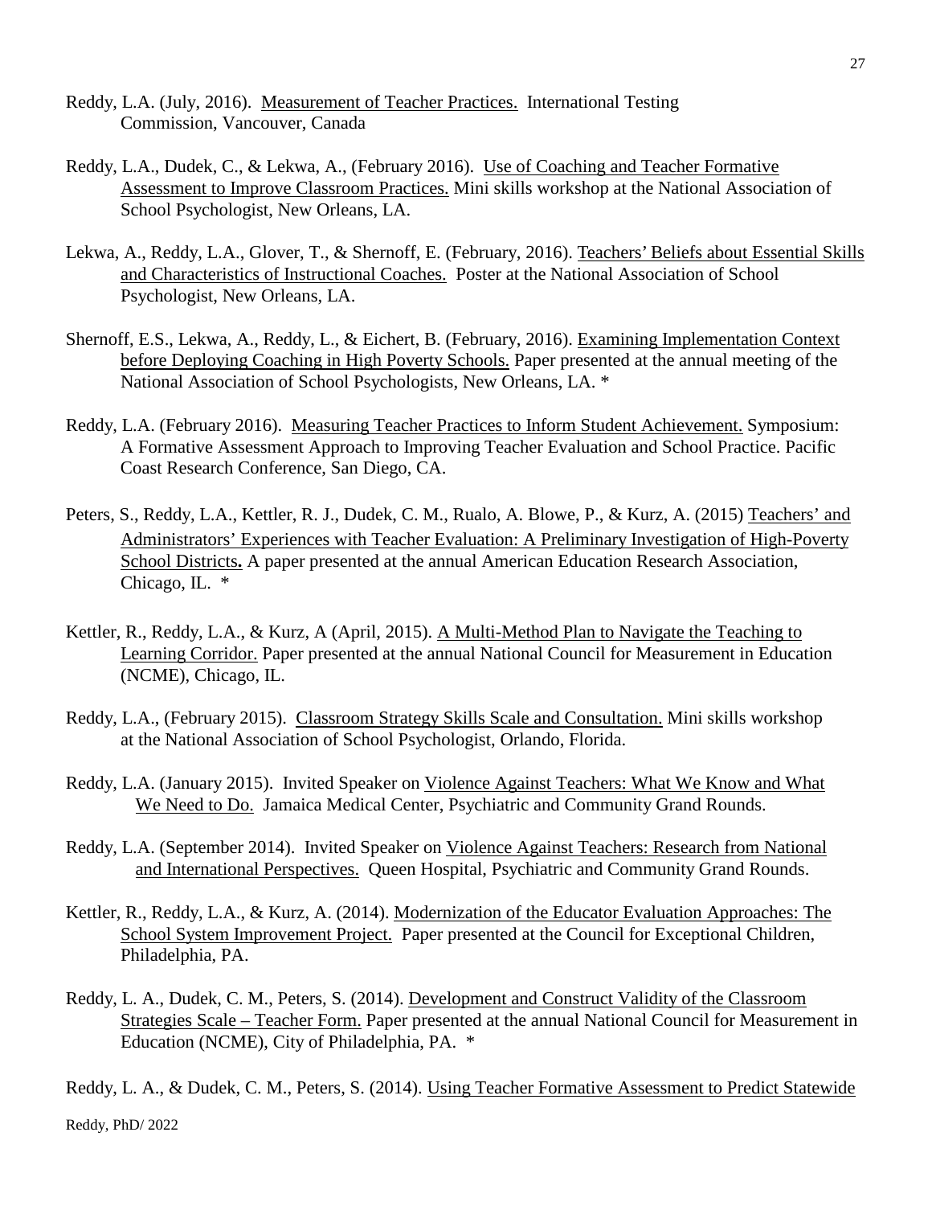Reddy, L.A. (July, 2016). Measurement of Teacher Practices. International Testing Commission, Vancouver, Canada

Reddy, L.A., Dudek, C., & Lekwa, A., (February 2016). Use of Coaching and Teacher Formative Assessment to Improve Classroom Practices. Mini skills workshop at the National Association of School Psychologist, New Orleans, LA.

Lekwa, A., Reddy, L.A., Glover, T., & Shernoff, E. (February, 2016). Teachers' Beliefs about Essential Skills and Characteristics of Instructional Coaches. Poster at the National Association of School Psychologist, New Orleans, LA.

Shernoff, E.S., Lekwa, A., Reddy, L., & Eichert, B. (February, 2016). Examining Implementation Context before Deploying Coaching in High Poverty Schools. Paper presented at the annual meeting of the National Association of School Psychologists, New Orleans, LA. *

Reddy, L.A. (February 2016). Measuring Teacher Practices to Inform Student Achievement. Symposium: A Formative Assessment Approach to Improving Teacher Evaluation and School Practice. Pacific Coast Research Conference, San Diego, CA.

Peters, S., Reddy, L.A., Kettler, R. J., Dudek, C. M., Rualo, A. Blowe, P., & Kurz, A. (2015) Teachers' and Administrators' Experiences with Teacher Evaluation: A Preliminary Investigation of High-Poverty School Districts**.** A paper presented at the annual American Education Research Association, Chicago, IL. *

Kettler, R., Reddy, L.A., & Kurz, A (April, 2015). A Multi-Method Plan to Navigate the Teaching to Learning Corridor. Paper presented at the annual National Council for Measurement in Education (NCME), Chicago, IL.

Reddy, L.A., (February 2015). Classroom Strategy Skills Scale and Consultation. Mini skills workshop at the National Association of School Psychologist, Orlando, Florida.

Reddy, L.A. (January 2015). Invited Speaker on Violence Against Teachers: What We Know and What We Need to Do. Jamaica Medical Center, Psychiatric and Community Grand Rounds.

Reddy, L.A. (September 2014). Invited Speaker on Violence Against Teachers: Research from National and International Perspectives. Queen Hospital, Psychiatric and Community Grand Rounds.

Kettler, R., Reddy, L.A., & Kurz, A. (2014). Modernization of the Educator Evaluation Approaches: The School System Improvement Project. Paper presented at the Council for Exceptional Children, Philadelphia, PA.

Reddy, L. A., Dudek, C. M., Peters, S. (2014). Development and Construct Validity of the Classroom Strategies Scale – Teacher Form. Paper presented at the annual National Council for Measurement in Education (NCME), City of Philadelphia, PA. *

Reddy, L. A., & Dudek, C. M., Peters, S. (2014). Using Teacher Formative Assessment to Predict Statewide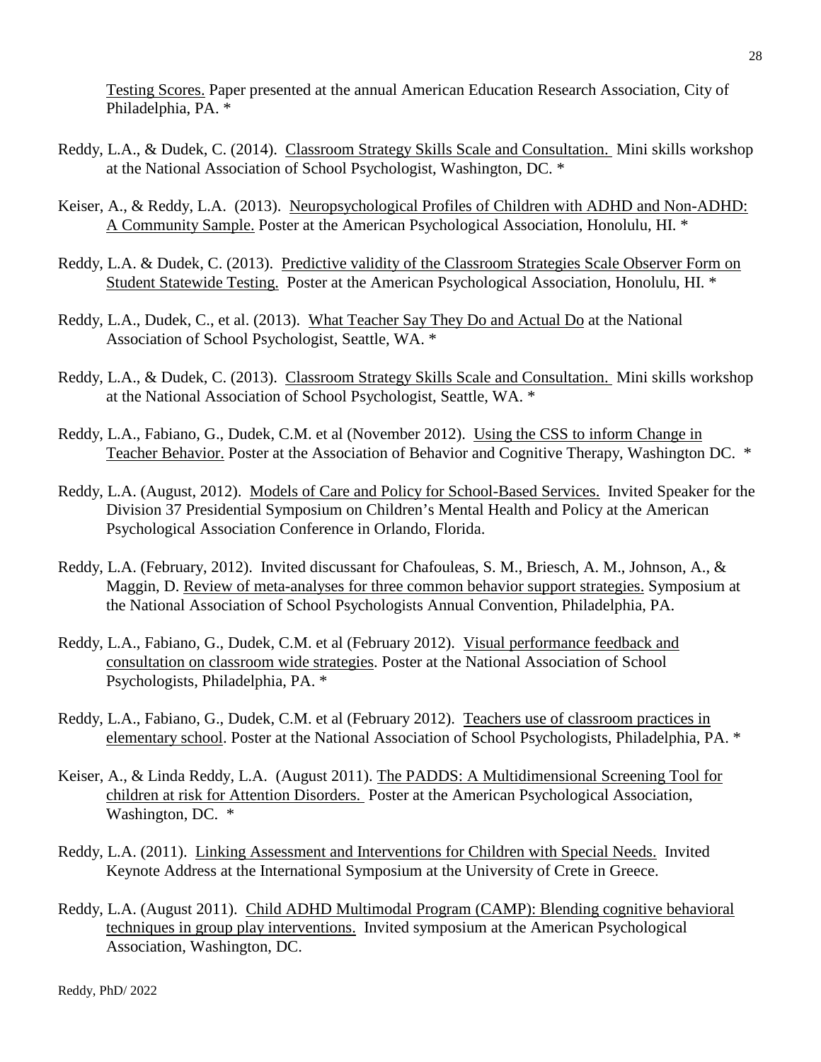<u>Testing Scores.</u> Paper presented at the annual American Education Research Association, City of Philadelphia, PA. *

Reddy, L.A., & Dudek, C. (2014). <u>Classroom Strategy Skills Scale and Consultation.</u> Mini skills workshop at the National Association of School Psychologist, Washington, DC. *

Keiser, A., & Reddy, L.A. (2013). <u>Neuropsychological Profiles of Children with ADHD and Non-ADHD: A Community Sample.</u> Poster at the American Psychological Association, Honolulu, HI. *

Reddy, L.A. & Dudek, C. (2013). <u>Predictive validity of the Classroom Strategies Scale Observer Form on Student Statewide Testing.</u> Poster at the American Psychological Association, Honolulu, HI. *

Reddy, L.A., Dudek, C., et al. (2013). <u>What Teacher Say They Do and Actual Do</u> at the National Association of School Psychologist, Seattle, WA. *

Reddy, L.A., & Dudek, C. (2013). <u>Classroom Strategy Skills Scale and Consultation.</u> Mini skills workshop at the National Association of School Psychologist, Seattle, WA. *

Reddy, L.A., Fabiano, G., Dudek, C.M. et al (November 2012). <u>Using the CSS to inform Change in Teacher Behavior.</u> Poster at the Association of Behavior and Cognitive Therapy, Washington DC. *

Reddy, L.A. (August, 2012). <u>Models of Care and Policy for School-Based Services.</u> Invited Speaker for the Division 37 Presidential Symposium on Children's Mental Health and Policy at the American Psychological Association Conference in Orlando, Florida.

Reddy, L.A. (February, 2012). Invited discussant for Chafouleas, S. M., Briesch, A. M., Johnson, A., & Maggin, D. <u>Review of meta-analyses for three common behavior support strategies.</u> Symposium at the National Association of School Psychologists Annual Convention, Philadelphia, PA.

Reddy, L.A., Fabiano, G., Dudek, C.M. et al (February 2012). <u>Visual performance feedback and consultation on classroom wide strategies</u>. Poster at the National Association of School Psychologists, Philadelphia, PA. *

Reddy, L.A., Fabiano, G., Dudek, C.M. et al (February 2012). <u>Teachers use of classroom practices in elementary school</u>. Poster at the National Association of School Psychologists, Philadelphia, PA. *

Keiser, A., & Linda Reddy, L.A. (August 2011). <u>The PADDS: A Multidimensional Screening Tool for children at risk for Attention Disorders.</u> Poster at the American Psychological Association, Washington, DC. *

Reddy, L.A. (2011). <u>Linking Assessment and Interventions for Children with Special Needs.</u> Invited Keynote Address at the International Symposium at the University of Crete in Greece.

Reddy, L.A. (August 2011). <u>Child ADHD Multimodal Program (CAMP): Blending cognitive behavioral techniques in group play interventions.</u> Invited symposium at the American Psychological Association, Washington, DC.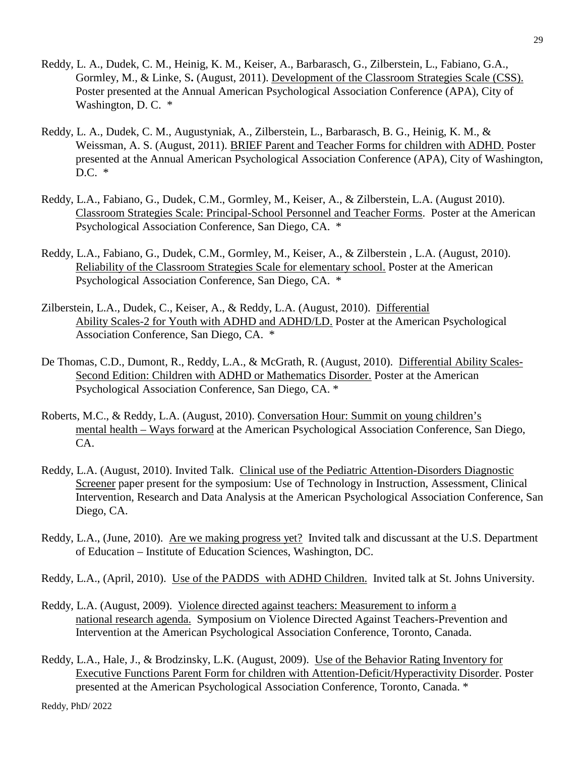Reddy, L. A., Dudek, C. M., Heinig, K. M., Keiser, A., Barbarasch, G., Zilberstein, L., Fabiano, G.A., Gormley, M., & Linke, S**.** (August, 2011). <u>Development of the Classroom Strategies Scale (CSS).</u> Poster presented at the Annual American Psychological Association Conference (APA), City of Washington, D. C. *

Reddy, L. A., Dudek, C. M., Augustyniak, A., Zilberstein, L., Barbarasch, B. G., Heinig, K. M., & Weissman, A. S. (August, 2011). <u>BRIEF Parent and Teacher Forms for children with ADHD.</u> Poster presented at the Annual American Psychological Association Conference (APA), City of Washington, D.C. *

Reddy, L.A., Fabiano, G., Dudek, C.M., Gormley, M., Keiser, A., & Zilberstein, L.A. (August 2010). <u>Classroom Strategies Scale: Principal-School Personnel and Teacher Forms</u>. Poster at the American Psychological Association Conference, San Diego, CA. *

Reddy, L.A., Fabiano, G., Dudek, C.M., Gormley, M., Keiser, A., & Zilberstein , L.A. (August, 2010). <u>Reliability of the Classroom Strategies Scale for elementary school.</u> Poster at the American Psychological Association Conference, San Diego, CA. *

Zilberstein, L.A., Dudek, C., Keiser, A., & Reddy, L.A. (August, 2010). <u>Differential Ability Scales-2 for Youth with ADHD and ADHD/LD.</u> Poster at the American Psychological Association Conference, San Diego, CA. *

De Thomas, C.D., Dumont, R., Reddy, L.A., & McGrath, R. (August, 2010). <u>Differential Ability Scales-Second Edition: Children with ADHD or Mathematics Disorder.</u> Poster at the American Psychological Association Conference, San Diego, CA. *

Roberts, M.C., & Reddy, L.A. (August, 2010). <u>Conversation Hour: Summit on young children's mental health – Ways forward</u> at the American Psychological Association Conference, San Diego, CA.

Reddy, L.A. (August, 2010). Invited Talk. <u>Clinical use of the Pediatric Attention-Disorders Diagnostic Screener</u> paper present for the symposium: Use of Technology in Instruction, Assessment, Clinical Intervention, Research and Data Analysis at the American Psychological Association Conference, San Diego, CA.

Reddy, L.A., (June, 2010). <u>Are we making progress yet?</u> Invited talk and discussant at the U.S. Department of Education – Institute of Education Sciences, Washington, DC.

Reddy, L.A., (April, 2010). <u>Use of the PADDS with ADHD Children.</u> Invited talk at St. Johns University.

Reddy, L.A. (August, 2009). <u>Violence directed against teachers: Measurement to inform a national research agenda.</u> Symposium on Violence Directed Against Teachers-Prevention and Intervention at the American Psychological Association Conference, Toronto, Canada.

Reddy, L.A., Hale, J., & Brodzinsky, L.K. (August, 2009). <u>Use of the Behavior Rating Inventory for Executive Functions Parent Form for children with Attention-Deficit/Hyperactivity Disorder</u>. Poster presented at the American Psychological Association Conference, Toronto, Canada. *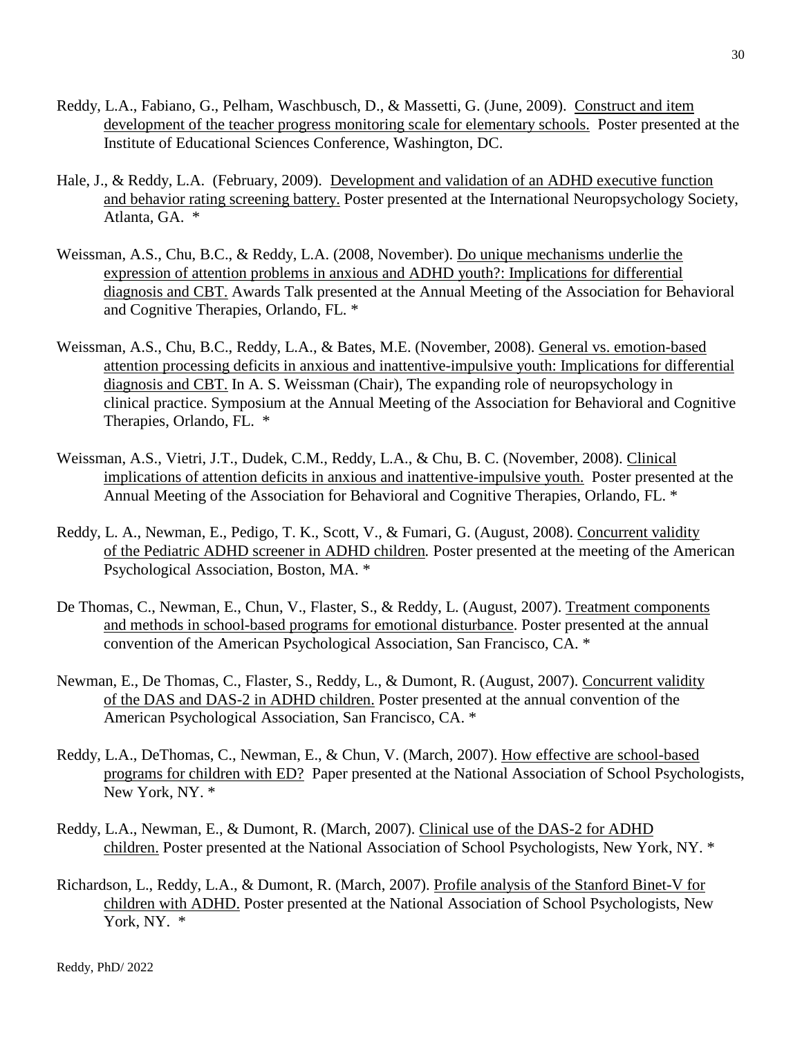Reddy, L.A., Fabiano, G., Pelham, Waschbusch, D., & Massetti, G. (June, 2009). <u>Construct and item development of the teacher progress monitoring scale for elementary schools.</u> Poster presented at the Institute of Educational Sciences Conference, Washington, DC.

Hale, J., & Reddy, L.A. (February, 2009). <u>Development and validation of an ADHD executive function and behavior rating screening battery.</u> Poster presented at the International Neuropsychology Society, Atlanta, GA. *

Weissman, A.S., Chu, B.C., & Reddy, L.A. (2008, November). <u>Do unique mechanisms underlie the expression of attention problems in anxious and ADHD youth?: Implications for differential diagnosis and CBT.</u> Awards Talk presented at the Annual Meeting of the Association for Behavioral and Cognitive Therapies, Orlando, FL. *

Weissman, A.S., Chu, B.C., Reddy, L.A., & Bates, M.E. (November, 2008). <u>General vs. emotion-based attention processing deficits in anxious and inattentive-impulsive youth: Implications for differential diagnosis and CBT.</u> In A. S. Weissman (Chair), The expanding role of neuropsychology in clinical practice. Symposium at the Annual Meeting of the Association for Behavioral and Cognitive Therapies, Orlando, FL. *

Weissman, A.S., Vietri, J.T., Dudek, C.M., Reddy, L.A., & Chu, B. C. (November, 2008). <u>Clinical implications of attention deficits in anxious and inattentive-impulsive youth.</u> Poster presented at the Annual Meeting of the Association for Behavioral and Cognitive Therapies, Orlando, FL. *

Reddy, L. A., Newman, E., Pedigo, T. K., Scott, V., & Fumari, G. (August, 2008). <u>Concurrent validity of the Pediatric ADHD screener in ADHD children</u>*.* Poster presented at the meeting of the American Psychological Association, Boston, MA. *

De Thomas, C., Newman, E., Chun, V., Flaster, S., & Reddy, L. (August, 2007). <u>Treatment components and methods in school-based programs for emotional disturbance</u>. Poster presented at the annual convention of the American Psychological Association, San Francisco, CA. *

Newman, E., De Thomas, C., Flaster, S., Reddy, L., & Dumont, R. (August, 2007). <u>Concurrent validity of the DAS and DAS-2 in ADHD children.</u> Poster presented at the annual convention of the American Psychological Association, San Francisco, CA. *

Reddy, L.A., DeThomas, C., Newman, E., & Chun, V. (March, 2007). <u>How effective are school-based programs for children with ED?</u> Paper presented at the National Association of School Psychologists, New York, NY. *

Reddy, L.A., Newman, E., & Dumont, R. (March, 2007). <u>Clinical use of the DAS-2 for ADHD children.</u> Poster presented at the National Association of School Psychologists, New York, NY. *

Richardson, L., Reddy, L.A., & Dumont, R. (March, 2007). <u>Profile analysis of the Stanford Binet-V for children with ADHD.</u> Poster presented at the National Association of School Psychologists, New York, NY. *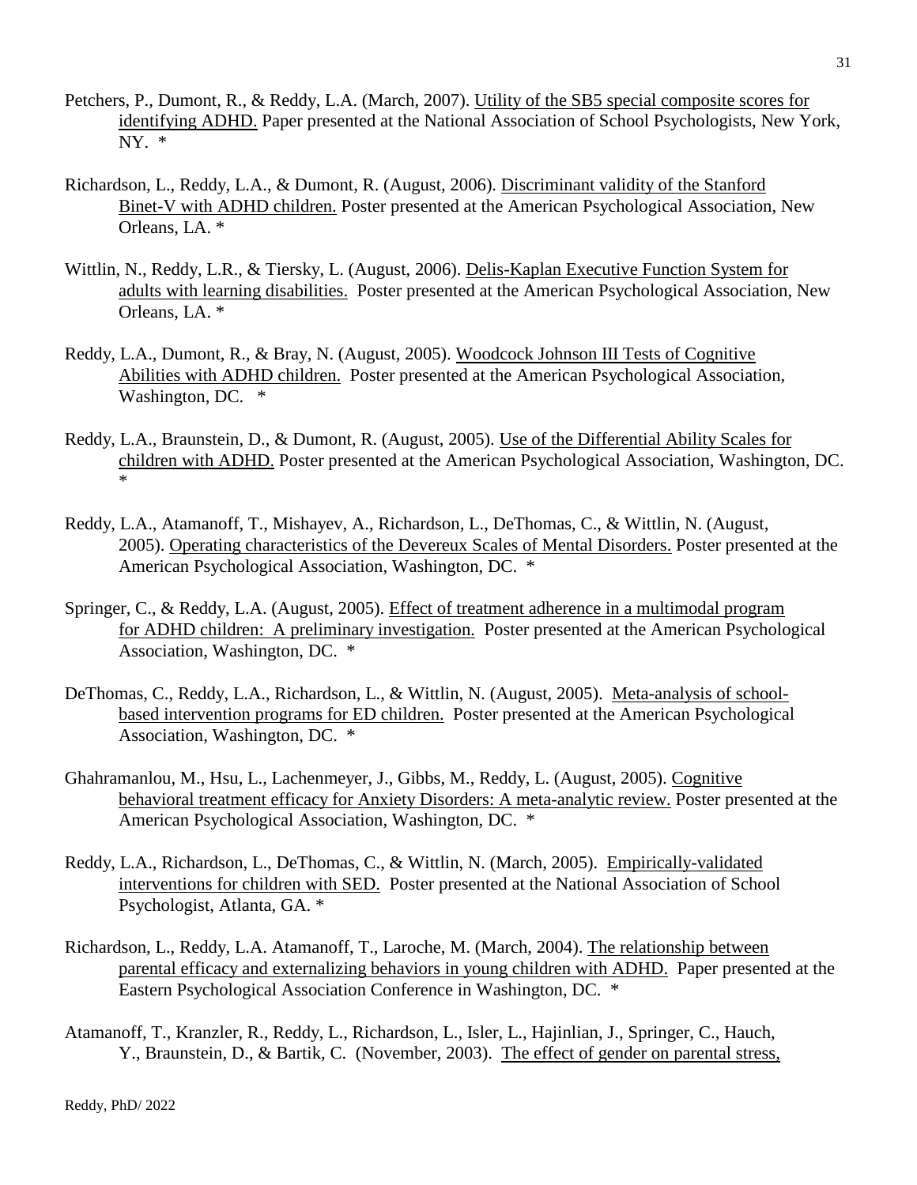Petchers, P., Dumont, R., & Reddy, L.A. (March, 2007). <u>Utility of the SB5 special composite scores for identifying ADHD.</u> Paper presented at the National Association of School Psychologists, New York, NY. *

Richardson, L., Reddy, L.A., & Dumont, R. (August, 2006). <u>Discriminant validity of the Stanford Binet-V with ADHD children.</u> Poster presented at the American Psychological Association, New Orleans, LA. *

Wittlin, N., Reddy, L.R., & Tiersky, L. (August, 2006). <u>Delis-Kaplan Executive Function System for adults with learning disabilities.</u> Poster presented at the American Psychological Association, New Orleans, LA. *

Reddy, L.A., Dumont, R., & Bray, N. (August, 2005). <u>Woodcock Johnson III Tests of Cognitive Abilities with ADHD children.</u> Poster presented at the American Psychological Association, Washington, DC. *

Reddy, L.A., Braunstein, D., & Dumont, R. (August, 2005). <u>Use of the Differential Ability Scales for children with ADHD.</u> Poster presented at the American Psychological Association, Washington, DC. *

Reddy, L.A., Atamanoff, T., Mishayev, A., Richardson, L., DeThomas, C., & Wittlin, N. (August, 2005). <u>Operating characteristics of the Devereux Scales of Mental Disorders.</u> Poster presented at the American Psychological Association, Washington, DC. *

Springer, C., & Reddy, L.A. (August, 2005). <u>Effect of treatment adherence in a multimodal program for ADHD children: A preliminary investigation.</u> Poster presented at the American Psychological Association, Washington, DC. *

DeThomas, C., Reddy, L.A., Richardson, L., & Wittlin, N. (August, 2005). <u>Meta-analysis of school-based intervention programs for ED children.</u> Poster presented at the American Psychological Association, Washington, DC. *

Ghahramanlou, M., Hsu, L., Lachenmeyer, J., Gibbs, M., Reddy, L. (August, 2005). <u>Cognitive behavioral treatment efficacy for Anxiety Disorders: A meta-analytic review.</u> Poster presented at the American Psychological Association, Washington, DC. *

Reddy, L.A., Richardson, L., DeThomas, C., & Wittlin, N. (March, 2005). <u>Empirically-validated interventions for children with SED.</u> Poster presented at the National Association of School Psychologist, Atlanta, GA. *

Richardson, L., Reddy, L.A. Atamanoff, T., Laroche, M. (March, 2004). <u>The relationship between parental efficacy and externalizing behaviors in young children with ADHD.</u> Paper presented at the Eastern Psychological Association Conference in Washington, DC. *

Atamanoff, T., Kranzler, R., Reddy, L., Richardson, L., Isler, L., Hajinlian, J., Springer, C., Hauch, Y., Braunstein, D., & Bartik, C. (November, 2003). <u>The effect of gender on parental stress,</u>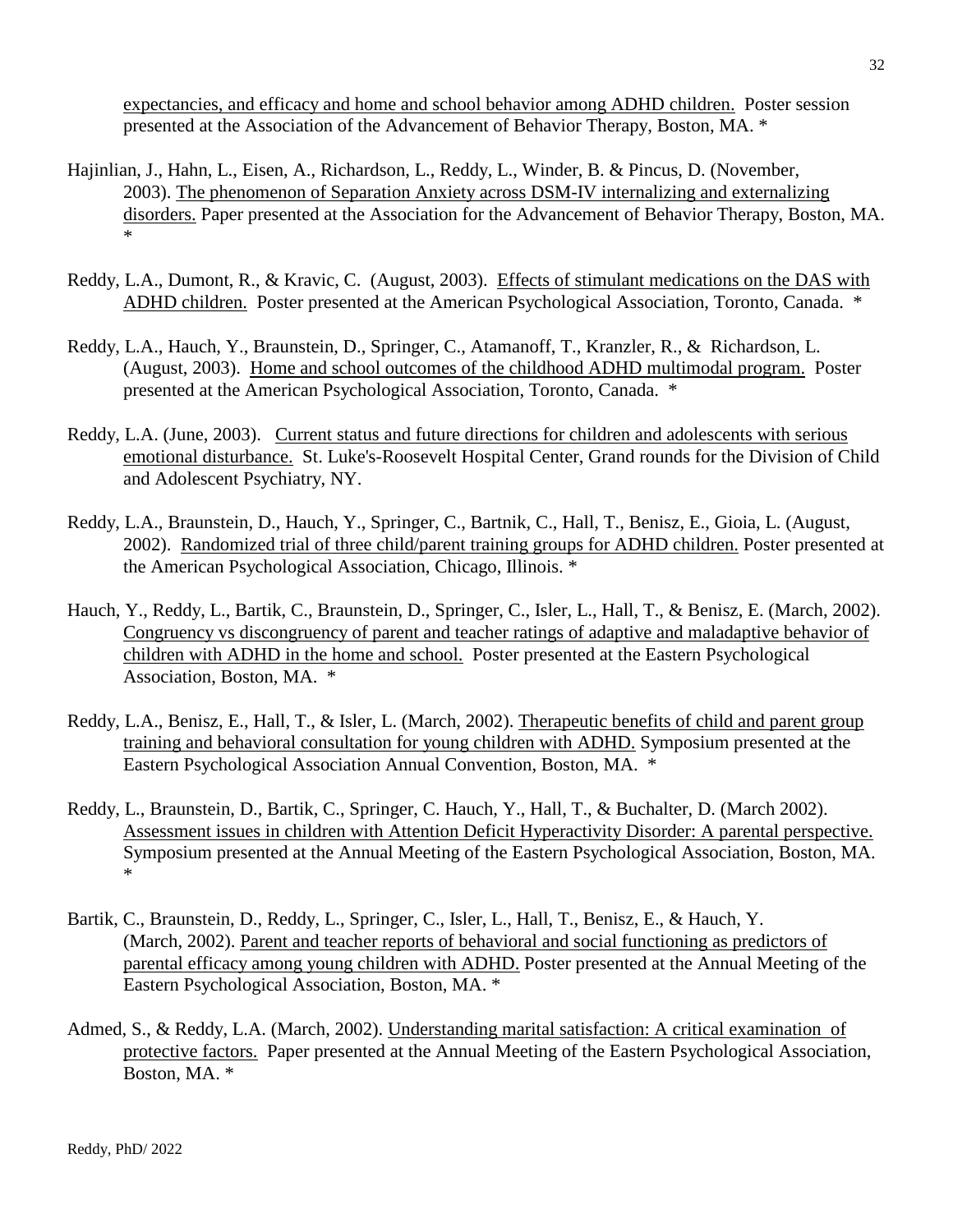expectancies, and efficacy and home and school behavior among ADHD children. Poster session presented at the Association of the Advancement of Behavior Therapy, Boston, MA. *

Hajinlian, J., Hahn, L., Eisen, A., Richardson, L., Reddy, L., Winder, B. & Pincus, D. (November, 2003). The phenomenon of Separation Anxiety across DSM-IV internalizing and externalizing disorders. Paper presented at the Association for the Advancement of Behavior Therapy, Boston, MA. *

Reddy, L.A., Dumont, R., & Kravic, C. (August, 2003). Effects of stimulant medications on the DAS with ADHD children. Poster presented at the American Psychological Association, Toronto, Canada. *

Reddy, L.A., Hauch, Y., Braunstein, D., Springer, C., Atamanoff, T., Kranzler, R., & Richardson, L. (August, 2003). Home and school outcomes of the childhood ADHD multimodal program. Poster presented at the American Psychological Association, Toronto, Canada. *

Reddy, L.A. (June, 2003). Current status and future directions for children and adolescents with serious emotional disturbance. St. Luke's-Roosevelt Hospital Center, Grand rounds for the Division of Child and Adolescent Psychiatry, NY.

Reddy, L.A., Braunstein, D., Hauch, Y., Springer, C., Bartnik, C., Hall, T., Benisz, E., Gioia, L. (August, 2002). Randomized trial of three child/parent training groups for ADHD children. Poster presented at the American Psychological Association, Chicago, Illinois. *

Hauch, Y., Reddy, L., Bartik, C., Braunstein, D., Springer, C., Isler, L., Hall, T., & Benisz, E. (March, 2002). Congruency vs discongruency of parent and teacher ratings of adaptive and maladaptive behavior of children with ADHD in the home and school. Poster presented at the Eastern Psychological Association, Boston, MA. *

Reddy, L.A., Benisz, E., Hall, T., & Isler, L. (March, 2002). Therapeutic benefits of child and parent group training and behavioral consultation for young children with ADHD. Symposium presented at the Eastern Psychological Association Annual Convention, Boston, MA. *

Reddy, L., Braunstein, D., Bartik, C., Springer, C. Hauch, Y., Hall, T., & Buchalter, D. (March 2002). Assessment issues in children with Attention Deficit Hyperactivity Disorder: A parental perspective. Symposium presented at the Annual Meeting of the Eastern Psychological Association, Boston, MA. *

Bartik, C., Braunstein, D., Reddy, L., Springer, C., Isler, L., Hall, T., Benisz, E., & Hauch, Y. (March, 2002). Parent and teacher reports of behavioral and social functioning as predictors of parental efficacy among young children with ADHD. Poster presented at the Annual Meeting of the Eastern Psychological Association, Boston, MA. *

Admed, S., & Reddy, L.A. (March, 2002). Understanding marital satisfaction: A critical examination of protective factors. Paper presented at the Annual Meeting of the Eastern Psychological Association, Boston, MA. *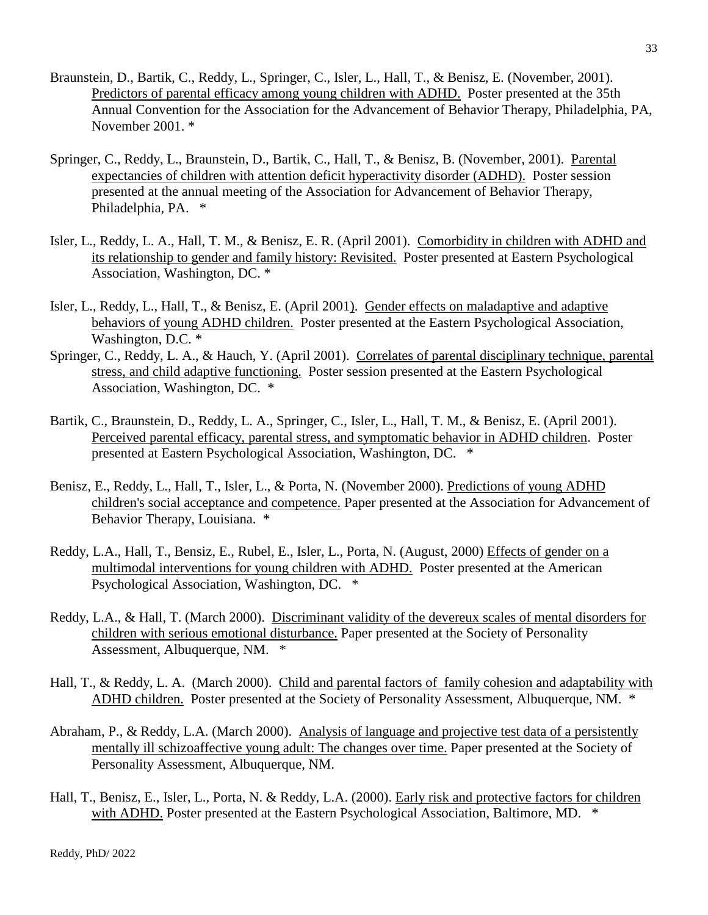Braunstein, D., Bartik, C., Reddy, L., Springer, C., Isler, L., Hall, T., & Benisz, E. (November, 2001). <u>Predictors of parental efficacy among young children with ADHD.</u> Poster presented at the 35th Annual Convention for the Association for the Advancement of Behavior Therapy, Philadelphia, PA, November 2001. *

Springer, C., Reddy, L., Braunstein, D., Bartik, C., Hall, T., & Benisz, B. (November, 2001). <u>Parental expectancies of children with attention deficit hyperactivity disorder (ADHD).</u> Poster session presented at the annual meeting of the Association for Advancement of Behavior Therapy, Philadelphia, PA. *

Isler, L., Reddy, L. A., Hall, T. M., & Benisz, E. R. (April 2001). <u>Comorbidity in children with ADHD and its relationship to gender and family history: Revisited.</u> Poster presented at Eastern Psychological Association, Washington, DC. *

Isler, L., Reddy, L., Hall, T., & Benisz, E. (April 2001). <u>Gender effects on maladaptive and adaptive behaviors of young ADHD children.</u> Poster presented at the Eastern Psychological Association, Washington, D.C. *

Springer, C., Reddy, L. A., & Hauch, Y. (April 2001). <u>Correlates of parental disciplinary technique, parental stress, and child adaptive functioning.</u> Poster session presented at the Eastern Psychological Association, Washington, DC. *

Bartik, C., Braunstein, D., Reddy, L. A., Springer, C., Isler, L., Hall, T. M., & Benisz, E. (April 2001). <u>Perceived parental efficacy, parental stress, and symptomatic behavior in ADHD children</u>. Poster presented at Eastern Psychological Association, Washington, DC. *

Benisz, E., Reddy, L., Hall, T., Isler, L., & Porta, N. (November 2000). <u>Predictions of young ADHD children's social acceptance and competence.</u> Paper presented at the Association for Advancement of Behavior Therapy, Louisiana. *

Reddy, L.A., Hall, T., Bensiz, E., Rubel, E., Isler, L., Porta, N. (August, 2000) <u>Effects of gender on a multimodal interventions for young children with ADHD.</u> Poster presented at the American Psychological Association, Washington, DC. *

Reddy, L.A., & Hall, T. (March 2000). <u>Discriminant validity of the devereux scales of mental disorders for children with serious emotional disturbance.</u> Paper presented at the Society of Personality Assessment, Albuquerque, NM. *

Hall, T., & Reddy, L. A. (March 2000). <u>Child and parental factors of family cohesion and adaptability with ADHD children.</u> Poster presented at the Society of Personality Assessment, Albuquerque, NM. *

Abraham, P., & Reddy, L.A. (March 2000). <u>Analysis of language and projective test data of a persistently mentally ill schizoaffective young adult: The changes over time.</u> Paper presented at the Society of Personality Assessment, Albuquerque, NM.

Hall, T., Benisz, E., Isler, L., Porta, N. & Reddy, L.A. (2000). <u>Early risk and protective factors for children with ADHD.</u> Poster presented at the Eastern Psychological Association, Baltimore, MD. *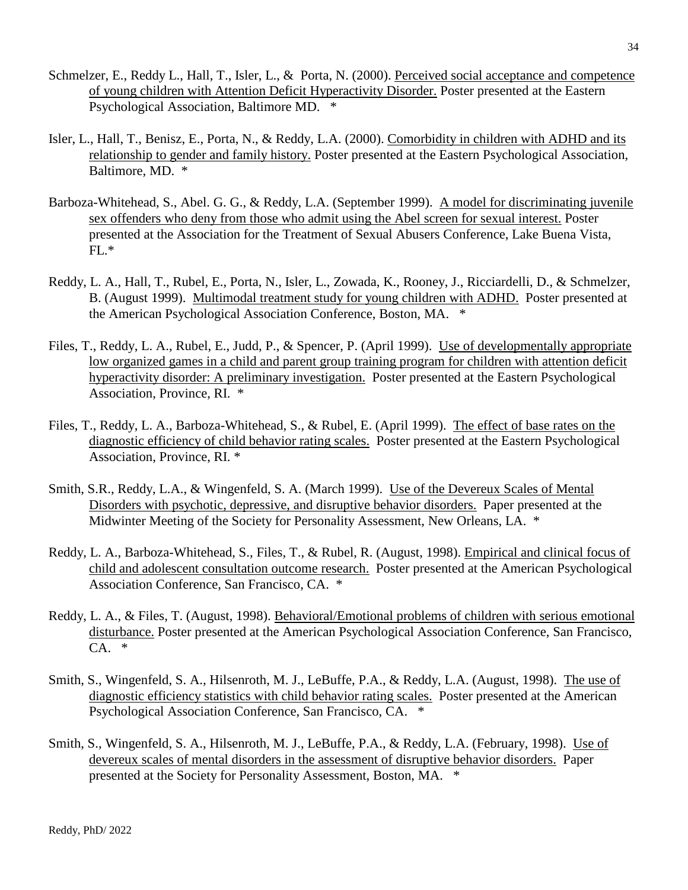Schmelzer, E., Reddy L., Hall, T., Isler, L., & Porta, N. (2000). <u>Perceived social acceptance and competence of young children with Attention Deficit Hyperactivity Disorder.</u> Poster presented at the Eastern Psychological Association, Baltimore MD. *

Isler, L., Hall, T., Benisz, E., Porta, N., & Reddy, L.A. (2000). <u>Comorbidity in children with ADHD and its relationship to gender and family history.</u> Poster presented at the Eastern Psychological Association, Baltimore, MD. *

Barboza-Whitehead, S., Abel. G. G., & Reddy, L.A. (September 1999). <u>A model for discriminating juvenile sex offenders who deny from those who admit using the Abel screen for sexual interest.</u> Poster presented at the Association for the Treatment of Sexual Abusers Conference, Lake Buena Vista, FL.*

Reddy, L. A., Hall, T., Rubel, E., Porta, N., Isler, L., Zowada, K., Rooney, J., Ricciardelli, D., & Schmelzer, B. (August 1999). <u>Multimodal treatment study for young children with ADHD.</u> Poster presented at the American Psychological Association Conference, Boston, MA. *

Files, T., Reddy, L. A., Rubel, E., Judd, P., & Spencer, P. (April 1999). <u>Use of developmentally appropriate low organized games in a child and parent group training program for children with attention deficit hyperactivity disorder: A preliminary investigation.</u> Poster presented at the Eastern Psychological Association, Province, RI. *

Files, T., Reddy, L. A., Barboza-Whitehead, S., & Rubel, E. (April 1999). <u>The effect of base rates on the diagnostic efficiency of child behavior rating scales.</u> Poster presented at the Eastern Psychological Association, Province, RI. *

Smith, S.R., Reddy, L.A., & Wingenfeld, S. A. (March 1999). <u>Use of the Devereux Scales of Mental Disorders with psychotic, depressive, and disruptive behavior disorders.</u> Paper presented at the Midwinter Meeting of the Society for Personality Assessment, New Orleans, LA. *

Reddy, L. A., Barboza-Whitehead, S., Files, T., & Rubel, R. (August, 1998). <u>Empirical and clinical focus of child and adolescent consultation outcome research.</u> Poster presented at the American Psychological Association Conference, San Francisco, CA. *

Reddy, L. A., & Files, T. (August, 1998). <u>Behavioral/Emotional problems of children with serious emotional disturbance.</u> Poster presented at the American Psychological Association Conference, San Francisco, CA. *

Smith, S., Wingenfeld, S. A., Hilsenroth, M. J., LeBuffe, P.A., & Reddy, L.A. (August, 1998). <u>The use of diagnostic efficiency statistics with child behavior rating scales.</u> Poster presented at the American Psychological Association Conference, San Francisco, CA. *

Smith, S., Wingenfeld, S. A., Hilsenroth, M. J., LeBuffe, P.A., & Reddy, L.A. (February, 1998). <u>Use of devereux scales of mental disorders in the assessment of disruptive behavior disorders.</u> Paper presented at the Society for Personality Assessment, Boston, MA. *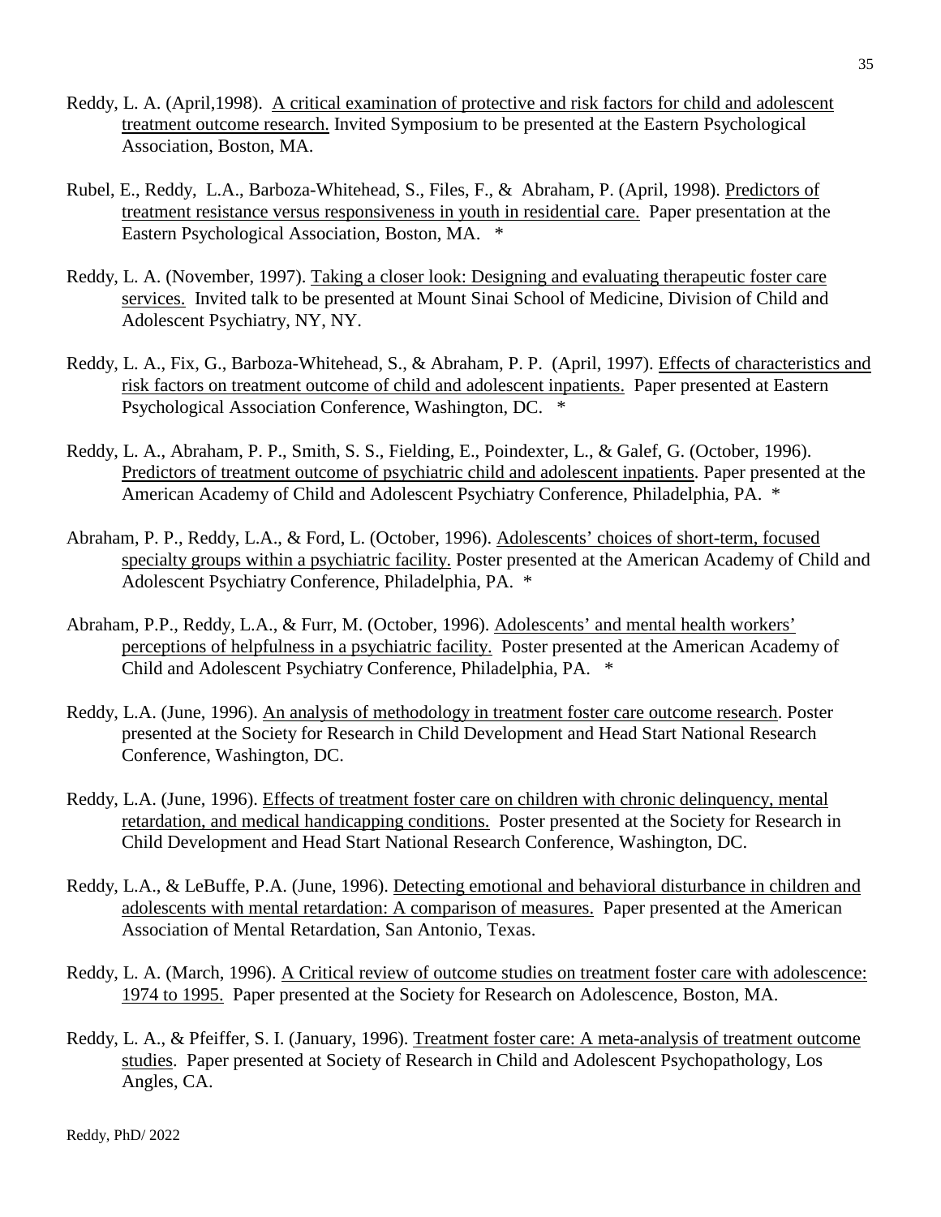Reddy, L. A. (April,1998). A critical examination of protective and risk factors for child and adolescent treatment outcome research. Invited Symposium to be presented at the Eastern Psychological Association, Boston, MA.

Rubel, E., Reddy, L.A., Barboza-Whitehead, S., Files, F., & Abraham, P. (April, 1998). Predictors of treatment resistance versus responsiveness in youth in residential care. Paper presentation at the Eastern Psychological Association, Boston, MA. *

Reddy, L. A. (November, 1997). Taking a closer look: Designing and evaluating therapeutic foster care services. Invited talk to be presented at Mount Sinai School of Medicine, Division of Child and Adolescent Psychiatry, NY, NY.

Reddy, L. A., Fix, G., Barboza-Whitehead, S., & Abraham, P. P. (April, 1997). Effects of characteristics and risk factors on treatment outcome of child and adolescent inpatients. Paper presented at Eastern Psychological Association Conference, Washington, DC. *

Reddy, L. A., Abraham, P. P., Smith, S. S., Fielding, E., Poindexter, L., & Galef, G. (October, 1996). Predictors of treatment outcome of psychiatric child and adolescent inpatients. Paper presented at the American Academy of Child and Adolescent Psychiatry Conference, Philadelphia, PA. *

Abraham, P. P., Reddy, L.A., & Ford, L. (October, 1996). Adolescents' choices of short-term, focused specialty groups within a psychiatric facility. Poster presented at the American Academy of Child and Adolescent Psychiatry Conference, Philadelphia, PA. *

Abraham, P.P., Reddy, L.A., & Furr, M. (October, 1996). Adolescents' and mental health workers' perceptions of helpfulness in a psychiatric facility. Poster presented at the American Academy of Child and Adolescent Psychiatry Conference, Philadelphia, PA. *

Reddy, L.A. (June, 1996). An analysis of methodology in treatment foster care outcome research. Poster presented at the Society for Research in Child Development and Head Start National Research Conference, Washington, DC.

Reddy, L.A. (June, 1996). Effects of treatment foster care on children with chronic delinquency, mental retardation, and medical handicapping conditions. Poster presented at the Society for Research in Child Development and Head Start National Research Conference, Washington, DC.

Reddy, L.A., & LeBuffe, P.A. (June, 1996). Detecting emotional and behavioral disturbance in children and adolescents with mental retardation: A comparison of measures. Paper presented at the American Association of Mental Retardation, San Antonio, Texas.

Reddy, L. A. (March, 1996). A Critical review of outcome studies on treatment foster care with adolescence: 1974 to 1995. Paper presented at the Society for Research on Adolescence, Boston, MA.

Reddy, L. A., & Pfeiffer, S. I. (January, 1996). Treatment foster care: A meta-analysis of treatment outcome studies. Paper presented at Society of Research in Child and Adolescent Psychopathology, Los Angles, CA.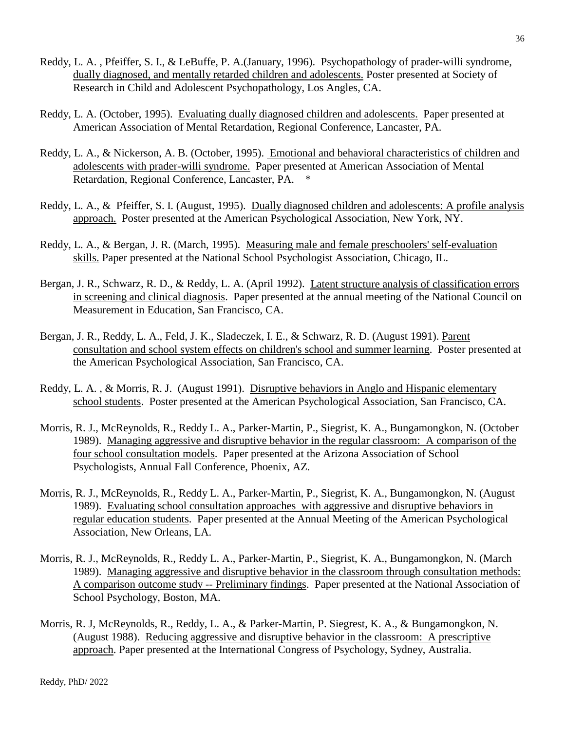Reddy, L. A. , Pfeiffer, S. I., & LeBuffe, P. A.(January, 1996). Psychopathology of prader-willi syndrome, dually diagnosed, and mentally retarded children and adolescents. Poster presented at Society of Research in Child and Adolescent Psychopathology, Los Angles, CA.

Reddy, L. A. (October, 1995). Evaluating dually diagnosed children and adolescents. Paper presented at American Association of Mental Retardation, Regional Conference, Lancaster, PA.

Reddy, L. A., & Nickerson, A. B. (October, 1995). Emotional and behavioral characteristics of children and adolescents with prader-willi syndrome. Paper presented at American Association of Mental Retardation, Regional Conference, Lancaster, PA. *

Reddy, L. A., & Pfeiffer, S. I. (August, 1995). Dually diagnosed children and adolescents: A profile analysis approach. Poster presented at the American Psychological Association, New York, NY.

Reddy, L. A., & Bergan, J. R. (March, 1995). Measuring male and female preschoolers' self-evaluation skills. Paper presented at the National School Psychologist Association, Chicago, IL.

Bergan, J. R., Schwarz, R. D., & Reddy, L. A. (April 1992). Latent structure analysis of classification errors in screening and clinical diagnosis. Paper presented at the annual meeting of the National Council on Measurement in Education, San Francisco, CA.

Bergan, J. R., Reddy, L. A., Feld, J. K., Sladeczek, I. E., & Schwarz, R. D. (August 1991). Parent consultation and school system effects on children's school and summer learning. Poster presented at the American Psychological Association, San Francisco, CA.

Reddy, L. A. , & Morris, R. J. (August 1991). Disruptive behaviors in Anglo and Hispanic elementary school students. Poster presented at the American Psychological Association, San Francisco, CA.

Morris, R. J., McReynolds, R., Reddy L. A., Parker-Martin, P., Siegrist, K. A., Bungamongkon, N. (October 1989). Managing aggressive and disruptive behavior in the regular classroom: A comparison of the four school consultation models. Paper presented at the Arizona Association of School Psychologists, Annual Fall Conference, Phoenix, AZ.

Morris, R. J., McReynolds, R., Reddy L. A., Parker-Martin, P., Siegrist, K. A., Bungamongkon, N. (August 1989). Evaluating school consultation approaches with aggressive and disruptive behaviors in regular education students. Paper presented at the Annual Meeting of the American Psychological Association, New Orleans, LA.

Morris, R. J., McReynolds, R., Reddy L. A., Parker-Martin, P., Siegrist, K. A., Bungamongkon, N. (March 1989). Managing aggressive and disruptive behavior in the classroom through consultation methods: A comparison outcome study -- Preliminary findings. Paper presented at the National Association of School Psychology, Boston, MA.

Morris, R. J, McReynolds, R., Reddy, L. A., & Parker-Martin, P. Siegrest, K. A., & Bungamongkon, N. (August 1988). Reducing aggressive and disruptive behavior in the classroom: A prescriptive approach. Paper presented at the International Congress of Psychology, Sydney, Australia.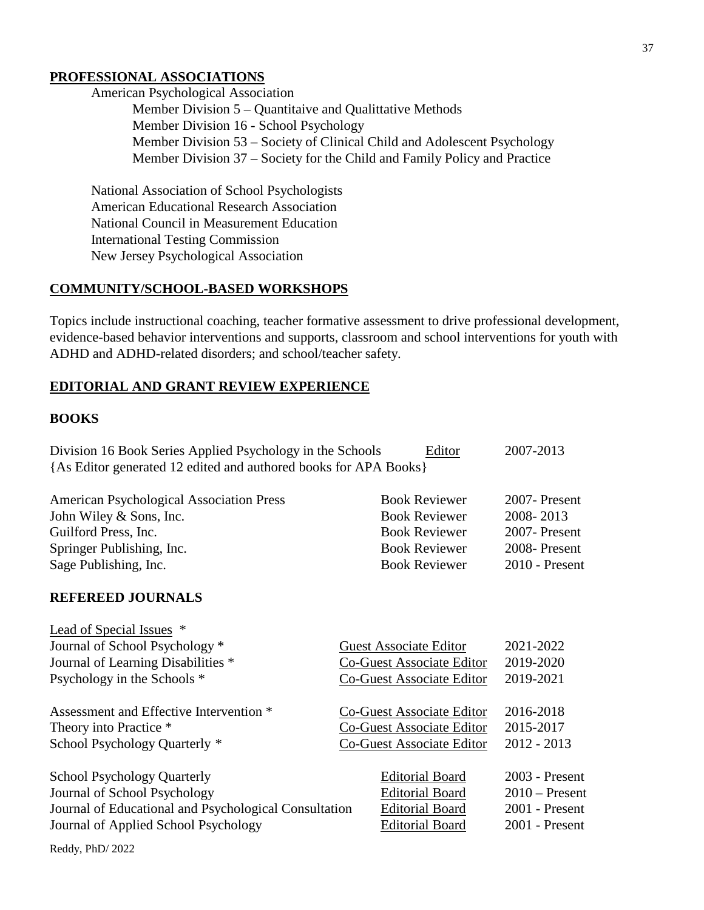## PROFESSIONAL ASSOCIATIONS

American Psychological Association

- Member Division 5 – Quantitaive and Qualittative Methods
- Member Division 16 - School Psychology
- Member Division 53 – Society of Clinical Child and Adolescent Psychology
- Member Division 37 – Society for the Child and Family Policy and Practice

National Association of School Psychologists
American Educational Research Association
National Council in Measurement Education
International Testing Commission
New Jersey Psychological Association

## COMMUNITY/SCHOOL-BASED WORKSHOPS

Topics include instructional coaching, teacher formative assessment to drive professional development, evidence-based behavior interventions and supports, classroom and school interventions for youth with ADHD and ADHD-related disorders; and school/teacher safety.

## EDITORIAL AND GRANT REVIEW EXPERIENCE

### BOOKS

| | | |
|---|---|---|
| Division 16 Book Series Applied Psychology in the Schools {As Editor generated 12 edited and authored books for APA Books} | Editor | 2007-2013 |
| American Psychological Association Press | Book Reviewer | 2007- Present |
| John Wiley & Sons, Inc. | Book Reviewer | 2008- 2013 |
| Guilford Press, Inc. | Book Reviewer | 2007- Present |
| Springer Publishing, Inc. | Book Reviewer | 2008- Present |
| Sage Publishing, Inc. | Book Reviewer | 2010 - Present |

### REFEREED JOURNALS

Lead of Special Issues *

| | | |
|---|---|---|
| Journal of School Psychology * | Guest Associate Editor | 2021-2022 |
| Journal of Learning Disabilities * | Co-Guest Associate Editor | 2019-2020 |
| Psychology in the Schools * | Co-Guest Associate Editor | 2019-2021 |
| Assessment and Effective Intervention * | Co-Guest Associate Editor | 2016-2018 |
| Theory into Practice * | Co-Guest Associate Editor | 2015-2017 |
| School Psychology Quarterly * | Co-Guest Associate Editor | 2012 - 2013 |
| School Psychology Quarterly | Editorial Board | 2003 - Present |
| Journal of School Psychology | Editorial Board | 2010 – Present |
| Journal of Educational and Psychological Consultation | Editorial Board | 2001 - Present |
| Journal of Applied School Psychology | Editorial Board | 2001 - Present |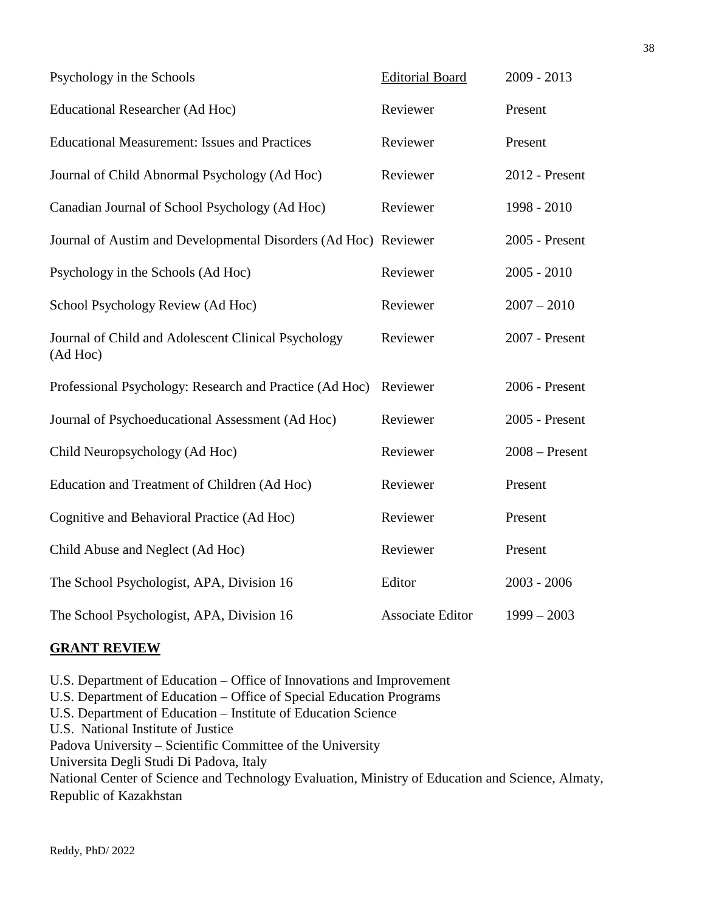| | | |
|---|---|---|
| Psychology in the Schools | Editorial Board | 2009 - 2013 |
| Educational Researcher (Ad Hoc) | Reviewer | Present |
| Educational Measurement: Issues and Practices | Reviewer | Present |
| Journal of Child Abnormal Psychology (Ad Hoc) | Reviewer | 2012 - Present |
| Canadian Journal of School Psychology (Ad Hoc) | Reviewer | 1998 - 2010 |
| Journal of Austim and Developmental Disorders (Ad Hoc) | Reviewer | 2005 - Present |
| Psychology in the Schools (Ad Hoc) | Reviewer | 2005 - 2010 |
| School Psychology Review (Ad Hoc) | Reviewer | 2007 – 2010 |
| Journal of Child and Adolescent Clinical Psychology (Ad Hoc) | Reviewer | 2007 - Present |
| Professional Psychology: Research and Practice (Ad Hoc) | Reviewer | 2006 - Present |
| Journal of Psychoeducational Assessment (Ad Hoc) | Reviewer | 2005 - Present |
| Child Neuropsychology (Ad Hoc) | Reviewer | 2008 – Present |
| Education and Treatment of Children (Ad Hoc) | Reviewer | Present |
| Cognitive and Behavioral Practice (Ad Hoc) | Reviewer | Present |
| Child Abuse and Neglect (Ad Hoc) | Reviewer | Present |
| The School Psychologist, APA, Division 16 | Editor | 2003 - 2006 |
| The School Psychologist, APA, Division 16 | Associate Editor | 1999 – 2003 |

## GRANT REVIEW

U.S. Department of Education – Office of Innovations and Improvement
U.S. Department of Education – Office of Special Education Programs
U.S. Department of Education – Institute of Education Science
U.S. National Institute of Justice
Padova University – Scientific Committee of the University
Universita Degli Studi Di Padova, Italy
National Center of Science and Technology Evaluation, Ministry of Education and Science, Almaty, Republic of Kazakhstan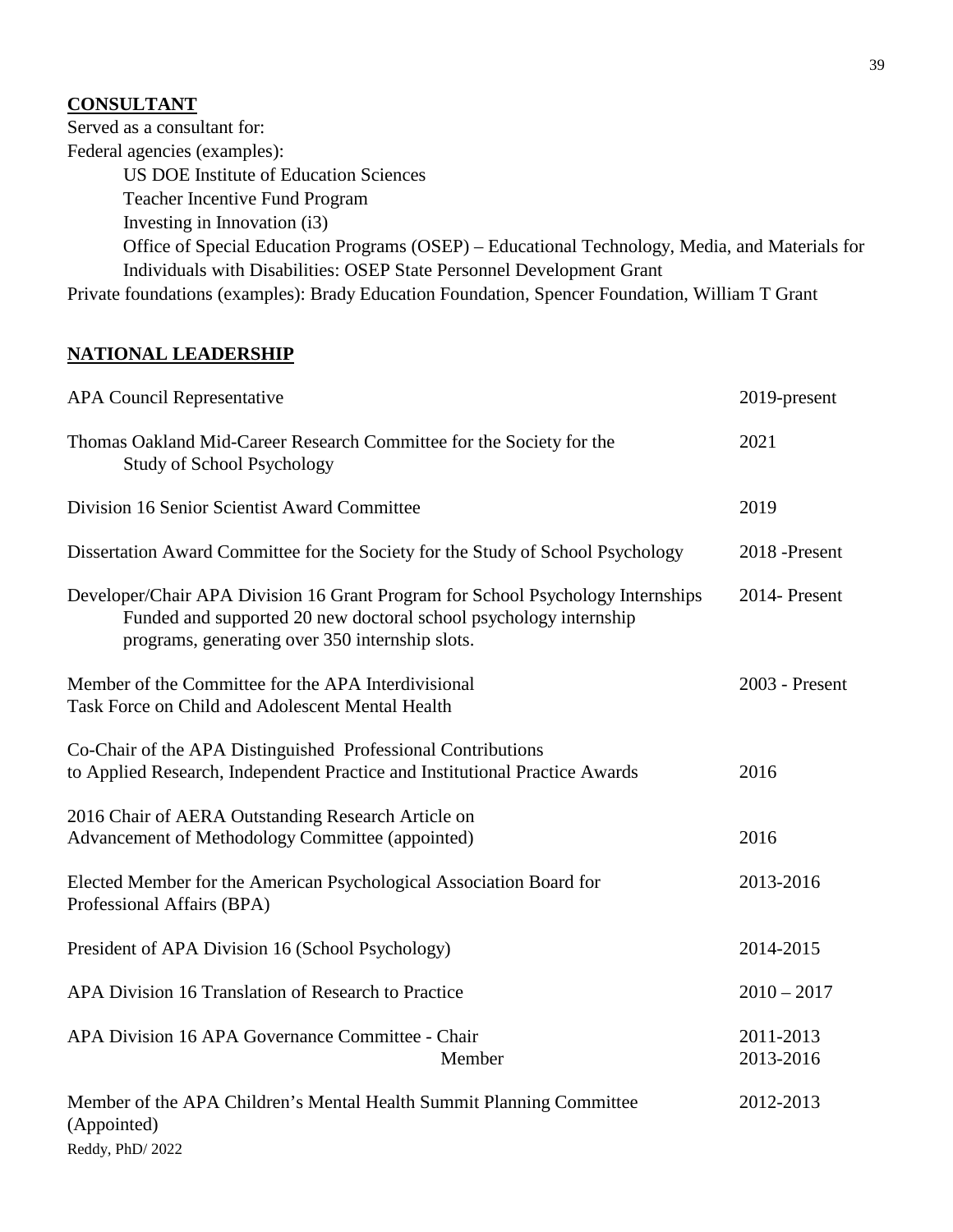**CONSULTANT**

Served as a consultant for:

Federal agencies (examples):

- US DOE Institute of Education Sciences
- Teacher Incentive Fund Program
- Investing in Innovation (i3)
- Office of Special Education Programs (OSEP) – Educational Technology, Media, and Materials for Individuals with Disabilities: OSEP State Personnel Development Grant

Private foundations (examples): Brady Education Foundation, Spencer Foundation, William T Grant

**NATIONAL LEADERSHIP**

| | |
|---|---|
| APA Council Representative | 2019-present |
| Thomas Oakland Mid-Career Research Committee for the Society for the Study of School Psychology | 2021 |
| Division 16 Senior Scientist Award Committee | 2019 |
| Dissertation Award Committee for the Society for the Study of School Psychology | 2018 -Present |
| Developer/Chair APA Division 16 Grant Program for School Psychology Internships<br>Funded and supported 20 new doctoral school psychology internship programs, generating over 350 internship slots. | 2014- Present |
| Member of the Committee for the APA Interdivisional Task Force on Child and Adolescent Mental Health | 2003 - Present |
| Co-Chair of the APA Distinguished Professional Contributions to Applied Research, Independent Practice and Institutional Practice Awards | 2016 |
| 2016 Chair of AERA Outstanding Research Article on Advancement of Methodology Committee (appointed) | 2016 |
| Elected Member for the American Psychological Association Board for Professional Affairs (BPA) | 2013-2016 |
| President of APA Division 16 (School Psychology) | 2014-2015 |
| APA Division 16 Translation of Research to Practice | 2010 – 2017 |
| APA Division 16 APA Governance Committee - Chair | 2011-2013 |
| Member | 2013-2016 |
| Member of the APA Children's Mental Health Summit Planning Committee (Appointed) | 2012-2013 |

Reddy, PhD/ 2022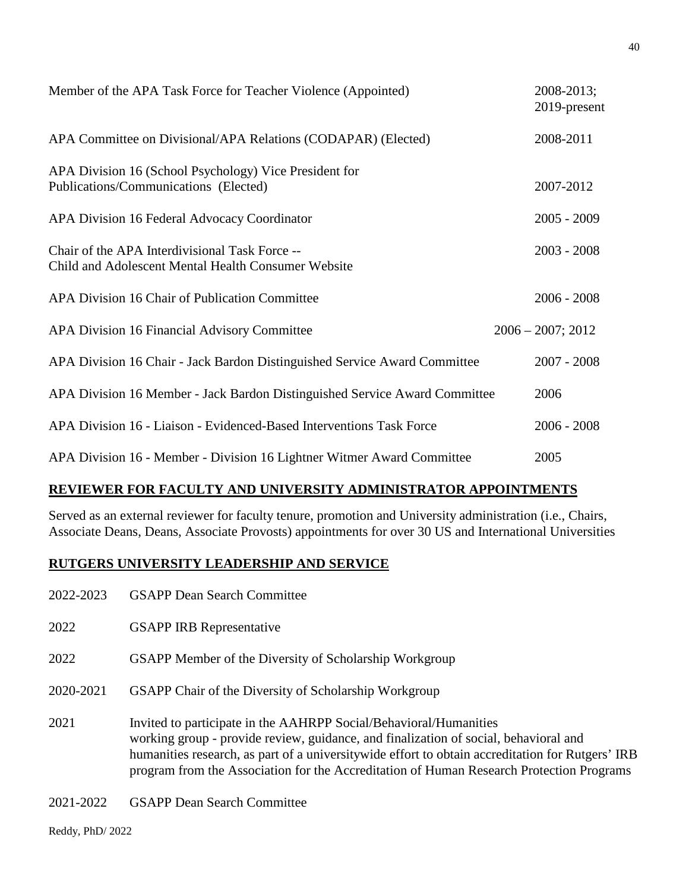| | |
|---|---|
| Member of the APA Task Force for Teacher Violence (Appointed) | 2008-2013; 2019-present |
| APA Committee on Divisional/APA Relations (CODAPAR) (Elected) | 2008-2011 |
| APA Division 16 (School Psychology) Vice President for Publications/Communications (Elected) | 2007-2012 |
| APA Division 16 Federal Advocacy Coordinator | 2005 - 2009 |
| Chair of the APA Interdivisional Task Force -- Child and Adolescent Mental Health Consumer Website | 2003 - 2008 |
| APA Division 16 Chair of Publication Committee | 2006 - 2008 |
| APA Division 16 Financial Advisory Committee | 2006 – 2007; 2012 |
| APA Division 16 Chair - Jack Bardon Distinguished Service Award Committee | 2007 - 2008 |
| APA Division 16 Member - Jack Bardon Distinguished Service Award Committee | 2006 |
| APA Division 16 - Liaison - Evidenced-Based Interventions Task Force | 2006 - 2008 |
| APA Division 16 - Member - Division 16 Lightner Witmer Award Committee | 2005 |

## REVIEWER FOR FACULTY AND UNIVERSITY ADMINISTRATOR APPOINTMENTS

Served as an external reviewer for faculty tenure, promotion and University administration (i.e., Chairs, Associate Deans, Deans, Associate Provosts) appointments for over 30 US and International Universities

## RUTGERS UNIVERSITY LEADERSHIP AND SERVICE

| | |
|---|---|
| 2022-2023 | GSAPP Dean Search Committee |
| 2022 | GSAPP IRB Representative |
| 2022 | GSAPP Member of the Diversity of Scholarship Workgroup |
| 2020-2021 | GSAPP Chair of the Diversity of Scholarship Workgroup |
| 2021 | Invited to participate in the AAHRPP Social/Behavioral/Humanities working group - provide review, guidance, and finalization of social, behavioral and humanities research, as part of a universitywide effort to obtain accreditation for Rutgers' IRB program from the Association for the Accreditation of Human Research Protection Programs |
| 2021-2022 | GSAPP Dean Search Committee |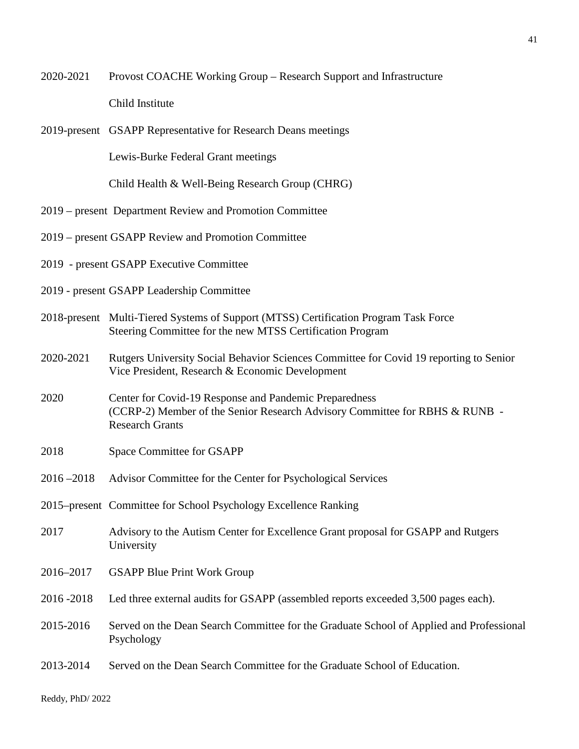2020-2021 Provost COACHE Working Group – Research Support and Infrastructure

Child Institute

2019-present GSAPP Representative for Research Deans meetings

Lewis-Burke Federal Grant meetings

Child Health & Well-Being Research Group (CHRG)

2019 – present Department Review and Promotion Committee

2019 – present GSAPP Review and Promotion Committee

2019 - present GSAPP Executive Committee

2019 - present GSAPP Leadership Committee

2018-present Multi-Tiered Systems of Support (MTSS) Certification Program Task Force
Steering Committee for the new MTSS Certification Program

2020-2021 Rutgers University Social Behavior Sciences Committee for Covid 19 reporting to Senior Vice President, Research & Economic Development

2020 Center for Covid-19 Response and Pandemic Preparedness (CCRP-2) Member of the Senior Research Advisory Committee for RBHS & RUNB - Research Grants

2018 Space Committee for GSAPP

2016 –2018 Advisor Committee for the Center for Psychological Services

2015–present Committee for School Psychology Excellence Ranking

2017 Advisory to the Autism Center for Excellence Grant proposal for GSAPP and Rutgers University

2016–2017 GSAPP Blue Print Work Group

2016 -2018 Led three external audits for GSAPP (assembled reports exceeded 3,500 pages each).

2015-2016 Served on the Dean Search Committee for the Graduate School of Applied and Professional Psychology

2013-2014 Served on the Dean Search Committee for the Graduate School of Education.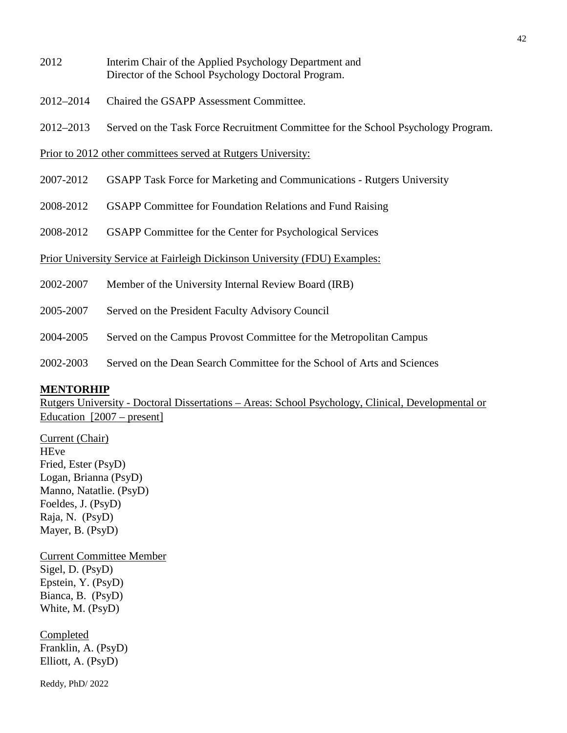2012 Interim Chair of the Applied Psychology Department and Director of the School Psychology Doctoral Program.

2012–2014 Chaired the GSAPP Assessment Committee.

2012–2013 Served on the Task Force Recruitment Committee for the School Psychology Program.

Prior to 2012 other committees served at Rutgers University:

2007-2012 GSAPP Task Force for Marketing and Communications - Rutgers University

2008-2012 GSAPP Committee for Foundation Relations and Fund Raising

2008-2012 GSAPP Committee for the Center for Psychological Services

Prior University Service at Fairleigh Dickinson University (FDU) Examples:

2002-2007 Member of the University Internal Review Board (IRB)

2005-2007 Served on the President Faculty Advisory Council

2004-2005 Served on the Campus Provost Committee for the Metropolitan Campus

2002-2003 Served on the Dean Search Committee for the School of Arts and Sciences

**MENTORHIP**

Rutgers University - Doctoral Dissertations – Areas: School Psychology, Clinical, Developmental or Education [2007 – present]

Current (Chair)
HEve
Fried, Ester (PsyD)
Logan, Brianna (PsyD)
Manno, Natatlie. (PsyD)
Foeldes, J. (PsyD)
Raja, N. (PsyD)
Mayer, B. (PsyD)

Current Committee Member
Sigel, D. (PsyD)
Epstein, Y. (PsyD)
Bianca, B. (PsyD)
White, M. (PsyD)

Completed
Franklin, A. (PsyD)
Elliott, A. (PsyD)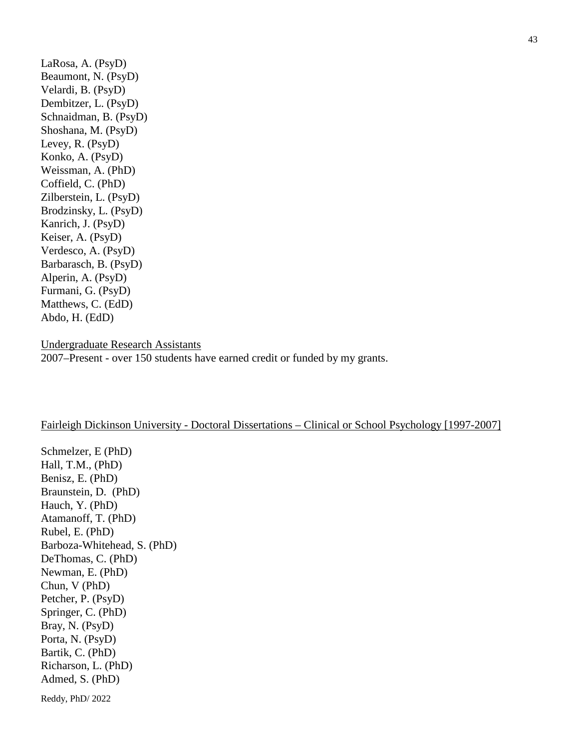LaRosa, A. (PsyD)
Beaumont, N. (PsyD)
Velardi, B. (PsyD)
Dembitzer, L. (PsyD)
Schnaidman, B. (PsyD)
Shoshana, M. (PsyD)
Levey, R. (PsyD)
Konko, A. (PsyD)
Weissman, A. (PhD)
Coffield, C. (PhD)
Zilberstein, L. (PsyD)
Brodzinsky, L. (PsyD)
Kanrich, J. (PsyD)
Keiser, A. (PsyD)
Verdesco, A. (PsyD)
Barbarasch, B. (PsyD)
Alperin, A. (PsyD)
Furmani, G. (PsyD)
Matthews, C. (EdD)
Abdo, H. (EdD)

Undergraduate Research Assistants
2007–Present - over 150 students have earned credit or funded by my grants.

Fairleigh Dickinson University - Doctoral Dissertations – Clinical or School Psychology [1997-2007]

Schmelzer, E (PhD)
Hall, T.M., (PhD)
Benisz, E. (PhD)
Braunstein, D. (PhD)
Hauch, Y. (PhD)
Atamanoff, T. (PhD)
Rubel, E. (PhD)
Barboza-Whitehead, S. (PhD)
DeThomas, C. (PhD)
Newman, E. (PhD)
Chun, V (PhD)
Petcher, P. (PsyD)
Springer, C. (PhD)
Bray, N. (PsyD)
Porta, N. (PsyD)
Bartik, C. (PhD)
Richarson, L. (PhD)
Admed, S. (PhD)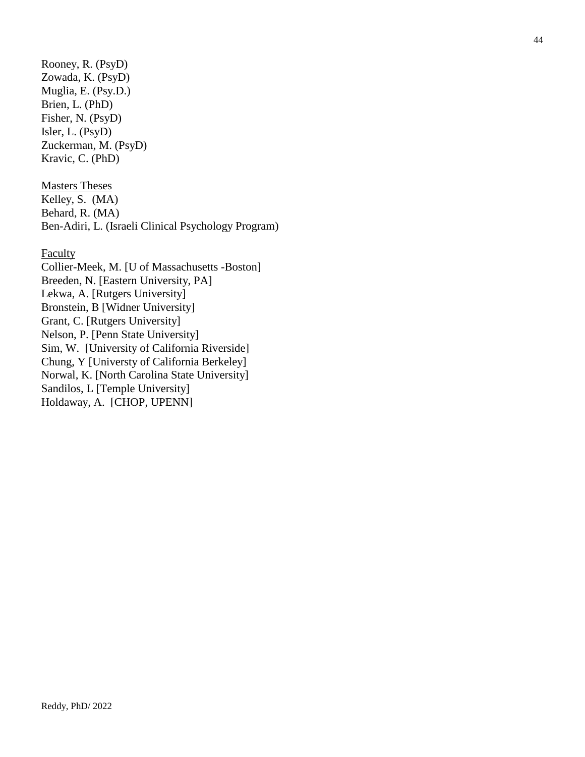Rooney, R. (PsyD)
Zowada, K. (PsyD)
Muglia, E. (Psy.D.)
Brien, L. (PhD)
Fisher, N. (PsyD)
Isler, L. (PsyD)
Zuckerman, M. (PsyD)
Kravic, C. (PhD)

Masters Theses
Kelley, S. (MA)
Behard, R. (MA)
Ben-Adiri, L. (Israeli Clinical Psychology Program)

Faculty
Collier-Meek, M. [U of Massachusetts -Boston]
Breeden, N. [Eastern University, PA]
Lekwa, A. [Rutgers University]
Bronstein, B [Widner University]
Grant, C. [Rutgers University]
Nelson, P. [Penn State University]
Sim, W. [University of California Riverside]
Chung, Y [Universty of California Berkeley]
Norwal, K. [North Carolina State University]
Sandilos, L [Temple University]
Holdaway, A. [CHOP, UPENN]